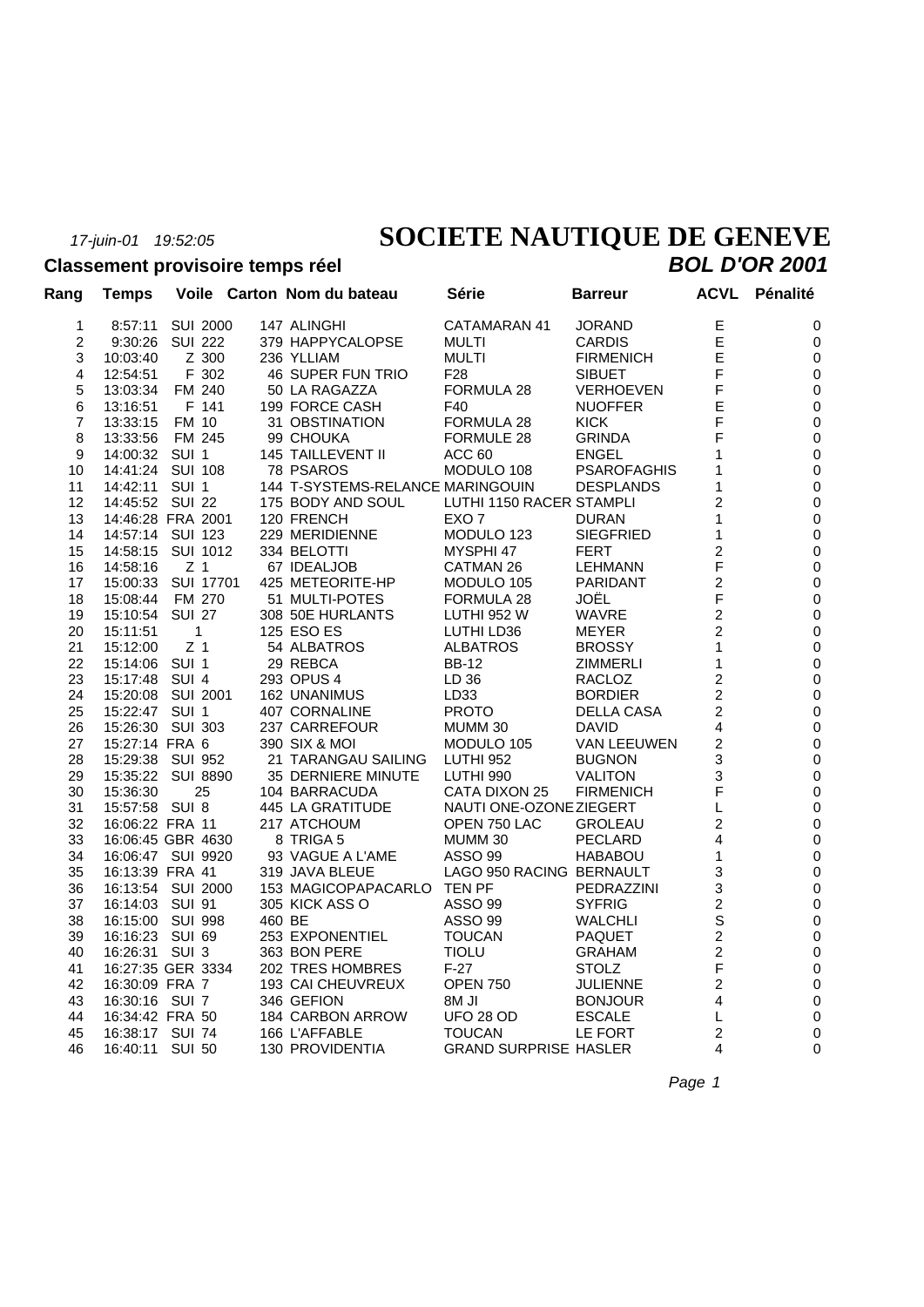17-juin-01 19:52:05

# SOCIETE NAUTIQUE DE GENEVE

## Classement provisoire temps réel

## *BOL D'OR 2001*

| Rang | Temps | Voile | Carton | Nom du bateau | Série | Barreur | ACVL | Pénalité |
|---|---|---|---|---|---|---|---|---|
| 1 | 8:57:11 | SUI 2000 | 147 | ALINGHI | CATAMARAN 41 | JORAND | E | 0 |
| 2 | 9:30:26 | SUI 222 | 379 | HAPPYCALOPSE | MULTI | CARDIS | E | 0 |
| 3 | 10:03:40 | Z 300 | 236 | YLLIAM | MULTI | FIRMENICH | E | 0 |
| 4 | 12:54:51 | F 302 | 46 | SUPER FUN TRIO | F28 | SIBUET | F | 0 |
| 5 | 13:03:34 | FM 240 | 50 | LA RAGAZZA | FORMULA 28 | VERHOEVEN | F | 0 |
| 6 | 13:16:51 | F 141 | 199 | FORCE CASH | F40 | NUOFFER | E | 0 |
| 7 | 13:33:15 | FM 10 | 31 | OBSTINATION | FORMULA 28 | KICK | F | 0 |
| 8 | 13:33:56 | FM 245 | 99 | CHOUKA | FORMULE 28 | GRINDA | F | 0 |
| 9 | 14:00:32 | SUI 1 | 145 | TAILLEVENT II | ACC 60 | ENGEL | 1 | 0 |
| 10 | 14:41:24 | SUI 108 | 78 | PSAROS | MODULO 108 | PSAROFAGHIS | 1 | 0 |
| 11 | 14:42:11 | SUI 1 | 144 | T-SYSTEMS-RELANCE | MARINGOUIN | DESPLANDS | 1 | 0 |
| 12 | 14:45:52 | SUI 22 | 175 | BODY AND SOUL | LUTHI 1150 RACER | STAMPLI | 2 | 0 |
| 13 | 14:46:28 | FRA 2001 | 120 | FRENCH | EXO 7 | DURAN | 1 | 0 |
| 14 | 14:57:14 | SUI 123 | 229 | MERIDIENNE | MODULO 123 | SIEGFRIED | 1 | 0 |
| 15 | 14:58:15 | SUI 1012 | 334 | BELOTTI | MYSPHI 47 | FERT | 2 | 0 |
| 16 | 14:58:16 | Z 1 | 67 | IDEALJOB | CATMAN 26 | LEHMANN | F | 0 |
| 17 | 15:00:33 | SUI 17701 | 425 | METEORITE-HP | MODULO 105 | PARIDANT | 2 | 0 |
| 18 | 15:08:44 | FM 270 | 51 | MULTI-POTES | FORMULA 28 | JOËL | F | 0 |
| 19 | 15:10:54 | SUI 27 | 308 | 50E HURLANTS | LUTHI 952 W | WAVRE | 2 | 0 |
| 20 | 15:11:51 | 1 | 125 | ESO ES | LUTHI LD36 | MEYER | 2 | 0 |
| 21 | 15:12:00 | Z 1 | 54 | ALBATROS | ALBATROS | BROSSY | 1 | 0 |
| 22 | 15:14:06 | SUI 1 | 29 | REBCA | BB-12 | ZIMMERLI | 1 | 0 |
| 23 | 15:17:48 | SUI 4 | 293 | OPUS 4 | LD 36 | RACLOZ | 2 | 0 |
| 24 | 15:20:08 | SUI 2001 | 162 | UNANIMUS | LD33 | BORDIER | 2 | 0 |
| 25 | 15:22:47 | SUI 1 | 407 | CORNALINE | PROTO | DELLA CASA | 2 | 0 |
| 26 | 15:26:30 | SUI 303 | 237 | CARREFOUR | MUMM 30 | DAVID | 4 | 0 |
| 27 | 15:27:14 | FRA 6 | 390 | SIX & MOI | MODULO 105 | VAN LEEUWEN | 2 | 0 |
| 28 | 15:29:38 | SUI 952 | 21 | TARANGAU SAILING | LUTHI 952 | BUGNON | 3 | 0 |
| 29 | 15:35:22 | SUI 8890 | 35 | DERNIERE MINUTE | LUTHI 990 | VALITON | 3 | 0 |
| 30 | 15:36:30 | 25 | 104 | BARRACUDA | CATA DIXON 25 | FIRMENICH | F | 0 |
| 31 | 15:57:58 | SUI 8 | 445 | LA GRATITUDE | NAUTI ONE-OZONE | ZIEGERT | L | 0 |
| 32 | 16:06:22 | FRA 11 | 217 | ATCHOUM | OPEN 750 LAC | GROLEAU | 2 | 0 |
| 33 | 16:06:45 | GBR 4630 | 8 | TRIGA 5 | MUMM 30 | PECLARD | 4 | 0 |
| 34 | 16:06:47 | SUI 9920 | 93 | VAGUE A L'AME | ASSO 99 | HABABOU | 1 | 0 |
| 35 | 16:13:39 | FRA 41 | 319 | JAVA BLEUE | LAGO 950 RACING | BERNAULT | 3 | 0 |
| 36 | 16:13:54 | SUI 2000 | 153 | MAGICOPAPACARLO | TEN PF | PEDRAZZINI | 3 | 0 |
| 37 | 16:14:03 | SUI 91 | 305 | KICK ASS O | ASSO 99 | SYFRIG | 2 | 0 |
| 38 | 16:15:00 | SUI 998 | 460 | BE | ASSO 99 | WALCHLI | S | 0 |
| 39 | 16:16:23 | SUI 69 | 253 | EXPONENTIEL | TOUCAN | PAQUET | 2 | 0 |
| 40 | 16:26:31 | SUI 3 | 363 | BON PERE | TIOLU | GRAHAM | 2 | 0 |
| 41 | 16:27:35 | GER 3334 | 202 | TRES HOMBRES | F-27 | STOLZ | F | 0 |
| 42 | 16:30:09 | FRA 7 | 193 | CAI CHEUVREUX | OPEN 750 | JULIENNE | 2 | 0 |
| 43 | 16:30:16 | SUI 7 | 346 | GEFION | 8M JI | BONJOUR | 4 | 0 |
| 44 | 16:34:42 | FRA 50 | 184 | CARBON ARROW | UFO 28 OD | ESCALE | L | 0 |
| 45 | 16:38:17 | SUI 74 | 166 | L'AFFABLE | TOUCAN | LE FORT | 2 | 0 |
| 46 | 16:40:11 | SUI 50 | 130 | PROVIDENTIA | GRAND SURPRISE | HASLER | 4 | 0 |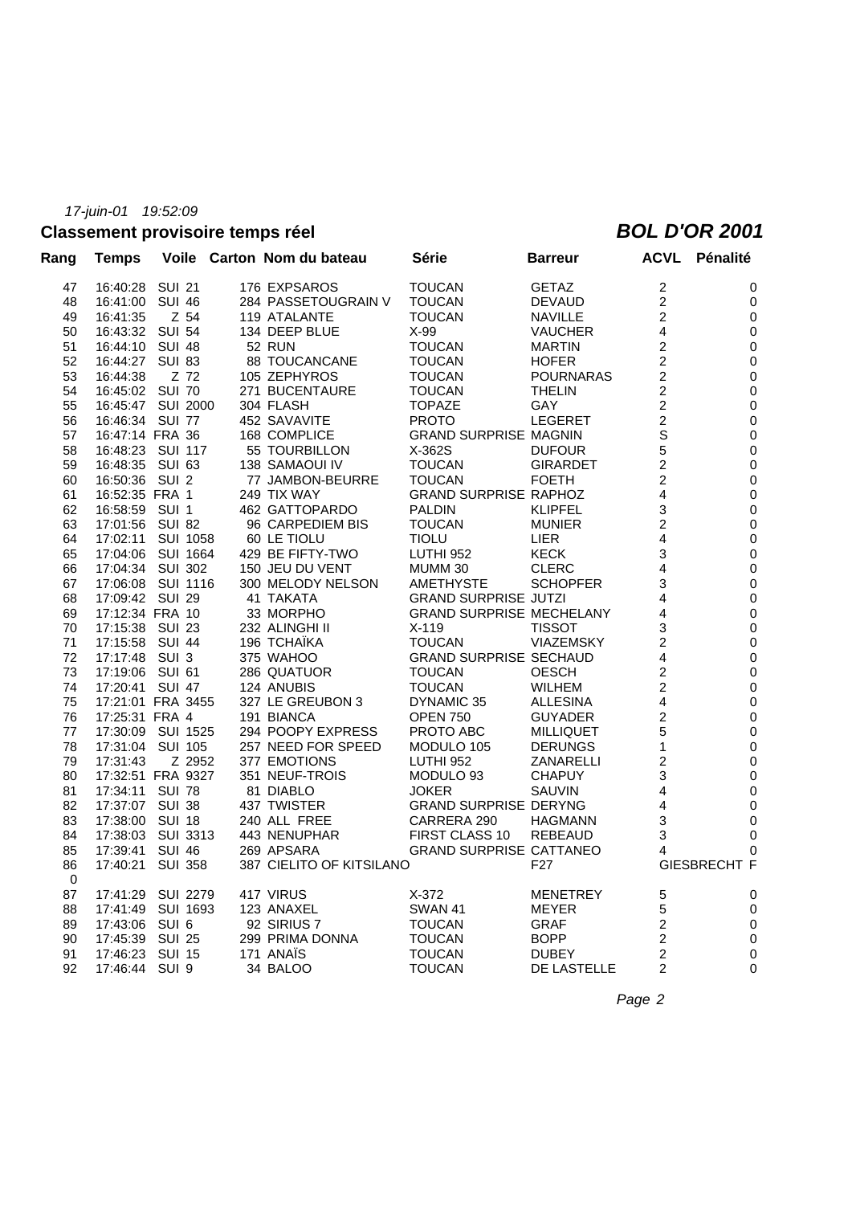*17-juin-01 19:52:09*

## Classement provisoire temps réel

## *BOL D'OR 2001*

| Rang | Temps | Voile | Carton | Nom du bateau | Série | Barreur | ACVL | Pénalité |
|---|---|---|---|---|---|---|---|---|
| 47 | 16:40:28 | SUI 21 | 176 | EXPSAROS | TOUCAN | GETAZ | 2 | 0 |
| 48 | 16:41:00 | SUI 46 | 284 | PASSETOUGRAIN V | TOUCAN | DEVAUD | 2 | 0 |
| 49 | 16:41:35 | Z 54 | 119 | ATALANTE | TOUCAN | NAVILLE | 2 | 0 |
| 50 | 16:43:32 | SUI 54 | 134 | DEEP BLUE | X-99 | VAUCHER | 4 | 0 |
| 51 | 16:44:10 | SUI 48 | 52 | RUN | TOUCAN | MARTIN | 2 | 0 |
| 52 | 16:44:27 | SUI 83 | 88 | TOUCANCANE | TOUCAN | HOFER | 2 | 0 |
| 53 | 16:44:38 | Z 72 | 105 | ZEPHYROS | TOUCAN | POURNARAS | 2 | 0 |
| 54 | 16:45:02 | SUI 70 | 271 | BUCENTAURE | TOUCAN | THELIN | 2 | 0 |
| 55 | 16:45:47 | SUI 2000 | 304 | FLASH | TOPAZE | GAY | 2 | 0 |
| 56 | 16:46:34 | SUI 77 | 452 | SAVAVITE | PROTO | LEGERET | 2 | 0 |
| 57 | 16:47:14 | FRA 36 | 168 | COMPLICE | GRAND SURPRISE | MAGNIN | S | 0 |
| 58 | 16:48:23 | SUI 117 | 55 | TOURBILLON | X-362S | DUFOUR | 5 | 0 |
| 59 | 16:48:35 | SUI 63 | 138 | SAMAOUI IV | TOUCAN | GIRARDET | 2 | 0 |
| 60 | 16:50:36 | SUI 2 | 77 | JAMBON-BEURRE | TOUCAN | FOETH | 2 | 0 |
| 61 | 16:52:35 | FRA 1 | 249 | TIX WAY | GRAND SURPRISE | RAPHOZ | 4 | 0 |
| 62 | 16:58:59 | SUI 1 | 462 | GATTOPARDO | PALDIN | KLIPFEL | 3 | 0 |
| 63 | 17:01:56 | SUI 82 | 96 | CARPEDIEM BIS | TOUCAN | MUNIER | 2 | 0 |
| 64 | 17:02:11 | SUI 1058 | 60 | LE TIOLU | TIOLU | LIER | 4 | 0 |
| 65 | 17:04:06 | SUI 1664 | 429 | BE FIFTY-TWO | LUTHI 952 | KECK | 3 | 0 |
| 66 | 17:04:34 | SUI 302 | 150 | JEU DU VENT | MUMM 30 | CLERC | 4 | 0 |
| 67 | 17:06:08 | SUI 1116 | 300 | MELODY NELSON | AMETHYSTE | SCHOPFER | 3 | 0 |
| 68 | 17:09:42 | SUI 29 | 41 | TAKATA | GRAND SURPRISE | JUTZI | 4 | 0 |
| 69 | 17:12:34 | FRA 10 | 33 | MORPHO | GRAND SURPRISE | MECHELANY | 4 | 0 |
| 70 | 17:15:38 | SUI 23 | 232 | ALINGHI II | X-119 | TISSOT | 3 | 0 |
| 71 | 17:15:58 | SUI 44 | 196 | TCHAÏKA | TOUCAN | VIAZEMSKY | 2 | 0 |
| 72 | 17:17:48 | SUI 3 | 375 | WAHOO | GRAND SURPRISE | SECHAUD | 4 | 0 |
| 73 | 17:19:06 | SUI 61 | 286 | QUATUOR | TOUCAN | OESCH | 2 | 0 |
| 74 | 17:20:41 | SUI 47 | 124 | ANUBIS | TOUCAN | WILHEM | 2 | 0 |
| 75 | 17:21:01 | FRA 3455 | 327 | LE GREUBON 3 | DYNAMIC 35 | ALLESINA | 4 | 0 |
| 76 | 17:25:31 | FRA 4 | 191 | BIANCA | OPEN 750 | GUYADER | 2 | 0 |
| 77 | 17:30:09 | SUI 1525 | 294 | POOPY EXPRESS | PROTO ABC | MILLIQUET | 5 | 0 |
| 78 | 17:31:04 | SUI 105 | 257 | NEED FOR SPEED | MODULO 105 | DERUNGS | 1 | 0 |
| 79 | 17:31:43 | Z 2952 | 377 | EMOTIONS | LUTHI 952 | ZANARELLI | 2 | 0 |
| 80 | 17:32:51 | FRA 9327 | 351 | NEUF-TROIS | MODULO 93 | CHAPUY | 3 | 0 |
| 81 | 17:34:11 | SUI 78 | 81 | DIABLO | JOKER | SAUVIN | 4 | 0 |
| 82 | 17:37:07 | SUI 38 | 437 | TWISTER | GRAND SURPRISE | DERYNG | 4 | 0 |
| 83 | 17:38:00 | SUI 18 | 240 | ALL FREE | CARRERA 290 | HAGMANN | 3 | 0 |
| 84 | 17:38:03 | SUI 3313 | 443 | NENUPHAR | FIRST CLASS 10 | REBEAUD | 3 | 0 |
| 85 | 17:39:41 | SUI 46 | 269 | APSARA | GRAND SURPRISE | CATTANEO | 4 | 0 |
| 86 | 17:40:21 | SUI 358 | 387 | CIELITO OF KITSILANO | | F27 | GIESBRECHT F | |
| 0 | | | | | | | | |
| 87 | 17:41:29 | SUI 2279 | 417 | VIRUS | X-372 | MENETREY | 5 | 0 |
| 88 | 17:41:49 | SUI 1693 | 123 | ANAXEL | SWAN 41 | MEYER | 5 | 0 |
| 89 | 17:43:06 | SUI 6 | 92 | SIRIUS 7 | TOUCAN | GRAF | 2 | 0 |
| 90 | 17:45:39 | SUI 25 | 299 | PRIMA DONNA | TOUCAN | BOPP | 2 | 0 |
| 91 | 17:46:23 | SUI 15 | 171 | ANAÏS | TOUCAN | DUBEY | 2 | 0 |
| 92 | 17:46:44 | SUI 9 | 34 | BALOO | TOUCAN | DE LASTELLE | 2 | 0 |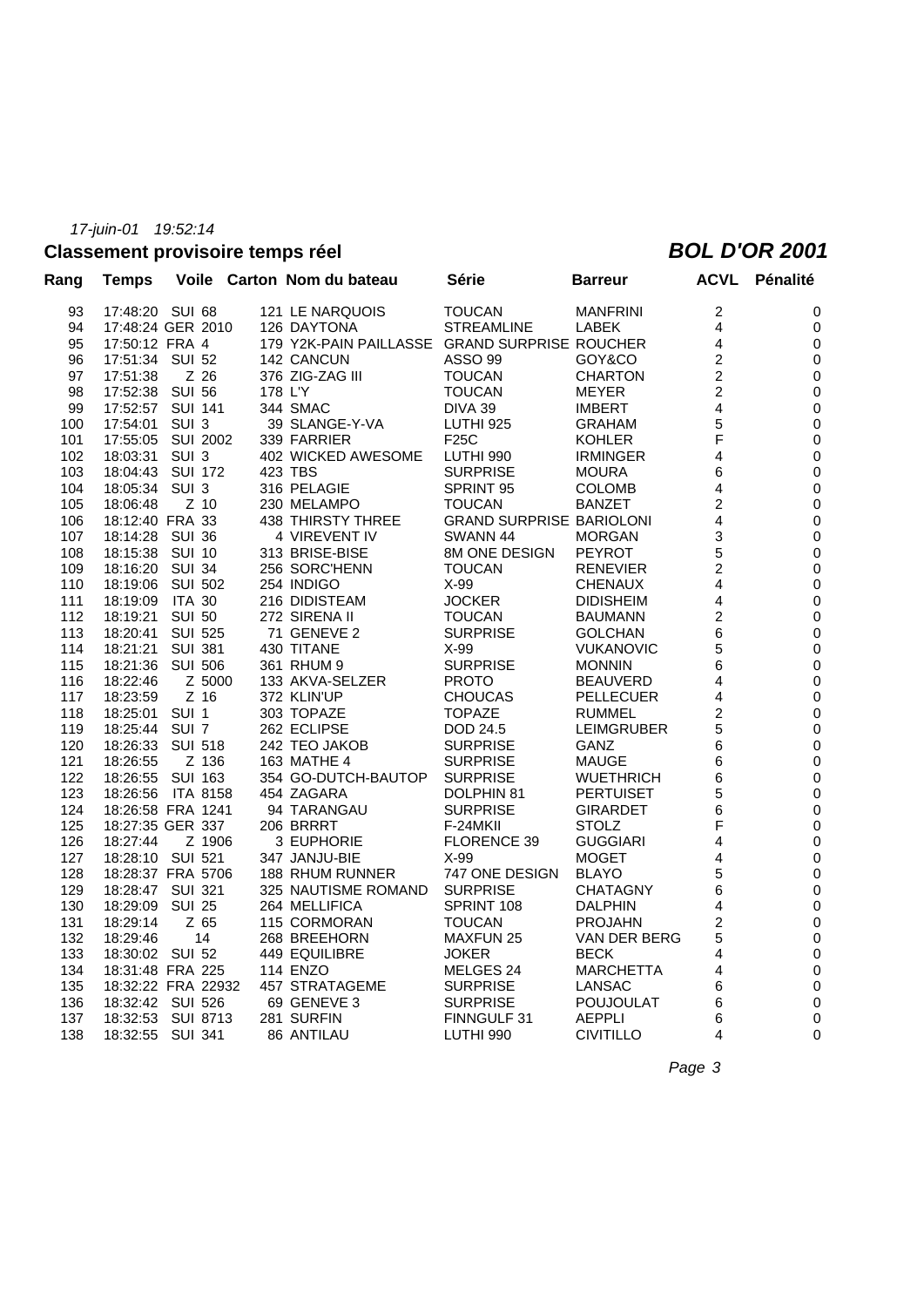*17-juin-01 19:52:14*

## Classement provisoire temps réel

## *BOL D'OR 2001*

| Rang | Temps | Voile | Carton | Nom du bateau | Série | Barreur | ACVL | Pénalité |
|---|---|---|---|---|---|---|---|---|
| 93 | 17:48:20 | SUI 68 | 121 | LE NARQUOIS | TOUCAN | MANFRINI | 2 | 0 |
| 94 | 17:48:24 | GER 2010 | 126 | DAYTONA | STREAMLINE | LABEK | 4 | 0 |
| 95 | 17:50:12 | FRA 4 | 179 | Y2K-PAIN PAILLASSE | GRAND SURPRISE | ROUCHER | 4 | 0 |
| 96 | 17:51:34 | SUI 52 | 142 | CANCUN | ASSO 99 | GOY&CO | 2 | 0 |
| 97 | 17:51:38 | Z 26 | 376 | ZIG-ZAG III | TOUCAN | CHARTON | 2 | 0 |
| 98 | 17:52:38 | SUI 56 | 178 | L'Y | TOUCAN | MEYER | 2 | 0 |
| 99 | 17:52:57 | SUI 141 | 344 | SMAC | DIVA 39 | IMBERT | 4 | 0 |
| 100 | 17:54:01 | SUI 3 | 39 | SLANGE-Y-VA | LUTHI 925 | GRAHAM | 5 | 0 |
| 101 | 17:55:05 | SUI 2002 | 339 | FARRIER | F25C | KOHLER | F | 0 |
| 102 | 18:03:31 | SUI 3 | 402 | WICKED AWESOME | LUTHI 990 | IRMINGER | 4 | 0 |
| 103 | 18:04:43 | SUI 172 | 423 | TBS | SURPRISE | MOURA | 6 | 0 |
| 104 | 18:05:34 | SUI 3 | 316 | PELAGIE | SPRINT 95 | COLOMB | 4 | 0 |
| 105 | 18:06:48 | Z 10 | 230 | MELAMPO | TOUCAN | BANZET | 2 | 0 |
| 106 | 18:12:40 | FRA 33 | 438 | THIRSTY THREE | GRAND SURPRISE | BARIOLONI | 4 | 0 |
| 107 | 18:14:28 | SUI 36 | 4 | VIREVENT IV | SWANN 44 | MORGAN | 3 | 0 |
| 108 | 18:15:38 | SUI 10 | 313 | BRISE-BISE | 8M ONE DESIGN | PEYROT | 5 | 0 |
| 109 | 18:16:20 | SUI 34 | 256 | SORC'HENN | TOUCAN | RENEVIER | 2 | 0 |
| 110 | 18:19:06 | SUI 502 | 254 | INDIGO | X-99 | CHENAUX | 4 | 0 |
| 111 | 18:19:09 | ITA 30 | 216 | DIDISTEAM | JOCKER | DIDISHEIM | 4 | 0 |
| 112 | 18:19:21 | SUI 50 | 272 | SIRENA II | TOUCAN | BAUMANN | 2 | 0 |
| 113 | 18:20:41 | SUI 525 | 71 | GENEVE 2 | SURPRISE | GOLCHAN | 6 | 0 |
| 114 | 18:21:21 | SUI 381 | 430 | TITANE | X-99 | VUKANOVIC | 5 | 0 |
| 115 | 18:21:36 | SUI 506 | 361 | RHUM 9 | SURPRISE | MONNIN | 6 | 0 |
| 116 | 18:22:46 | Z 5000 | 133 | AKVA-SELZER | PROTO | BEAUVERD | 4 | 0 |
| 117 | 18:23:59 | Z 16 | 372 | KLIN'UP | CHOUCAS | PELLECUER | 4 | 0 |
| 118 | 18:25:01 | SUI 1 | 303 | TOPAZE | TOPAZE | RUMMEL | 2 | 0 |
| 119 | 18:25:44 | SUI 7 | 262 | ECLIPSE | DOD 24.5 | LEIMGRUBER | 5 | 0 |
| 120 | 18:26:33 | SUI 518 | 242 | TEO JAKOB | SURPRISE | GANZ | 6 | 0 |
| 121 | 18:26:55 | Z 136 | 163 | MATHE 4 | SURPRISE | MAUGE | 6 | 0 |
| 122 | 18:26:55 | SUI 163 | 354 | GO-DUTCH-BAUTOP | SURPRISE | WUETHRICH | 6 | 0 |
| 123 | 18:26:56 | ITA 8158 | 454 | ZAGARA | DOLPHIN 81 | PERTUISET | 5 | 0 |
| 124 | 18:26:58 | FRA 1241 | 94 | TARANGAU | SURPRISE | GIRARDET | 6 | 0 |
| 125 | 18:27:35 | GER 337 | 206 | BRRRT | F-24MKII | STOLZ | F | 0 |
| 126 | 18:27:44 | Z 1906 | 3 | EUPHORIE | FLORENCE 39 | GUGGIARI | 4 | 0 |
| 127 | 18:28:10 | SUI 521 | 347 | JANJU-BIE | X-99 | MOGET | 4 | 0 |
| 128 | 18:28:37 | FRA 5706 | 188 | RHUM RUNNER | 747 ONE DESIGN | BLAYO | 5 | 0 |
| 129 | 18:28:47 | SUI 321 | 325 | NAUTISME ROMAND | SURPRISE | CHATAGNY | 6 | 0 |
| 130 | 18:29:09 | SUI 25 | 264 | MELLIFICA | SPRINT 108 | DALPHIN | 4 | 0 |
| 131 | 18:29:14 | Z 65 | 115 | CORMORAN | TOUCAN | PROJAHN | 2 | 0 |
| 132 | 18:29:46 | 14 | 268 | BREEHORN | MAXFUN 25 | VAN DER BERG | 5 | 0 |
| 133 | 18:30:02 | SUI 52 | 449 | EQUILIBRE | JOKER | BECK | 4 | 0 |
| 134 | 18:31:48 | FRA 225 | 114 | ENZO | MELGES 24 | MARCHETTA | 4 | 0 |
| 135 | 18:32:22 | FRA 22932 | 457 | STRATAGEME | SURPRISE | LANSAC | 6 | 0 |
| 136 | 18:32:42 | SUI 526 | 69 | GENEVE 3 | SURPRISE | POUJOULAT | 6 | 0 |
| 137 | 18:32:53 | SUI 8713 | 281 | SURFIN | FINNGULF 31 | AEPPLI | 6 | 0 |
| 138 | 18:32:55 | SUI 341 | 86 | ANTILAU | LUTHI 990 | CIVITILLO | 4 | 0 |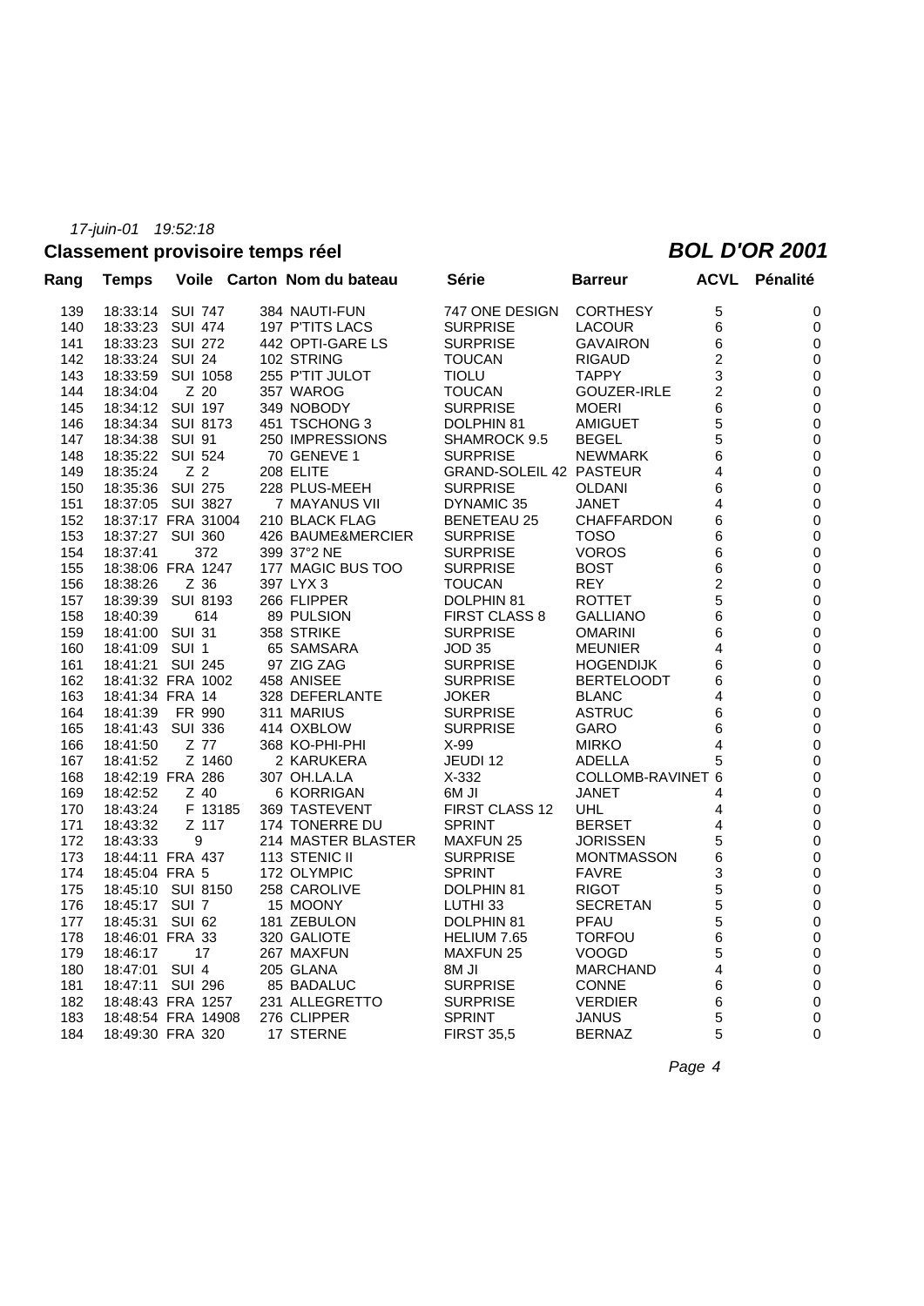*17-juin-01 19:52:18*

**Classement provisoire temps réel** ***BOL D'OR 2001***

| Rang | Temps | Voile | Carton | Nom du bateau | Série | Barreur | ACVL | Pénalité |
|---|---|---|---|---|---|---|---|---|
| 139 | 18:33:14 | SUI 747 | 384 | NAUTI-FUN | 747 ONE DESIGN | CORTHESY | 5 | 0 |
| 140 | 18:33:23 | SUI 474 | 197 | P'TITS LACS | SURPRISE | LACOUR | 6 | 0 |
| 141 | 18:33:23 | SUI 272 | 442 | OPTI-GARE LS | SURPRISE | GAVAIRON | 6 | 0 |
| 142 | 18:33:24 | SUI 24 | 102 | STRING | TOUCAN | RIGAUD | 2 | 0 |
| 143 | 18:33:59 | SUI 1058 | 255 | P'TIT JULOT | TIOLU | TAPPY | 3 | 0 |
| 144 | 18:34:04 | Z 20 | 357 | WAROG | TOUCAN | GOUZER-IRLE | 2 | 0 |
| 145 | 18:34:12 | SUI 197 | 349 | NOBODY | SURPRISE | MOERI | 6 | 0 |
| 146 | 18:34:34 | SUI 8173 | 451 | TSCHONG 3 | DOLPHIN 81 | AMIGUET | 5 | 0 |
| 147 | 18:34:38 | SUI 91 | 250 | IMPRESSIONS | SHAMROCK 9.5 | BEGEL | 5 | 0 |
| 148 | 18:35:22 | SUI 524 | 70 | GENEVE 1 | SURPRISE | NEWMARK | 6 | 0 |
| 149 | 18:35:24 | Z 2 | 208 | ELITE | GRAND-SOLEIL 42 | PASTEUR | 4 | 0 |
| 150 | 18:35:36 | SUI 275 | 228 | PLUS-MEEH | SURPRISE | OLDANI | 6 | 0 |
| 151 | 18:37:05 | SUI 3827 | 7 | MAYANUS VII | DYNAMIC 35 | JANET | 4 | 0 |
| 152 | 18:37:17 | FRA 31004 | 210 | BLACK FLAG | BENETEAU 25 | CHAFFARDON | 6 | 0 |
| 153 | 18:37:27 | SUI 360 | 426 | BAUME&MERCIER | SURPRISE | TOSO | 6 | 0 |
| 154 | 18:37:41 | 372 | 399 | 37°2 NE | SURPRISE | VOROS | 6 | 0 |
| 155 | 18:38:06 | FRA 1247 | 177 | MAGIC BUS TOO | SURPRISE | BOST | 6 | 0 |
| 156 | 18:38:26 | Z 36 | 397 | LYX 3 | TOUCAN | REY | 2 | 0 |
| 157 | 18:39:39 | SUI 8193 | 266 | FLIPPER | DOLPHIN 81 | ROTTET | 5 | 0 |
| 158 | 18:40:39 | 614 | 89 | PULSION | FIRST CLASS 8 | GALLIANO | 6 | 0 |
| 159 | 18:41:00 | SUI 31 | 358 | STRIKE | SURPRISE | OMARINI | 6 | 0 |
| 160 | 18:41:09 | SUI 1 | 65 | SAMSARA | JOD 35 | MEUNIER | 4 | 0 |
| 161 | 18:41:21 | SUI 245 | 97 | ZIG ZAG | SURPRISE | HOGENDIJK | 6 | 0 |
| 162 | 18:41:32 | FRA 1002 | 458 | ANISEE | SURPRISE | BERTELOODT | 6 | 0 |
| 163 | 18:41:34 | FRA 14 | 328 | DEFERLANTE | JOKER | BLANC | 4 | 0 |
| 164 | 18:41:39 | FR 990 | 311 | MARIUS | SURPRISE | ASTRUC | 6 | 0 |
| 165 | 18:41:43 | SUI 336 | 414 | OXBLOW | SURPRISE | GARO | 6 | 0 |
| 166 | 18:41:50 | Z 77 | 368 | KO-PHI-PHI | X-99 | MIRKO | 4 | 0 |
| 167 | 18:41:52 | Z 1460 | 2 | KARUKERA | JEUDI 12 | ADELLA | 5 | 0 |
| 168 | 18:42:19 | FRA 286 | 307 | OH.LA.LA | X-332 | COLLOMB-RAVINET | 6 | 0 |
| 169 | 18:42:52 | Z 40 | 6 | KORRIGAN | 6M JI | JANET | 4 | 0 |
| 170 | 18:43:24 | F 13185 | 369 | TASTEVENT | FIRST CLASS 12 | UHL | 4 | 0 |
| 171 | 18:43:32 | Z 117 | 174 | TONERRE DU | SPRINT | BERSET | 4 | 0 |
| 172 | 18:43:33 | 9 | 214 | MASTER BLASTER | MAXFUN 25 | JORISSEN | 5 | 0 |
| 173 | 18:44:11 | FRA 437 | 113 | STENIC II | SURPRISE | MONTMASSON | 6 | 0 |
| 174 | 18:45:04 | FRA 5 | 172 | OLYMPIC | SPRINT | FAVRE | 3 | 0 |
| 175 | 18:45:10 | SUI 8150 | 258 | CAROLIVE | DOLPHIN 81 | RIGOT | 5 | 0 |
| 176 | 18:45:17 | SUI 7 | 15 | MOONY | LUTHI 33 | SECRETAN | 5 | 0 |
| 177 | 18:45:31 | SUI 62 | 181 | ZEBULON | DOLPHIN 81 | PFAU | 5 | 0 |
| 178 | 18:46:01 | FRA 33 | 320 | GALIOTE | HELIUM 7.65 | TORFOU | 6 | 0 |
| 179 | 18:46:17 | 17 | 267 | MAXFUN | MAXFUN 25 | VOOGD | 5 | 0 |
| 180 | 18:47:01 | SUI 4 | 205 | GLANA | 8M JI | MARCHAND | 4 | 0 |
| 181 | 18:47:11 | SUI 296 | 85 | BADALUC | SURPRISE | CONNE | 6 | 0 |
| 182 | 18:48:43 | FRA 1257 | 231 | ALLEGRETTO | SURPRISE | VERDIER | 6 | 0 |
| 183 | 18:48:54 | FRA 14908 | 276 | CLIPPER | SPRINT | JANUS | 5 | 0 |
| 184 | 18:49:30 | FRA 320 | 17 | STERNE | FIRST 35,5 | BERNAZ | 5 | 0 |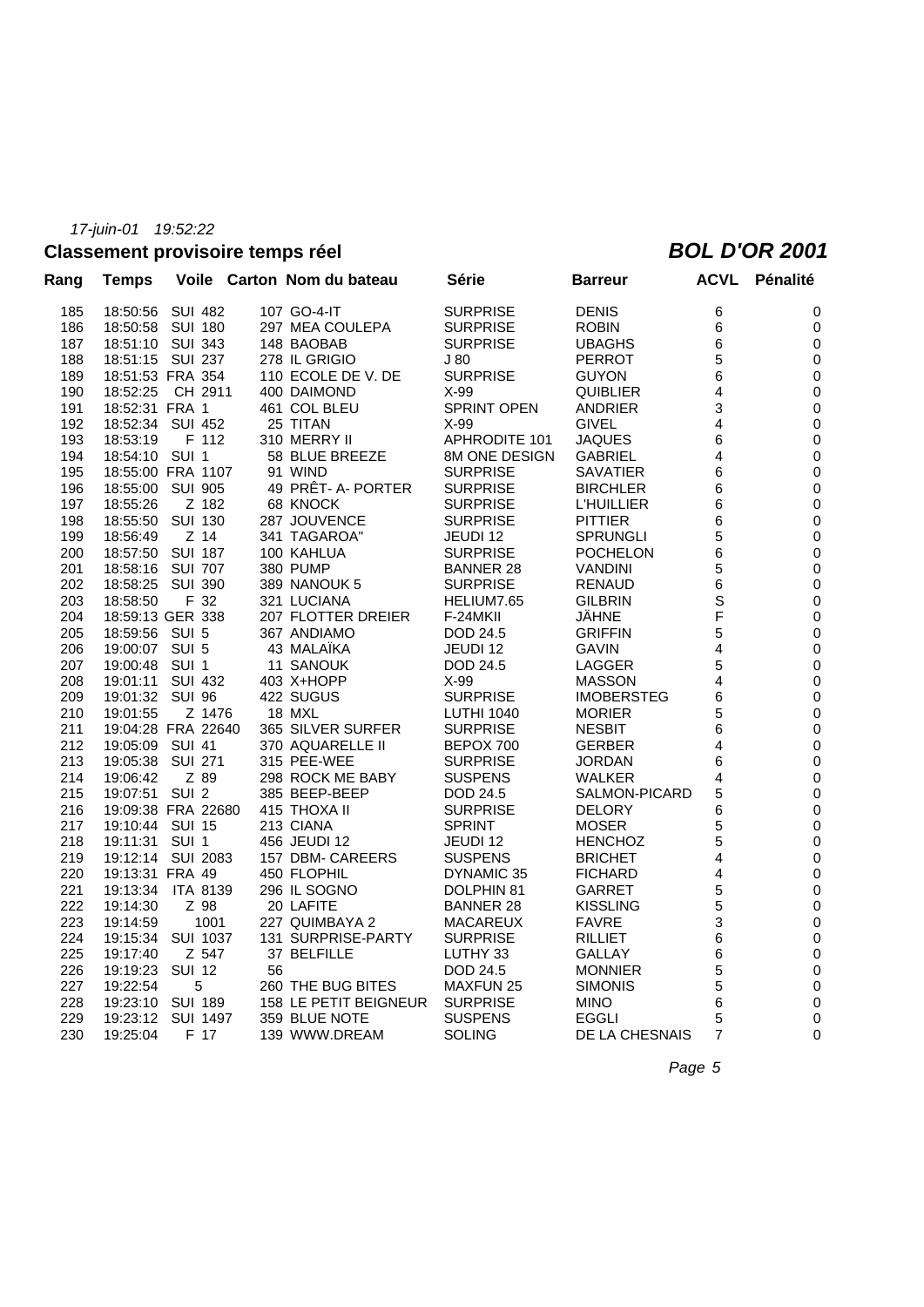*17-juin-01 19:52:22*

## Classement provisoire temps réel

## *BOL D'OR 2001*

| Rang | Temps | Voile | Carton | Nom du bateau | Série | Barreur | ACVL | Pénalité |
|---|---|---|---|---|---|---|---|---|
| 185 | 18:50:56 | SUI 482 | 107 | GO-4-IT | SURPRISE | DENIS | 6 | 0 |
| 186 | 18:50:58 | SUI 180 | 297 | MEA COULEPA | SURPRISE | ROBIN | 6 | 0 |
| 187 | 18:51:10 | SUI 343 | 148 | BAOBAB | SURPRISE | UBAGHS | 6 | 0 |
| 188 | 18:51:15 | SUI 237 | 278 | IL GRIGIO | J 80 | PERROT | 5 | 0 |
| 189 | 18:51:53 | FRA 354 | 110 | ECOLE DE V. DE | SURPRISE | GUYON | 6 | 0 |
| 190 | 18:52:25 | CH 2911 | 400 | DAIMOND | X-99 | QUIBLIER | 4 | 0 |
| 191 | 18:52:31 | FRA 1 | 461 | COL BLEU | SPRINT OPEN | ANDRIER | 3 | 0 |
| 192 | 18:52:34 | SUI 452 | 25 | TITAN | X-99 | GIVEL | 4 | 0 |
| 193 | 18:53:19 | F 112 | 310 | MERRY II | APHRODITE 101 | JAQUES | 6 | 0 |
| 194 | 18:54:10 | SUI 1 | 58 | BLUE BREEZE | 8M ONE DESIGN | GABRIEL | 4 | 0 |
| 195 | 18:55:00 | FRA 1107 | 91 | WIND | SURPRISE | SAVATIER | 6 | 0 |
| 196 | 18:55:00 | SUI 905 | 49 | PRÊT- A- PORTER | SURPRISE | BIRCHLER | 6 | 0 |
| 197 | 18:55:26 | Z 182 | 68 | KNOCK | SURPRISE | L'HUILLIER | 6 | 0 |
| 198 | 18:55:50 | SUI 130 | 287 | JOUVENCE | SURPRISE | PITTIER | 6 | 0 |
| 199 | 18:56:49 | Z 14 | 341 | TAGAROA" | JEUDI 12 | SPRUNGLI | 5 | 0 |
| 200 | 18:57:50 | SUI 187 | 100 | KAHLUA | SURPRISE | POCHELON | 6 | 0 |
| 201 | 18:58:16 | SUI 707 | 380 | PUMP | BANNER 28 | VANDINI | 5 | 0 |
| 202 | 18:58:25 | SUI 390 | 389 | NANOUK 5 | SURPRISE | RENAUD | 6 | 0 |
| 203 | 18:58:50 | F 32 | 321 | LUCIANA | HELIUM7.65 | GILBRIN | S | 0 |
| 204 | 18:59:13 | GER 338 | 207 | FLOTTER DREIER | F-24MKII | JÄHNE | F | 0 |
| 205 | 18:59:56 | SUI 5 | 367 | ANDIAMO | DOD 24.5 | GRIFFIN | 5 | 0 |
| 206 | 19:00:07 | SUI 5 | 43 | MALAÏKA | JEUDI 12 | GAVIN | 4 | 0 |
| 207 | 19:00:48 | SUI 1 | 11 | SANOUK | DOD 24.5 | LAGGER | 5 | 0 |
| 208 | 19:01:11 | SUI 432 | 403 | X+HOPP | X-99 | MASSON | 4 | 0 |
| 209 | 19:01:32 | SUI 96 | 422 | SUGUS | SURPRISE | IMOBERSTEG | 6 | 0 |
| 210 | 19:01:55 | Z 1476 | 18 | MXL | LUTHI 1040 | MORIER | 5 | 0 |
| 211 | 19:04:28 | FRA 22640 | 365 | SILVER SURFER | SURPRISE | NESBIT | 6 | 0 |
| 212 | 19:05:09 | SUI 41 | 370 | AQUARELLE II | BEPOX 700 | GERBER | 4 | 0 |
| 213 | 19:05:38 | SUI 271 | 315 | PEE-WEE | SURPRISE | JORDAN | 6 | 0 |
| 214 | 19:06:42 | Z 89 | 298 | ROCK ME BABY | SUSPENS | WALKER | 4 | 0 |
| 215 | 19:07:51 | SUI 2 | 385 | BEEP-BEEP | DOD 24.5 | SALMON-PICARD | 5 | 0 |
| 216 | 19:09:38 | FRA 22680 | 415 | THOXA II | SURPRISE | DELORY | 6 | 0 |
| 217 | 19:10:44 | SUI 15 | 213 | CIANA | SPRINT | MOSER | 5 | 0 |
| 218 | 19:11:31 | SUI 1 | 456 | JEUDI 12 | JEUDI 12 | HENCHOZ | 5 | 0 |
| 219 | 19:12:14 | SUI 2083 | 157 | DBM- CAREERS | SUSPENS | BRICHET | 4 | 0 |
| 220 | 19:13:31 | FRA 49 | 450 | FLOPHIL | DYNAMIC 35 | FICHARD | 4 | 0 |
| 221 | 19:13:34 | ITA 8139 | 296 | IL SOGNO | DOLPHIN 81 | GARRET | 5 | 0 |
| 222 | 19:14:30 | Z 98 | 20 | LAFITE | BANNER 28 | KISSLING | 5 | 0 |
| 223 | 19:14:59 | 1001 | 227 | QUIMBAYA 2 | MACAREUX | FAVRE | 3 | 0 |
| 224 | 19:15:34 | SUI 1037 | 131 | SURPRISE-PARTY | SURPRISE | RILLIET | 6 | 0 |
| 225 | 19:17:40 | Z 547 | 37 | BELFILLE | LUTHY 33 | GALLAY | 6 | 0 |
| 226 | 19:19:23 | SUI 12 | 56 | | DOD 24.5 | MONNIER | 5 | 0 |
| 227 | 19:22:54 | 5 | 260 | THE BUG BITES | MAXFUN 25 | SIMONIS | 5 | 0 |
| 228 | 19:23:10 | SUI 189 | 158 | LE PETIT BEIGNEUR | SURPRISE | MINO | 6 | 0 |
| 229 | 19:23:12 | SUI 1497 | 359 | BLUE NOTE | SUSPENS | EGGLI | 5 | 0 |
| 230 | 19:25:04 | F 17 | 139 | WWW.DREAM | SOLING | DE LA CHESNAIS | 7 | 0 |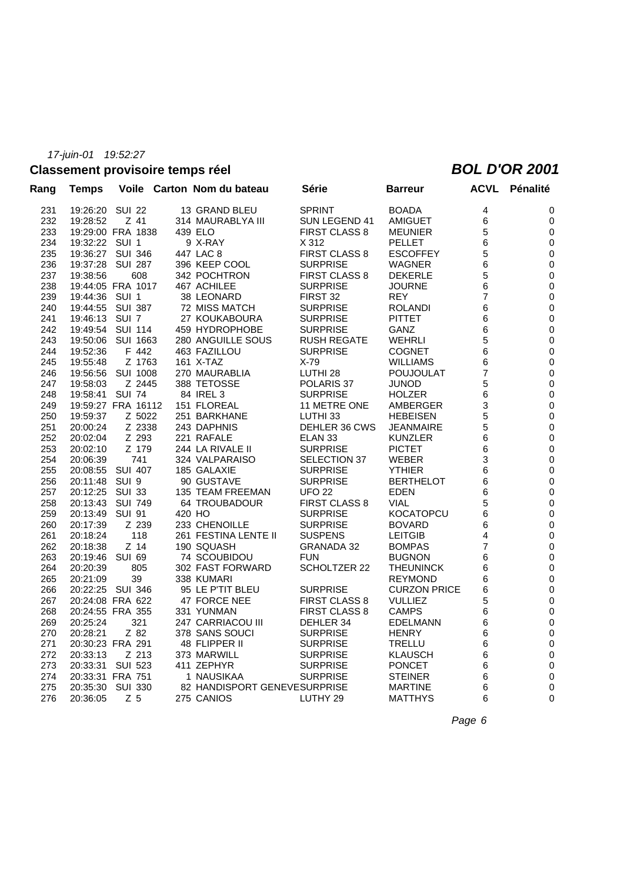*17-juin-01 19:52:27*

## Classement provisoire temps réel

## *BOL D'OR 2001*

| Rang | Temps | Voile | Carton | Nom du bateau | Série | Barreur | ACVL | Pénalité |
|---|---|---|---|---|---|---|---|---|
| 231 | 19:26:20 | SUI 22 | 13 | GRAND BLEU | SPRINT | BOADA | 4 | 0 |
| 232 | 19:28:52 | Z 41 | 314 | MAURABLYA III | SUN LEGEND 41 | AMIGUET | 6 | 0 |
| 233 | 19:29:00 | FRA 1838 | 439 | ELO | FIRST CLASS 8 | MEUNIER | 5 | 0 |
| 234 | 19:32:22 | SUI 1 | 9 | X-RAY | X 312 | PELLET | 6 | 0 |
| 235 | 19:36:27 | SUI 346 | 447 | LAC 8 | FIRST CLASS 8 | ESCOFFEY | 5 | 0 |
| 236 | 19:37:28 | SUI 287 | 396 | KEEP COOL | SURPRISE | WAGNER | 6 | 0 |
| 237 | 19:38:56 | 608 | 342 | POCHTRON | FIRST CLASS 8 | DEKERLE | 5 | 0 |
| 238 | 19:44:05 | FRA 1017 | 467 | ACHILEE | SURPRISE | JOURNE | 6 | 0 |
| 239 | 19:44:36 | SUI 1 | 38 | LEONARD | FIRST 32 | REY | 7 | 0 |
| 240 | 19:44:55 | SUI 387 | 72 | MISS MATCH | SURPRISE | ROLANDI | 6 | 0 |
| 241 | 19:46:13 | SUI 7 | 27 | KOUKABOURA | SURPRISE | PITTET | 6 | 0 |
| 242 | 19:49:54 | SUI 114 | 459 | HYDROPHOBE | SURPRISE | GANZ | 6 | 0 |
| 243 | 19:50:06 | SUI 1663 | 280 | ANGUILLE SOUS | RUSH REGATE | WEHRLI | 5 | 0 |
| 244 | 19:52:36 | F 442 | 463 | FAZILLOU | SURPRISE | COGNET | 6 | 0 |
| 245 | 19:55:48 | Z 1763 | 161 | X-TAZ | X-79 | WILLIAMS | 6 | 0 |
| 246 | 19:56:56 | SUI 1008 | 270 | MAURABLIA | LUTHI 28 | POUJOULAT | 7 | 0 |
| 247 | 19:58:03 | Z 2445 | 388 | TETOSSE | POLARIS 37 | JUNOD | 5 | 0 |
| 248 | 19:58:41 | SUI 74 | 84 | IREL 3 | SURPRISE | HOLZER | 6 | 0 |
| 249 | 19:59:27 | FRA 16112 | 151 | FLOREAL | 11 METRE ONE | AMBERGER | 3 | 0 |
| 250 | 19:59:37 | Z 5022 | 251 | BARKHANE | LUTHI 33 | HEBEISEN | 5 | 0 |
| 251 | 20:00:24 | Z 2338 | 243 | DAPHNIS | DEHLER 36 CWS | JEANMAIRE | 5 | 0 |
| 252 | 20:02:04 | Z 293 | 221 | RAFALE | ELAN 33 | KUNZLER | 6 | 0 |
| 253 | 20:02:10 | Z 179 | 244 | LA RIVALE II | SURPRISE | PICTET | 6 | 0 |
| 254 | 20:06:39 | 741 | 324 | VALPARAISO | SELECTION 37 | WEBER | 3 | 0 |
| 255 | 20:08:55 | SUI 407 | 185 | GALAXIE | SURPRISE | YTHIER | 6 | 0 |
| 256 | 20:11:48 | SUI 9 | 90 | GUSTAVE | SURPRISE | BERTHELOT | 6 | 0 |
| 257 | 20:12:25 | SUI 33 | 135 | TEAM FREEMAN | UFO 22 | EDEN | 6 | 0 |
| 258 | 20:13:43 | SUI 749 | 64 | TROUBADOUR | FIRST CLASS 8 | VIAL | 5 | 0 |
| 259 | 20:13:49 | SUI 91 | 420 | HO | SURPRISE | KOCATOPCU | 6 | 0 |
| 260 | 20:17:39 | Z 239 | 233 | CHENOILLE | SURPRISE | BOVARD | 6 | 0 |
| 261 | 20:18:24 | 118 | 261 | FESTINA LENTE II | SUSPENS | LEITGIB | 4 | 0 |
| 262 | 20:18:38 | Z 14 | 190 | SQUASH | GRANADA 32 | BOMPAS | 7 | 0 |
| 263 | 20:19:46 | SUI 69 | 74 | SCOUBIDOU | FUN | BUGNON | 6 | 0 |
| 264 | 20:20:39 | 805 | 302 | FAST FORWARD | SCHOLTZER 22 | THEUNINCK | 6 | 0 |
| 265 | 20:21:09 | 39 | 338 | KUMARI | | REYMOND | 6 | 0 |
| 266 | 20:22:25 | SUI 346 | 95 | LE P'TIT BLEU | SURPRISE | CURZON PRICE | 6 | 0 |
| 267 | 20:24:08 | FRA 622 | 47 | FORCE NEE | FIRST CLASS 8 | VULLIEZ | 5 | 0 |
| 268 | 20:24:55 | FRA 355 | 331 | YUNMAN | FIRST CLASS 8 | CAMPS | 6 | 0 |
| 269 | 20:25:24 | 321 | 247 | CARRIACOU III | DEHLER 34 | EDELMANN | 6 | 0 |
| 270 | 20:28:21 | Z 82 | 378 | SANS SOUCI | SURPRISE | HENRY | 6 | 0 |
| 271 | 20:30:23 | FRA 291 | 48 | FLIPPER II | SURPRISE | TRELLU | 6 | 0 |
| 272 | 20:33:13 | Z 213 | 373 | MARWILL | SURPRISE | KLAUSCH | 6 | 0 |
| 273 | 20:33:31 | SUI 523 | 411 | ZEPHYR | SURPRISE | PONCET | 6 | 0 |
| 274 | 20:33:31 | FRA 751 | 1 | NAUSIKAA | SURPRISE | STEINER | 6 | 0 |
| 275 | 20:35:30 | SUI 330 | 82 | HANDISPORT GENEVE | SURPRISE | MARTINE | 6 | 0 |
| 276 | 20:36:05 | Z 5 | 275 | CANIOS | LUTHY 29 | MATTHYS | 6 | 0 |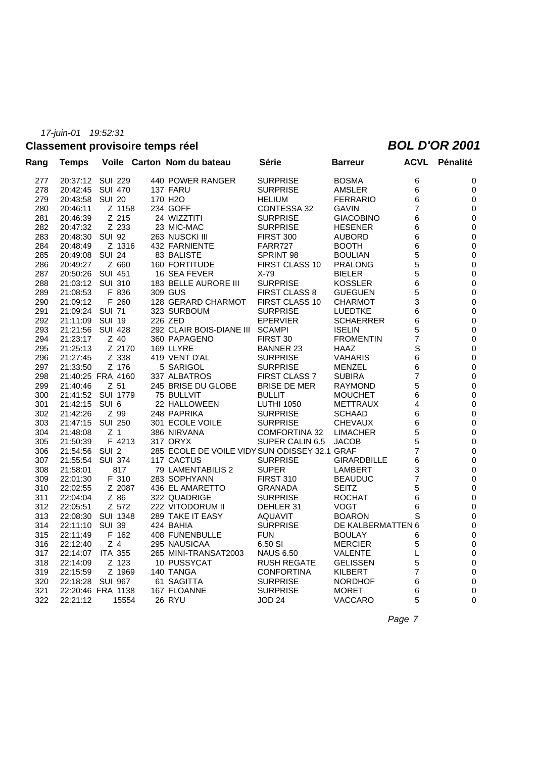*17-juin-01 19:52:31*

## Classement provisoire temps réel

## *BOL D'OR 2001*

| Rang | Temps | Voile | Carton | Nom du bateau | Série | Barreur | ACVL | Pénalité |
|---|---|---|---|---|---|---|---|---|
| 277 | 20:37:12 | SUI 229 | 440 | POWER RANGER | SURPRISE | BOSMA | 6 | 0 |
| 278 | 20:42:45 | SUI 470 | 137 | FARU | SURPRISE | AMSLER | 6 | 0 |
| 279 | 20:43:58 | SUI 20 | 170 | H2O | HELIUM | FERRARIO | 6 | 0 |
| 280 | 20:46:11 | Z 1158 | 234 | GOFF | CONTESSA 32 | GAVIN | 7 | 0 |
| 281 | 20:46:39 | Z 215 | 24 | WIZZTITI | SURPRISE | GIACOBINO | 6 | 0 |
| 282 | 20:47:32 | Z 233 | 23 | MIC-MAC | SURPRISE | HESENER | 6 | 0 |
| 283 | 20:48:30 | SUI 92 | 263 | NUSCKI III | FIRST 300 | AUBORD | 6 | 0 |
| 284 | 20:48:49 | Z 1316 | 432 | FARNIENTE | FARR727 | BOOTH | 6 | 0 |
| 285 | 20:49:08 | SUI 24 | 83 | BALISTE | SPRINT 98 | BOULIAN | 5 | 0 |
| 286 | 20:49:27 | Z 660 | 160 | FORTITUDE | FIRST CLASS 10 | PRALONG | 5 | 0 |
| 287 | 20:50:26 | SUI 451 | 16 | SEA FEVER | X-79 | BIELER | 5 | 0 |
| 288 | 21:03:12 | SUI 310 | 183 | BELLE AURORE III | SURPRISE | KOSSLER | 6 | 0 |
| 289 | 21:08:53 | F 836 | 309 | GUS | FIRST CLASS 8 | GUEGUEN | 5 | 0 |
| 290 | 21:09:12 | F 260 | 128 | GERARD CHARMOT | FIRST CLASS 10 | CHARMOT | 3 | 0 |
| 291 | 21:09:24 | SUI 71 | 323 | SURBOUM | SURPRISE | LUEDTKE | 6 | 0 |
| 292 | 21:11:09 | SUI 19 | 226 | ZED | EPERVIER | SCHAERRER | 6 | 0 |
| 293 | 21:21:56 | SUI 428 | 292 | CLAIR BOIS-DIANE III | SCAMPI | ISELIN | 5 | 0 |
| 294 | 21:23:17 | Z 40 | 360 | PAPAGENO | FIRST 30 | FROMENTIN | 7 | 0 |
| 295 | 21:25:13 | Z 2170 | 169 | LLYRE | BANNER 23 | HAAZ | S | 0 |
| 296 | 21:27:45 | Z 338 | 419 | VENT D'AL | SURPRISE | VAHARIS | 6 | 0 |
| 297 | 21:33:50 | Z 176 | 5 | SARIGOL | SURPRISE | MENZEL | 6 | 0 |
| 298 | 21:40:25 | FRA 4160 | 337 | ALBATROS | FIRST CLASS 7 | SUBIRA | 7 | 0 |
| 299 | 21:40:46 | Z 51 | 245 | BRISE DU GLOBE | BRISE DE MER | RAYMOND | 5 | 0 |
| 300 | 21:41:52 | SUI 1779 | 75 | BULLVIT | BULLIT | MOUCHET | 6 | 0 |
| 301 | 21:42:15 | SUI 6 | 22 | HALLOWEEN | LUTHI 1050 | METTRAUX | 4 | 0 |
| 302 | 21:42:26 | Z 99 | 248 | PAPRIKA | SURPRISE | SCHAAD | 6 | 0 |
| 303 | 21:47:15 | SUI 250 | 301 | ECOLE VOILE | SURPRISE | CHEVAUX | 6 | 0 |
| 304 | 21:48:08 | Z 1 | 386 | NIRVANA | COMFORTINA 32 | LIMACHER | 5 | 0 |
| 305 | 21:50:39 | F 4213 | 317 | ORYX | SUPER CALIN 6.5 | JACOB | 5 | 0 |
| 306 | 21:54:56 | SUI 2 | 285 | ECOLE DE VOILE VIDY | SUN ODISSEY 32.1 | GRAF | 7 | 0 |
| 307 | 21:55:54 | SUI 374 | 117 | CACTUS | SURPRISE | GIRARDBILLE | 6 | 0 |
| 308 | 21:58:01 | 817 | 79 | LAMENTABILIS 2 | SUPER | LAMBERT | 3 | 0 |
| 309 | 22:01:30 | F 310 | 283 | SOPHYANN | FIRST 310 | BEAUDUC | 7 | 0 |
| 310 | 22:02:55 | Z 2087 | 436 | EL AMARETTO | GRANADA | SEITZ | 5 | 0 |
| 311 | 22:04:04 | Z 86 | 322 | QUADRIGE | SURPRISE | ROCHAT | 6 | 0 |
| 312 | 22:05:51 | Z 572 | 222 | VITODORUM II | DEHLER 31 | VOGT | 6 | 0 |
| 313 | 22:08:30 | SUI 1348 | 289 | TAKE IT EASY | AQUAVIT | BOARON | S | 0 |
| 314 | 22:11:10 | SUI 39 | 424 | BAHIA | SURPRISE | DE KALBERMATTEN | 6 | 0 |
| 315 | 22:11:49 | F 162 | 408 | FUNENBULLE | FUN | BOULAY | 6 | 0 |
| 316 | 22:12:40 | Z 4 | 295 | NAUSICAA | 6.50 SI | MERCIER | 5 | 0 |
| 317 | 22:14:07 | ITA 355 | 265 | MINI-TRANSAT2003 | NAUS 6.50 | VALENTE | L | 0 |
| 318 | 22:14:09 | Z 123 | 10 | PUSSYCAT | RUSH REGATE | GELISSEN | 5 | 0 |
| 319 | 22:15:59 | Z 1969 | 140 | TANGA | CONFORTINA | KILBERT | 7 | 0 |
| 320 | 22:18:28 | SUI 967 | 61 | SAGITTA | SURPRISE | NORDHOF | 6 | 0 |
| 321 | 22:20:46 | FRA 1138 | 167 | FLOANNE | SURPRISE | MORET | 6 | 0 |
| 322 | 22:21:12 | 15554 | 26 | RYU | JOD 24 | VACCARO | 5 | 0 |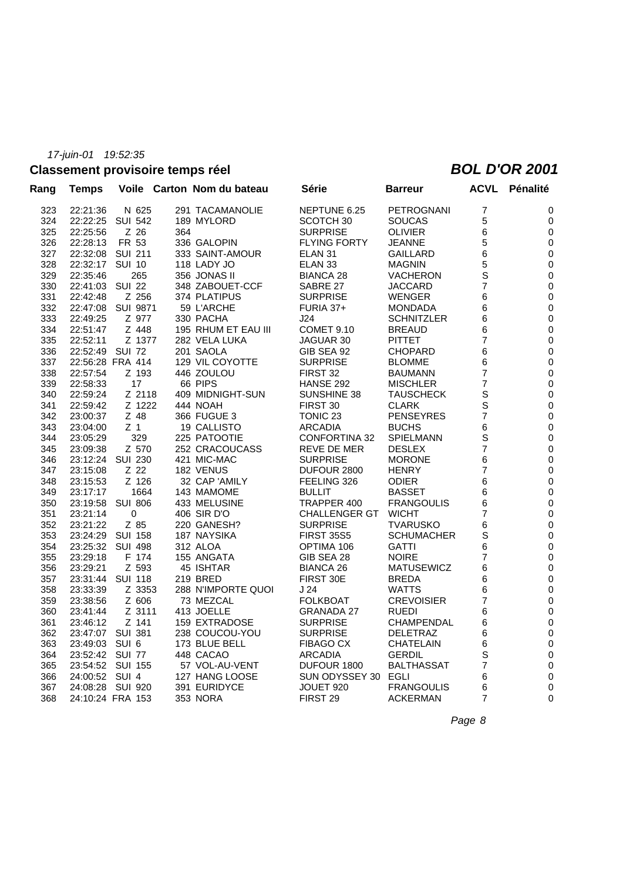*17-juin-01 19:52:35*

## Classement provisoire temps réel

## *BOL D'OR 2001*

| Rang | Temps | Voile | Carton | Nom du bateau | Série | Barreur | ACVL | Pénalité |
|---|---|---|---|---|---|---|---|---|
| 323 | 22:21:36 | N 625 | 291 | TACAMANOLIE | NEPTUNE 6.25 | PETROGNANI | 7 | 0 |
| 324 | 22:22:25 | SUI 542 | 189 | MYLORD | SCOTCH 30 | SOUCAS | 5 | 0 |
| 325 | 22:25:56 | Z 26 | 364 | | SURPRISE | OLIVIER | 6 | 0 |
| 326 | 22:28:13 | FR 53 | 336 | GALOPIN | FLYING FORTY | JEANNE | 5 | 0 |
| 327 | 22:32:08 | SUI 211 | 333 | SAINT-AMOUR | ELAN 31 | GAILLARD | 6 | 0 |
| 328 | 22:32:17 | SUI 10 | 118 | LADY JO | ELAN 33 | MAGNIN | 5 | 0 |
| 329 | 22:35:46 | 265 | 356 | JONAS II | BIANCA 28 | VACHERON | S | 0 |
| 330 | 22:41:03 | SUI 22 | 348 | ZABOUET-CCF | SABRE 27 | JACCARD | 7 | 0 |
| 331 | 22:42:48 | Z 256 | 374 | PLATIPUS | SURPRISE | WENGER | 6 | 0 |
| 332 | 22:47:08 | SUI 9871 | 59 | L'ARCHE | FURIA 37+ | MONDADA | 6 | 0 |
| 333 | 22:49:25 | Z 977 | 330 | PACHA | J24 | SCHNITZLER | 6 | 0 |
| 334 | 22:51:47 | Z 448 | 195 | RHUM ET EAU III | COMET 9.10 | BREAUD | 6 | 0 |
| 335 | 22:52:11 | Z 1377 | 282 | VELA LUKA | JAGUAR 30 | PITTET | 7 | 0 |
| 336 | 22:52:49 | SUI 72 | 201 | SAOLA | GIB SEA 92 | CHOPARD | 6 | 0 |
| 337 | 22:56:28 | FRA 414 | 129 | VIL COYOTTE | SURPRISE | BLOMME | 6 | 0 |
| 338 | 22:57:54 | Z 193 | 446 | ZOULOU | FIRST 32 | BAUMANN | 7 | 0 |
| 339 | 22:58:33 | 17 | 66 | PIPS | HANSE 292 | MISCHLER | 7 | 0 |
| 340 | 22:59:24 | Z 2118 | 409 | MIDNIGHT-SUN | SUNSHINE 38 | TAUSCHECK | S | 0 |
| 341 | 22:59:42 | Z 1222 | 444 | NOAH | FIRST 30 | CLARK | S | 0 |
| 342 | 23:00:37 | Z 48 | 366 | FUGUE 3 | TONIC 23 | PENSEYRES | 7 | 0 |
| 343 | 23:04:00 | Z 1 | 19 | CALLISTO | ARCADIA | BUCHS | 6 | 0 |
| 344 | 23:05:29 | 329 | 225 | PATOOTIE | CONFORTINA 32 | SPIELMANN | S | 0 |
| 345 | 23:09:38 | Z 570 | 252 | CRACOUCASS | REVE DE MER | DESLEX | 7 | 0 |
| 346 | 23:12:24 | SUI 230 | 421 | MIC-MAC | SURPRISE | MORONE | 6 | 0 |
| 347 | 23:15:08 | Z 22 | 182 | VENUS | DUFOUR 2800 | HENRY | 7 | 0 |
| 348 | 23:15:53 | Z 126 | 32 | CAP 'AMILY | FEELING 326 | ODIER | 6 | 0 |
| 349 | 23:17:17 | 1664 | 143 | MAMOME | BULLIT | BASSET | 6 | 0 |
| 350 | 23:19:58 | SUI 806 | 433 | MELUSINE | TRAPPER 400 | FRANGOULIS | 6 | 0 |
| 351 | 23:21:14 | 0 | 406 | SIR D'O | CHALLENGER GT | WICHT | 7 | 0 |
| 352 | 23:21:22 | Z 85 | 220 | GANESH? | SURPRISE | TVARUSKO | 6 | 0 |
| 353 | 23:24:29 | SUI 158 | 187 | NAYSIKA | FIRST 35S5 | SCHUMACHER | S | 0 |
| 354 | 23:25:32 | SUI 498 | 312 | ALOA | OPTIMA 106 | GATTI | 6 | 0 |
| 355 | 23:29:18 | F 174 | 155 | ANGATA | GIB SEA 28 | NOIRE | 7 | 0 |
| 356 | 23:29:21 | Z 593 | 45 | ISHTAR | BIANCA 26 | MATUSEWICZ | 6 | 0 |
| 357 | 23:31:44 | SUI 118 | 219 | BRED | FIRST 30E | BREDA | 6 | 0 |
| 358 | 23:33:39 | Z 3353 | 288 | N'IMPORTE QUOI | J 24 | WATTS | 6 | 0 |
| 359 | 23:38:56 | Z 606 | 73 | MEZCAL | FOLKBOAT | CREVOISIER | 7 | 0 |
| 360 | 23:41:44 | Z 3111 | 413 | JOELLE | GRANADA 27 | RUEDI | 6 | 0 |
| 361 | 23:46:12 | Z 141 | 159 | EXTRADOSE | SURPRISE | CHAMPENDAL | 6 | 0 |
| 362 | 23:47:07 | SUI 381 | 238 | COUCOU-YOU | SURPRISE | DELETRAZ | 6 | 0 |
| 363 | 23:49:03 | SUI 6 | 173 | BLUE BELL | FIBAGO CX | CHATELAIN | 6 | 0 |
| 364 | 23:52:42 | SUI 77 | 448 | CACAO | ARCADIA | GERDIL | S | 0 |
| 365 | 23:54:52 | SUI 155 | 57 | VOL-AU-VENT | DUFOUR 1800 | BALTHASSAT | 7 | 0 |
| 366 | 24:00:52 | SUI 4 | 127 | HANG LOOSE | SUN ODYSSEY 30 | EGLI | 6 | 0 |
| 367 | 24:08:28 | SUI 920 | 391 | EURIDYCE | JOUET 920 | FRANGOULIS | 6 | 0 |
| 368 | 24:10:24 | FRA 153 | 353 | NORA | FIRST 29 | ACKERMAN | 7 | 0 |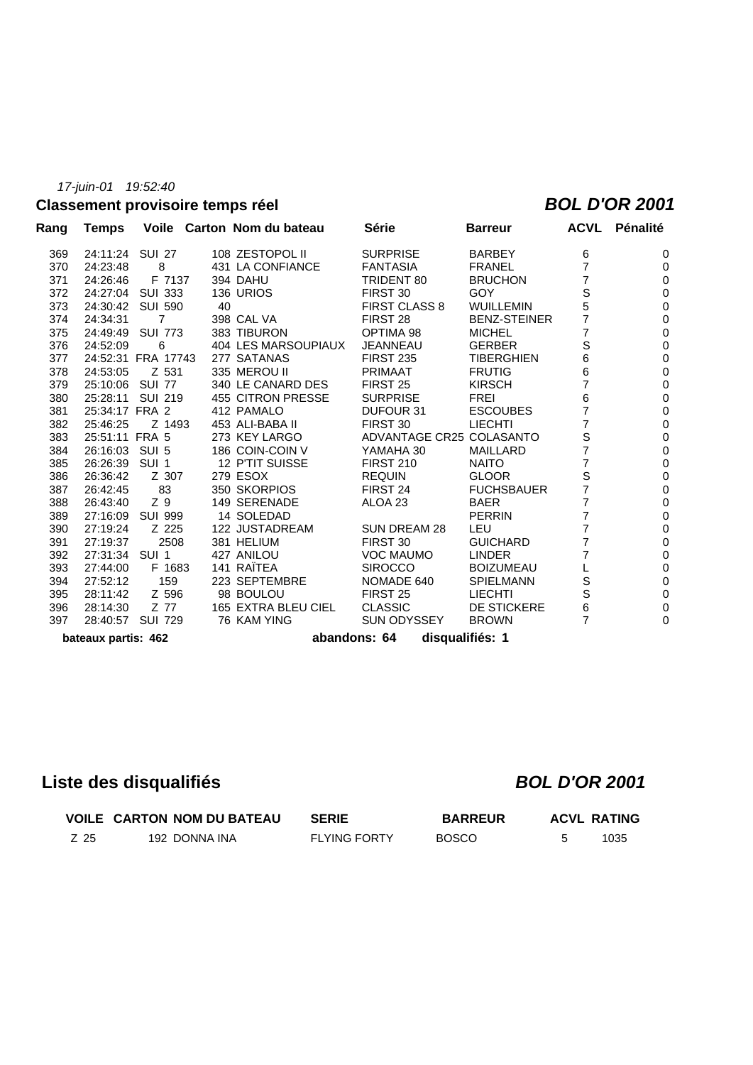*17-juin-01 19:52:40*

## Classement provisoire temps réel

## *BOL D'OR 2001*

| Rang | Temps | Voile | Carton | Nom du bateau | Série | Barreur | ACVL | Pénalité |
|---|---|---|---|---|---|---|---|---|
| 369 | 24:11:24 | SUI 27 | 108 | ZESTOPOL II | SURPRISE | BARBEY | 6 | 0 |
| 370 | 24:23:48 | 8 | 431 | LA CONFIANCE | FANTASIA | FRANEL | 7 | 0 |
| 371 | 24:26:46 | F 7137 | 394 | DAHU | TRIDENT 80 | BRUCHON | 7 | 0 |
| 372 | 24:27:04 | SUI 333 | 136 | URIOS | FIRST 30 | GOY | S | 0 |
| 373 | 24:30:42 | SUI 590 | 40 | | FIRST CLASS 8 | WUILLEMIN | 5 | 0 |
| 374 | 24:34:31 | 7 | 398 | CAL VA | FIRST 28 | BENZ-STEINER | 7 | 0 |
| 375 | 24:49:49 | SUI 773 | 383 | TIBURON | OPTIMA 98 | MICHEL | 7 | 0 |
| 376 | 24:52:09 | 6 | 404 | LES MARSOUPIAUX | JEANNEAU | GERBER | S | 0 |
| 377 | 24:52:31 | FRA 17743 | 277 | SATANAS | FIRST 235 | TIBERGHIEN | 6 | 0 |
| 378 | 24:53:05 | Z 531 | 335 | MEROU II | PRIMAAT | FRUTIG | 6 | 0 |
| 379 | 25:10:06 | SUI 77 | 340 | LE CANARD DES | FIRST 25 | KIRSCH | 7 | 0 |
| 380 | 25:28:11 | SUI 219 | 455 | CITRON PRESSE | SURPRISE | FREI | 6 | 0 |
| 381 | 25:34:17 | FRA 2 | 412 | PAMALO | DUFOUR 31 | ESCOUBES | 7 | 0 |
| 382 | 25:46:25 | Z 1493 | 453 | ALI-BABA II | FIRST 30 | LIECHTI | 7 | 0 |
| 383 | 25:51:11 | FRA 5 | 273 | KEY LARGO | ADVANTAGE CR25 | COLASANTO | S | 0 |
| 384 | 26:16:03 | SUI 5 | 186 | COIN-COIN V | YAMAHA 30 | MAILLARD | 7 | 0 |
| 385 | 26:26:39 | SUI 1 | 12 | P'TIT SUISSE | FIRST 210 | NAITO | 7 | 0 |
| 386 | 26:36:42 | Z 307 | 279 | ESOX | REQUIN | GLOOR | S | 0 |
| 387 | 26:42:45 | 83 | 350 | SKORPIOS | FIRST 24 | FUCHSBAUER | 7 | 0 |
| 388 | 26:43:40 | Z 9 | 149 | SERENADE | ALOA 23 | BAER | 7 | 0 |
| 389 | 27:16:09 | SUI 999 | 14 | SOLEDAD | | PERRIN | 7 | 0 |
| 390 | 27:19:24 | Z 225 | 122 | JUSTADREAM | SUN DREAM 28 | LEU | 7 | 0 |
| 391 | 27:19:37 | 2508 | 381 | HELIUM | FIRST 30 | GUICHARD | 7 | 0 |
| 392 | 27:31:34 | SUI 1 | 427 | ANILOU | VOC MAUMO | LINDER | 7 | 0 |
| 393 | 27:44:00 | F 1683 | 141 | RAÏTEA | SIROCCO | BOIZUMEAU | L | 0 |
| 394 | 27:52:12 | 159 | 223 | SEPTEMBRE | NOMADE 640 | SPIELMANN | S | 0 |
| 395 | 28:11:42 | Z 596 | 98 | BOULOU | FIRST 25 | LIECHTI | S | 0 |
| 396 | 28:14:30 | Z 77 | 165 | EXTRA BLEU CIEL | CLASSIC | DE STICKERE | 6 | 0 |
| 397 | 28:40:57 | SUI 729 | 76 | KAM YING | SUN ODYSSEY | BROWN | 7 | 0 |

**bateaux partis: 462** **abandons: 64** **disqualifiés: 1**

## Liste des disqualifiés

## *BOL D'OR 2001*

| VOILE | CARTON | NOM DU BATEAU | SERIE | BARREUR | ACVL | RATING |
|---|---|---|---|---|---|---|
| Z 25 | 192 | DONNA INA | FLYING FORTY | BOSCO | 5 | 1035 |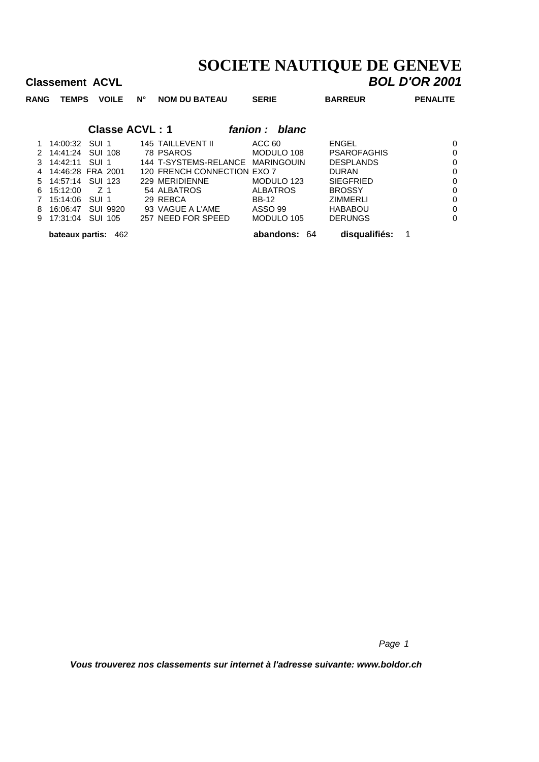# SOCIETE NAUTIQUE DE GENEVE

**Classement ACVL** ***BOL D'OR 2001***

## Classe ACVL : 1 — *fanion : blanc*

| RANG | TEMPS | VOILE | N° | NOM DU BATEAU | SERIE | BARREUR | PENALITE |
|---|---|---|---|---|---|---|---|
| 1 | 14:00:32 | SUI 1 | 145 | TAILLEVENT II | ACC 60 | ENGEL | 0 |
| 2 | 14:41:24 | SUI 108 | 78 | PSAROS | MODULO 108 | PSAROFAGHIS | 0 |
| 3 | 14:42:11 | SUI 1 | 144 | T-SYSTEMS-RELANCE | MARINGOUIN | DESPLANDS | 0 |
| 4 | 14:46:28 | FRA 2001 | 120 | FRENCH CONNECTION | EXO 7 | DURAN | 0 |
| 5 | 14:57:14 | SUI 123 | 229 | MERIDIENNE | MODULO 123 | SIEGFRIED | 0 |
| 6 | 15:12:00 | Z 1 | 54 | ALBATROS | ALBATROS | BROSSY | 0 |
| 7 | 15:14:06 | SUI 1 | 29 | REBCA | BB-12 | ZIMMERLI | 0 |
| 8 | 16:06:47 | SUI 9920 | 93 | VAGUE A L'AME | ASSO 99 | HABABOU | 0 |
| 9 | 17:31:04 | SUI 105 | 257 | NEED FOR SPEED | MODULO 105 | DERUNGS | 0 |

**bateaux partis:** 462 **abandons:** 64 **disqualifiés:** 1

***Vous trouverez nos classements sur internet à l'adresse suivante: www.boldor.ch***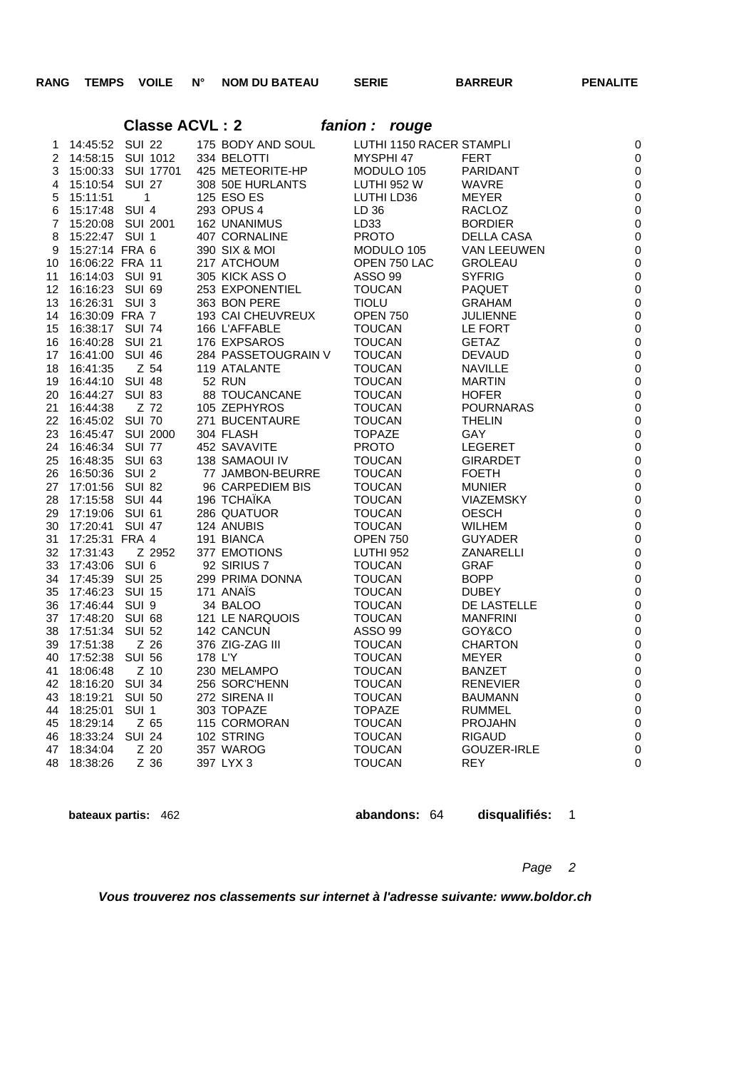| RANG | TEMPS | VOILE | N° | NOM DU BATEAU | SERIE | BARREUR | PENALITE |
|---|---|---|---|---|---|---|---|

## Classe ACVL : 2 *fanion : rouge*

| RANG | TEMPS | VOILE | N° | NOM DU BATEAU | SERIE | BARREUR | PENALITE |
|---|---|---|---|---|---|---|---|
| 1 | 14:45:52 | SUI 22 | 175 | BODY AND SOUL | LUTHI 1150 RACER | STAMPLI | 0 |
| 2 | 14:58:15 | SUI 1012 | 334 | BELOTTI | MYSPHI 47 | FERT | 0 |
| 3 | 15:00:33 | SUI 17701 | 425 | METEORITE-HP | MODULO 105 | PARIDANT | 0 |
| 4 | 15:10:54 | SUI 27 | 308 | 50E HURLANTS | LUTHI 952 W | WAVRE | 0 |
| 5 | 15:11:51 | 1 | 125 | ESO ES | LUTHI LD36 | MEYER | 0 |
| 6 | 15:17:48 | SUI 4 | 293 | OPUS 4 | LD 36 | RACLOZ | 0 |
| 7 | 15:20:08 | SUI 2001 | 162 | UNANIMUS | LD33 | BORDIER | 0 |
| 8 | 15:22:47 | SUI 1 | 407 | CORNALINE | PROTO | DELLA CASA | 0 |
| 9 | 15:27:14 | FRA 6 | 390 | SIX & MOI | MODULO 105 | VAN LEEUWEN | 0 |
| 10 | 16:06:22 | FRA 11 | 217 | ATCHOUM | OPEN 750 LAC | GROLEAU | 0 |
| 11 | 16:14:03 | SUI 91 | 305 | KICK ASS O | ASSO 99 | SYFRIG | 0 |
| 12 | 16:16:23 | SUI 69 | 253 | EXPONENTIEL | TOUCAN | PAQUET | 0 |
| 13 | 16:26:31 | SUI 3 | 363 | BON PERE | TIOLU | GRAHAM | 0 |
| 14 | 16:30:09 | FRA 7 | 193 | CAI CHEUVREUX | OPEN 750 | JULIENNE | 0 |
| 15 | 16:38:17 | SUI 74 | 166 | L'AFFABLE | TOUCAN | LE FORT | 0 |
| 16 | 16:40:28 | SUI 21 | 176 | EXPSAROS | TOUCAN | GETAZ | 0 |
| 17 | 16:41:00 | SUI 46 | 284 | PASSETOUGRAIN V | TOUCAN | DEVAUD | 0 |
| 18 | 16:41:35 | Z 54 | 119 | ATALANTE | TOUCAN | NAVILLE | 0 |
| 19 | 16:44:10 | SUI 48 | 52 | RUN | TOUCAN | MARTIN | 0 |
| 20 | 16:44:27 | SUI 83 | 88 | TOUCANCANE | TOUCAN | HOFER | 0 |
| 21 | 16:44:38 | Z 72 | 105 | ZEPHYROS | TOUCAN | POURNARAS | 0 |
| 22 | 16:45:02 | SUI 70 | 271 | BUCENTAURE | TOUCAN | THELIN | 0 |
| 23 | 16:45:47 | SUI 2000 | 304 | FLASH | TOPAZE | GAY | 0 |
| 24 | 16:46:34 | SUI 77 | 452 | SAVAVITE | PROTO | LEGERET | 0 |
| 25 | 16:48:35 | SUI 63 | 138 | SAMAOUI IV | TOUCAN | GIRARDET | 0 |
| 26 | 16:50:36 | SUI 2 | 77 | JAMBON-BEURRE | TOUCAN | FOETH | 0 |
| 27 | 17:01:56 | SUI 82 | 96 | CARPEDIEM BIS | TOUCAN | MUNIER | 0 |
| 28 | 17:15:58 | SUI 44 | 196 | TCHAÏKA | TOUCAN | VIAZEMSKY | 0 |
| 29 | 17:19:06 | SUI 61 | 286 | QUATUOR | TOUCAN | OESCH | 0 |
| 30 | 17:20:41 | SUI 47 | 124 | ANUBIS | TOUCAN | WILHEM | 0 |
| 31 | 17:25:31 | FRA 4 | 191 | BIANCA | OPEN 750 | GUYADER | 0 |
| 32 | 17:31:43 | Z 2952 | 377 | EMOTIONS | LUTHI 952 | ZANARELLI | 0 |
| 33 | 17:43:06 | SUI 6 | 92 | SIRIUS 7 | TOUCAN | GRAF | 0 |
| 34 | 17:45:39 | SUI 25 | 299 | PRIMA DONNA | TOUCAN | BOPP | 0 |
| 35 | 17:46:23 | SUI 15 | 171 | ANAÏS | TOUCAN | DUBEY | 0 |
| 36 | 17:46:44 | SUI 9 | 34 | BALOO | TOUCAN | DE LASTELLE | 0 |
| 37 | 17:48:20 | SUI 68 | 121 | LE NARQUOIS | TOUCAN | MANFRINI | 0 |
| 38 | 17:51:34 | SUI 52 | 142 | CANCUN | ASSO 99 | GOY&CO | 0 |
| 39 | 17:51:38 | Z 26 | 376 | ZIG-ZAG III | TOUCAN | CHARTON | 0 |
| 40 | 17:52:38 | SUI 56 | 178 | L'Y | TOUCAN | MEYER | 0 |
| 41 | 18:06:48 | Z 10 | 230 | MELAMPO | TOUCAN | BANZET | 0 |
| 42 | 18:16:20 | SUI 34 | 256 | SORC'HENN | TOUCAN | RENEVIER | 0 |
| 43 | 18:19:21 | SUI 50 | 272 | SIRENA II | TOUCAN | BAUMANN | 0 |
| 44 | 18:25:01 | SUI 1 | 303 | TOPAZE | TOPAZE | RUMMEL | 0 |
| 45 | 18:29:14 | Z 65 | 115 | CORMORAN | TOUCAN | PROJAHN | 0 |
| 46 | 18:33:24 | SUI 24 | 102 | STRING | TOUCAN | RIGAUD | 0 |
| 47 | 18:34:04 | Z 20 | 357 | WAROG | TOUCAN | GOUZER-IRLE | 0 |
| 48 | 18:38:26 | Z 36 | 397 | LYX 3 | TOUCAN | REY | 0 |

**bateaux partis:** 462 **abandons:** 64 **disqualifiés:** 1

***Vous trouverez nos classements sur internet à l'adresse suivante: www.boldor.ch***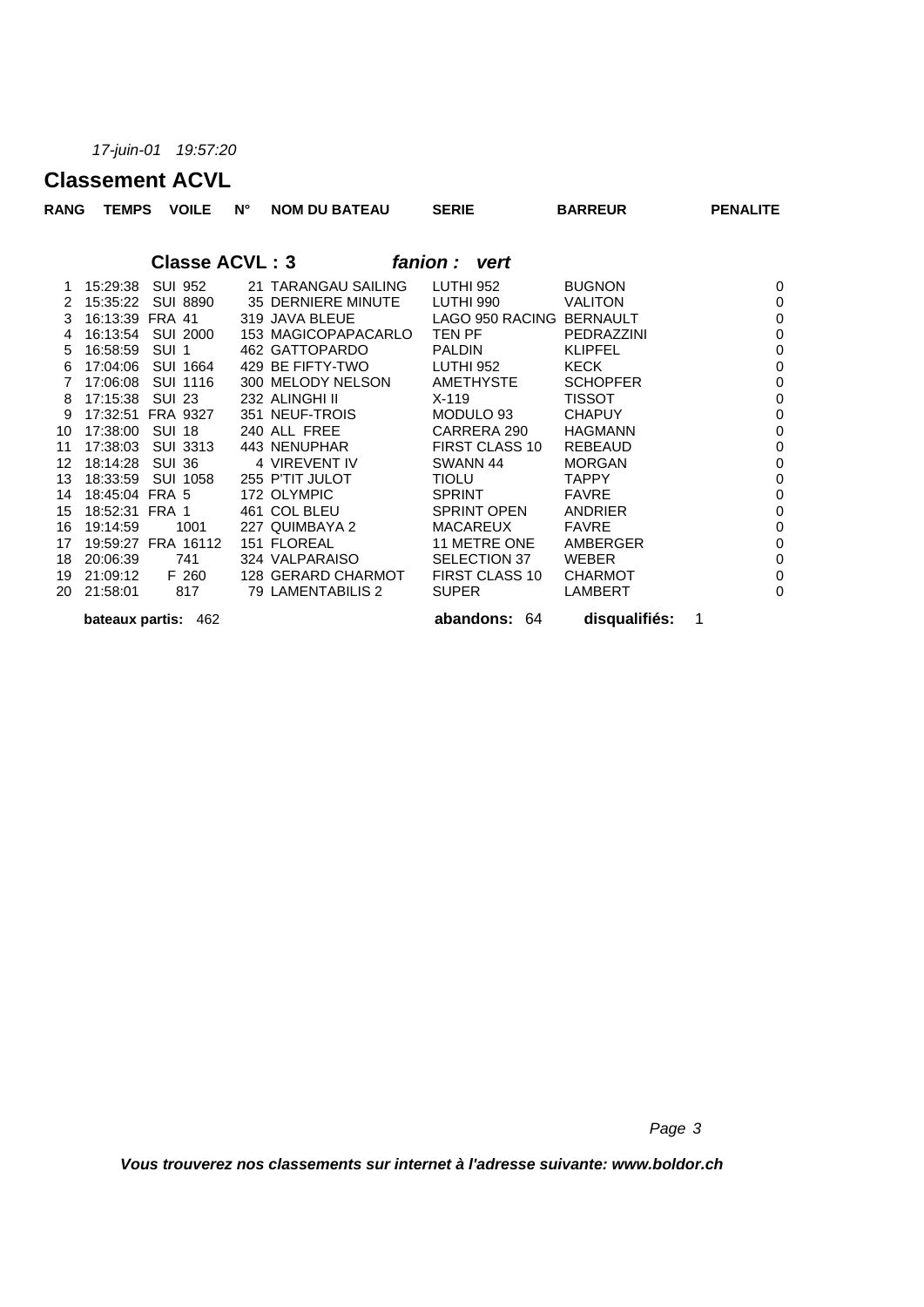*17-juin-01 19:57:20*

# Classement ACVL

## Classe ACVL : 3 *fanion : vert*

| RANG | TEMPS | VOILE | N° | NOM DU BATEAU | SERIE | BARREUR | PENALITE |
|---|---|---|---|---|---|---|---|
| 1 | 15:29:38 | SUI 952 | 21 | TARANGAU SAILING | LUTHI 952 | BUGNON | 0 |
| 2 | 15:35:22 | SUI 8890 | 35 | DERNIERE MINUTE | LUTHI 990 | VALITON | 0 |
| 3 | 16:13:39 | FRA 41 | 319 | JAVA BLEUE | LAGO 950 RACING | BERNAULT | 0 |
| 4 | 16:13:54 | SUI 2000 | 153 | MAGICOPAPACARLO | TEN PF | PEDRAZZINI | 0 |
| 5 | 16:58:59 | SUI 1 | 462 | GATTOPARDO | PALDIN | KLIPFEL | 0 |
| 6 | 17:04:06 | SUI 1664 | 429 | BE FIFTY-TWO | LUTHI 952 | KECK | 0 |
| 7 | 17:06:08 | SUI 1116 | 300 | MELODY NELSON | AMETHYSTE | SCHOPFER | 0 |
| 8 | 17:15:38 | SUI 23 | 232 | ALINGHI II | X-119 | TISSOT | 0 |
| 9 | 17:32:51 | FRA 9327 | 351 | NEUF-TROIS | MODULO 93 | CHAPUY | 0 |
| 10 | 17:38:00 | SUI 18 | 240 | ALL FREE | CARRERA 290 | HAGMANN | 0 |
| 11 | 17:38:03 | SUI 3313 | 443 | NENUPHAR | FIRST CLASS 10 | REBEAUD | 0 |
| 12 | 18:14:28 | SUI 36 | 4 | VIREVENT IV | SWANN 44 | MORGAN | 0 |
| 13 | 18:33:59 | SUI 1058 | 255 | P'TIT JULOT | TIOLU | TAPPY | 0 |
| 14 | 18:45:04 | FRA 5 | 172 | OLYMPIC | SPRINT | FAVRE | 0 |
| 15 | 18:52:31 | FRA 1 | 461 | COL BLEU | SPRINT OPEN | ANDRIER | 0 |
| 16 | 19:14:59 | 1001 | 227 | QUIMBAYA 2 | MACAREUX | FAVRE | 0 |
| 17 | 19:59:27 | FRA 16112 | 151 | FLOREAL | 11 METRE ONE | AMBERGER | 0 |
| 18 | 20:06:39 | 741 | 324 | VALPARAISO | SELECTION 37 | WEBER | 0 |
| 19 | 21:09:12 | F 260 | 128 | GERARD CHARMOT | FIRST CLASS 10 | CHARMOT | 0 |
| 20 | 21:58:01 | 817 | 79 | LAMENTABILIS 2 | SUPER | LAMBERT | 0 |

**bateaux partis:** 462 **abandons:** 64 **disqualifiés:** 1

***Vous trouverez nos classements sur internet à l'adresse suivante: www.boldor.ch***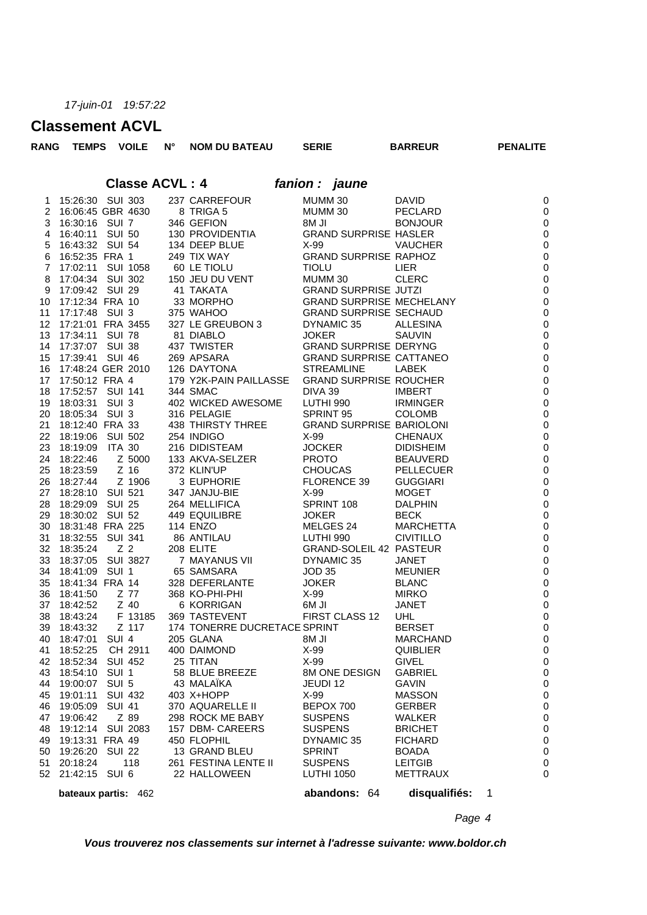*17-juin-01 19:57:22*

# Classement ACVL

## Classe ACVL : 4 *fanion : jaune*

| RANG | TEMPS | VOILE | N° | NOM DU BATEAU | SERIE | BARREUR | PENALITE |
|---|---|---|---|---|---|---|---|
| 1 | 15:26:30 | SUI 303 | 237 | CARREFOUR | MUMM 30 | DAVID | 0 |
| 2 | 16:06:45 | GBR 4630 | 8 | TRIGA 5 | MUMM 30 | PECLARD | 0 |
| 3 | 16:30:16 | SUI 7 | 346 | GEFION | 8M JI | BONJOUR | 0 |
| 4 | 16:40:11 | SUI 50 | 130 | PROVIDENTIA | GRAND SURPRISE | HASLER | 0 |
| 5 | 16:43:32 | SUI 54 | 134 | DEEP BLUE | X-99 | VAUCHER | 0 |
| 6 | 16:52:35 | FRA 1 | 249 | TIX WAY | GRAND SURPRISE | RAPHOZ | 0 |
| 7 | 17:02:11 | SUI 1058 | 60 | LE TIOLU | TIOLU | LIER | 0 |
| 8 | 17:04:34 | SUI 302 | 150 | JEU DU VENT | MUMM 30 | CLERC | 0 |
| 9 | 17:09:42 | SUI 29 | 41 | TAKATA | GRAND SURPRISE | JUTZI | 0 |
| 10 | 17:12:34 | FRA 10 | 33 | MORPHO | GRAND SURPRISE | MECHELANY | 0 |
| 11 | 17:17:48 | SUI 3 | 375 | WAHOO | GRAND SURPRISE | SECHAUD | 0 |
| 12 | 17:21:01 | FRA 3455 | 327 | LE GREUBON 3 | DYNAMIC 35 | ALLESINA | 0 |
| 13 | 17:34:11 | SUI 78 | 81 | DIABLO | JOKER | SAUVIN | 0 |
| 14 | 17:37:07 | SUI 38 | 437 | TWISTER | GRAND SURPRISE | DERYNG | 0 |
| 15 | 17:39:41 | SUI 46 | 269 | APSARA | GRAND SURPRISE | CATTANEO | 0 |
| 16 | 17:48:24 | GER 2010 | 126 | DAYTONA | STREAMLINE | LABEK | 0 |
| 17 | 17:50:12 | FRA 4 | 179 | Y2K-PAIN PAILLASSE | GRAND SURPRISE | ROUCHER | 0 |
| 18 | 17:52:57 | SUI 141 | 344 | SMAC | DIVA 39 | IMBERT | 0 |
| 19 | 18:03:31 | SUI 3 | 402 | WICKED AWESOME | LUTHI 990 | IRMINGER | 0 |
| 20 | 18:05:34 | SUI 3 | 316 | PELAGIE | SPRINT 95 | COLOMB | 0 |
| 21 | 18:12:40 | FRA 33 | 438 | THIRSTY THREE | GRAND SURPRISE | BARIOLONI | 0 |
| 22 | 18:19:06 | SUI 502 | 254 | INDIGO | X-99 | CHENAUX | 0 |
| 23 | 18:19:09 | ITA 30 | 216 | DIDISTEAM | JOCKER | DIDISHEIM | 0 |
| 24 | 18:22:46 | Z 5000 | 133 | AKVA-SELZER | PROTO | BEAUVERD | 0 |
| 25 | 18:23:59 | Z 16 | 372 | KLIN'UP | CHOUCAS | PELLECUER | 0 |
| 26 | 18:27:44 | Z 1906 | 3 | EUPHORIE | FLORENCE 39 | GUGGIARI | 0 |
| 27 | 18:28:10 | SUI 521 | 347 | JANJU-BIE | X-99 | MOGET | 0 |
| 28 | 18:29:09 | SUI 25 | 264 | MELLIFICA | SPRINT 108 | DALPHIN | 0 |
| 29 | 18:30:02 | SUI 52 | 449 | EQUILIBRE | JOKER | BECK | 0 |
| 30 | 18:31:48 | FRA 225 | 114 | ENZO | MELGES 24 | MARCHETTA | 0 |
| 31 | 18:32:55 | SUI 341 | 86 | ANTILAU | LUTHI 990 | CIVITILLO | 0 |
| 32 | 18:35:24 | Z 2 | 208 | ELITE | GRAND-SOLEIL 42 | PASTEUR | 0 |
| 33 | 18:37:05 | SUI 3827 | 7 | MAYANUS VII | DYNAMIC 35 | JANET | 0 |
| 34 | 18:41:09 | SUI 1 | 65 | SAMSARA | JOD 35 | MEUNIER | 0 |
| 35 | 18:41:34 | FRA 14 | 328 | DEFERLANTE | JOKER | BLANC | 0 |
| 36 | 18:41:50 | Z 77 | 368 | KO-PHI-PHI | X-99 | MIRKO | 0 |
| 37 | 18:42:52 | Z 40 | 6 | KORRIGAN | 6M JI | JANET | 0 |
| 38 | 18:43:24 | F 13185 | 369 | TASTEVENT | FIRST CLASS 12 | UHL | 0 |
| 39 | 18:43:32 | Z 117 | 174 | TONERRE DUCRETACE | SPRINT | BERSET | 0 |
| 40 | 18:47:01 | SUI 4 | 205 | GLANA | 8M JI | MARCHAND | 0 |
| 41 | 18:52:25 | CH 2911 | 400 | DAIMOND | X-99 | QUIBLIER | 0 |
| 42 | 18:52:34 | SUI 452 | 25 | TITAN | X-99 | GIVEL | 0 |
| 43 | 18:54:10 | SUI 1 | 58 | BLUE BREEZE | 8M ONE DESIGN | GABRIEL | 0 |
| 44 | 19:00:07 | SUI 5 | 43 | MALAÏKA | JEUDI 12 | GAVIN | 0 |
| 45 | 19:01:11 | SUI 432 | 403 | X+HOPP | X-99 | MASSON | 0 |
| 46 | 19:05:09 | SUI 41 | 370 | AQUARELLE II | BEPOX 700 | GERBER | 0 |
| 47 | 19:06:42 | Z 89 | 298 | ROCK ME BABY | SUSPENS | WALKER | 0 |
| 48 | 19:12:14 | SUI 2083 | 157 | DBM- CAREEERS | SUSPENS | BRICHET | 0 |
| 49 | 19:13:31 | FRA 49 | 450 | FLOPHIL | DYNAMIC 35 | FICHARD | 0 |
| 50 | 19:26:20 | SUI 22 | 13 | GRAND BLEU | SPRINT | BOADA | 0 |
| 51 | 20:18:24 | 118 | 261 | FESTINA LENTE II | SUSPENS | LEITGIB | 0 |
| 52 | 21:42:15 | SUI 6 | 22 | HALLOWEEN | LUTHI 1050 | METTRAUX | 0 |

**bateaux partis:** 462 **abandons:** 64 **disqualifiés:** 1

***Vous trouverez nos classements sur internet à l'adresse suivante: www.boldor.ch***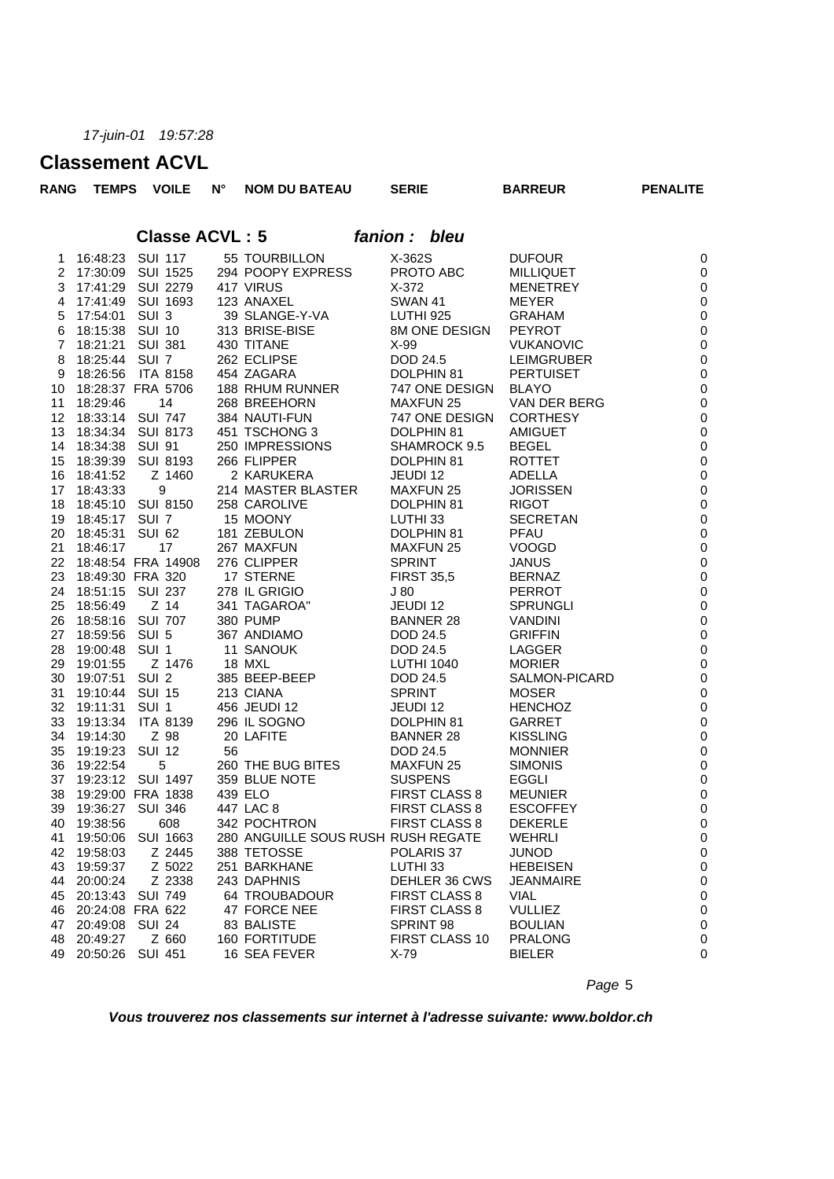*17-juin-01 19:57:28*

# Classement ACVL

## Classe ACVL : 5 *fanion : bleu*

| RANG | TEMPS | VOILE | N° | NOM DU BATEAU | SERIE | BARREUR | PENALITE |
|---|---|---|---|---|---|---|---|
| 1 | 16:48:23 | SUI 117 | 55 | TOURBILLON | X-362S | DUFOUR | 0 |
| 2 | 17:30:09 | SUI 1525 | 294 | POOPY EXPRESS | PROTO ABC | MILLIQUET | 0 |
| 3 | 17:41:29 | SUI 2279 | 417 | VIRUS | X-372 | MENETREY | 0 |
| 4 | 17:41:49 | SUI 1693 | 123 | ANAXEL | SWAN 41 | MEYER | 0 |
| 5 | 17:54:01 | SUI 3 | 39 | SLANGE-Y-VA | LUTHI 925 | GRAHAM | 0 |
| 6 | 18:15:38 | SUI 10 | 313 | BRISE-BISE | 8M ONE DESIGN | PEYROT | 0 |
| 7 | 18:21:21 | SUI 381 | 430 | TITANE | X-99 | VUKANOVIC | 0 |
| 8 | 18:25:44 | SUI 7 | 262 | ECLIPSE | DOD 24.5 | LEIMGRUBER | 0 |
| 9 | 18:26:56 | ITA 8158 | 454 | ZAGARA | DOLPHIN 81 | PERTUISET | 0 |
| 10 | 18:28:37 | FRA 5706 | 188 | RHUM RUNNER | 747 ONE DESIGN | BLAYO | 0 |
| 11 | 18:29:46 | 14 | 268 | BREEHORN | MAXFUN 25 | VAN DER BERG | 0 |
| 12 | 18:33:14 | SUI 747 | 384 | NAUTI-FUN | 747 ONE DESIGN | CORTHESY | 0 |
| 13 | 18:34:34 | SUI 8173 | 451 | TSCHONG 3 | DOLPHIN 81 | AMIGUET | 0 |
| 14 | 18:34:38 | SUI 91 | 250 | IMPRESSIONS | SHAMROCK 9.5 | BEGEL | 0 |
| 15 | 18:39:39 | SUI 8193 | 266 | FLIPPER | DOLPHIN 81 | ROTTET | 0 |
| 16 | 18:41:52 | Z 1460 | 2 | KARUKERA | JEUDI 12 | ADELLA | 0 |
| 17 | 18:43:33 | 9 | 214 | MASTER BLASTER | MAXFUN 25 | JORISSEN | 0 |
| 18 | 18:45:10 | SUI 8150 | 258 | CAROLIVE | DOLPHIN 81 | RIGOT | 0 |
| 19 | 18:45:17 | SUI 7 | 15 | MOONY | LUTHI 33 | SECRETAN | 0 |
| 20 | 18:45:31 | SUI 62 | 181 | ZEBULON | DOLPHIN 81 | PFAU | 0 |
| 21 | 18:46:17 | 17 | 267 | MAXFUN | MAXFUN 25 | VOOGD | 0 |
| 22 | 18:48:54 | FRA 14908 | 276 | CLIPPER | SPRINT | JANUS | 0 |
| 23 | 18:49:30 | FRA 320 | 17 | STERNE | FIRST 35,5 | BERNAZ | 0 |
| 24 | 18:51:15 | SUI 237 | 278 | IL GRIGIO | J 80 | PERROT | 0 |
| 25 | 18:56:49 | Z 14 | 341 | TAGAROA" | JEUDI 12 | SPRUNGLI | 0 |
| 26 | 18:58:16 | SUI 707 | 380 | PUMP | BANNER 28 | VANDINI | 0 |
| 27 | 18:59:56 | SUI 5 | 367 | ANDIAMO | DOD 24.5 | GRIFFIN | 0 |
| 28 | 19:00:48 | SUI 1 | 11 | SANOUK | DOD 24.5 | LAGGER | 0 |
| 29 | 19:01:55 | Z 1476 | 18 | MXL | LUTHI 1040 | MORIER | 0 |
| 30 | 19:07:51 | SUI 2 | 385 | BEEP-BEEP | DOD 24.5 | SALMON-PICARD | 0 |
| 31 | 19:10:44 | SUI 15 | 213 | CIANA | SPRINT | MOSER | 0 |
| 32 | 19:11:31 | SUI 1 | 456 | JEUDI 12 | JEUDI 12 | HENCHOZ | 0 |
| 33 | 19:13:34 | ITA 8139 | 296 | IL SOGNO | DOLPHIN 81 | GARRET | 0 |
| 34 | 19:14:30 | Z 98 | 20 | LAFITE | BANNER 28 | KISSLING | 0 |
| 35 | 19:19:23 | SUI 12 | 56 | | DOD 24.5 | MONNIER | 0 |
| 36 | 19:22:54 | 5 | 260 | THE BUG BITES | MAXFUN 25 | SIMONIS | 0 |
| 37 | 19:23:12 | SUI 1497 | 359 | BLUE NOTE | SUSPENS | EGGLI | 0 |
| 38 | 19:29:00 | FRA 1838 | 439 | ELO | FIRST CLASS 8 | MEUNIER | 0 |
| 39 | 19:36:27 | SUI 346 | 447 | LAC 8 | FIRST CLASS 8 | ESCOFFEY | 0 |
| 40 | 19:38:56 | 608 | 342 | POCHTRON | FIRST CLASS 8 | DEKERLE | 0 |
| 41 | 19:50:06 | SUI 1663 | 280 | ANGUILLE SOUS RUSH | RUSH REGATE | WEHRLI | 0 |
| 42 | 19:58:03 | Z 2445 | 388 | TETOSSE | POLARIS 37 | JUNOD | 0 |
| 43 | 19:59:37 | Z 5022 | 251 | BARKHANE | LUTHI 33 | HEBEISEN | 0 |
| 44 | 20:00:24 | Z 2338 | 243 | DAPHNIS | DEHLER 36 CWS | JEANMAIRE | 0 |
| 45 | 20:13:43 | SUI 749 | 64 | TROUBADOUR | FIRST CLASS 8 | VIAL | 0 |
| 46 | 20:24:08 | FRA 622 | 47 | FORCE NEE | FIRST CLASS 8 | VULLIEZ | 0 |
| 47 | 20:49:08 | SUI 24 | 83 | BALISTE | SPRINT 98 | BOULIAN | 0 |
| 48 | 20:49:27 | Z 660 | 160 | FORTITUDE | FIRST CLASS 10 | PRALONG | 0 |
| 49 | 20:50:26 | SUI 451 | 16 | SEA FEVER | X-79 | BIELER | 0 |

***Vous trouverez nos classements sur internet à l'adresse suivante: www.boldor.ch***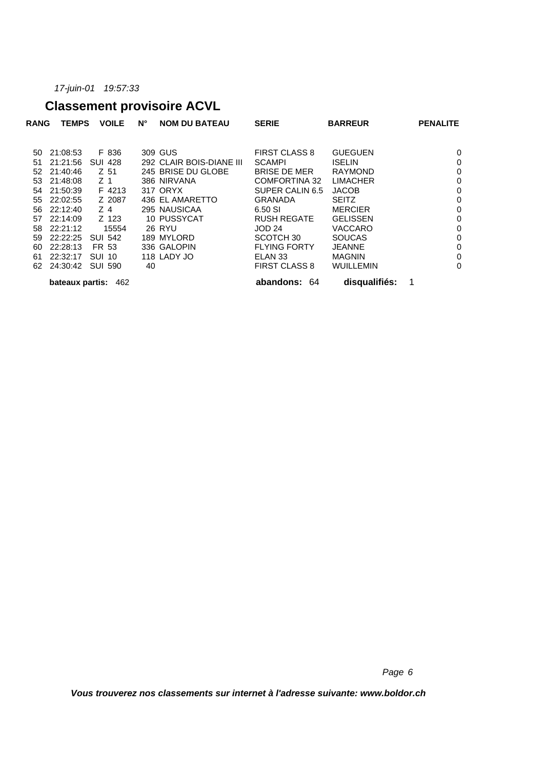*17-juin-01 19:57:33*

# Classement provisoire ACVL

| RANG | TEMPS | VOILE | N° | NOM DU BATEAU | SERIE | BARREUR | PENALITE |
|---|---|---|---|---|---|---|---|
| 50 | 21:08:53 | F 836 | 309 | GUS | FIRST CLASS 8 | GUEGUEN | 0 |
| 51 | 21:21:56 | SUI 428 | 292 | CLAIR BOIS-DIANE III | SCAMPI | ISELIN | 0 |
| 52 | 21:40:46 | Z 51 | 245 | BRISE DU GLOBE | BRISE DE MER | RAYMOND | 0 |
| 53 | 21:48:08 | Z 1 | 386 | NIRVANA | COMFORTINA 32 | LIMACHER | 0 |
| 54 | 21:50:39 | F 4213 | 317 | ORYX | SUPER CALIN 6.5 | JACOB | 0 |
| 55 | 22:02:55 | Z 2087 | 436 | EL AMARETTO | GRANADA | SEITZ | 0 |
| 56 | 22:12:40 | Z 4 | 295 | NAUSICAA | 6.50 SI | MERCIER | 0 |
| 57 | 22:14:09 | Z 123 | 10 | PUSSYCAT | RUSH REGATE | GELISSEN | 0 |
| 58 | 22:21:12 | 15554 | 26 | RYU | JOD 24 | VACCARO | 0 |
| 59 | 22:22:25 | SUI 542 | 189 | MYLORD | SCOTCH 30 | SOUCAS | 0 |
| 60 | 22:28:13 | FR 53 | 336 | GALOPIN | FLYING FORTY | JEANNE | 0 |
| 61 | 22:32:17 | SUI 10 | 118 | LADY JO | ELAN 33 | MAGNIN | 0 |
| 62 | 24:30:42 | SUI 590 | 40 | | FIRST CLASS 8 | WUILLEMIN | 0 |

**bateaux partis:** 462 **abandons:** 64 **disqualifiés:** 1

*Vous trouverez nos classements sur internet à l'adresse suivante: www.boldor.ch*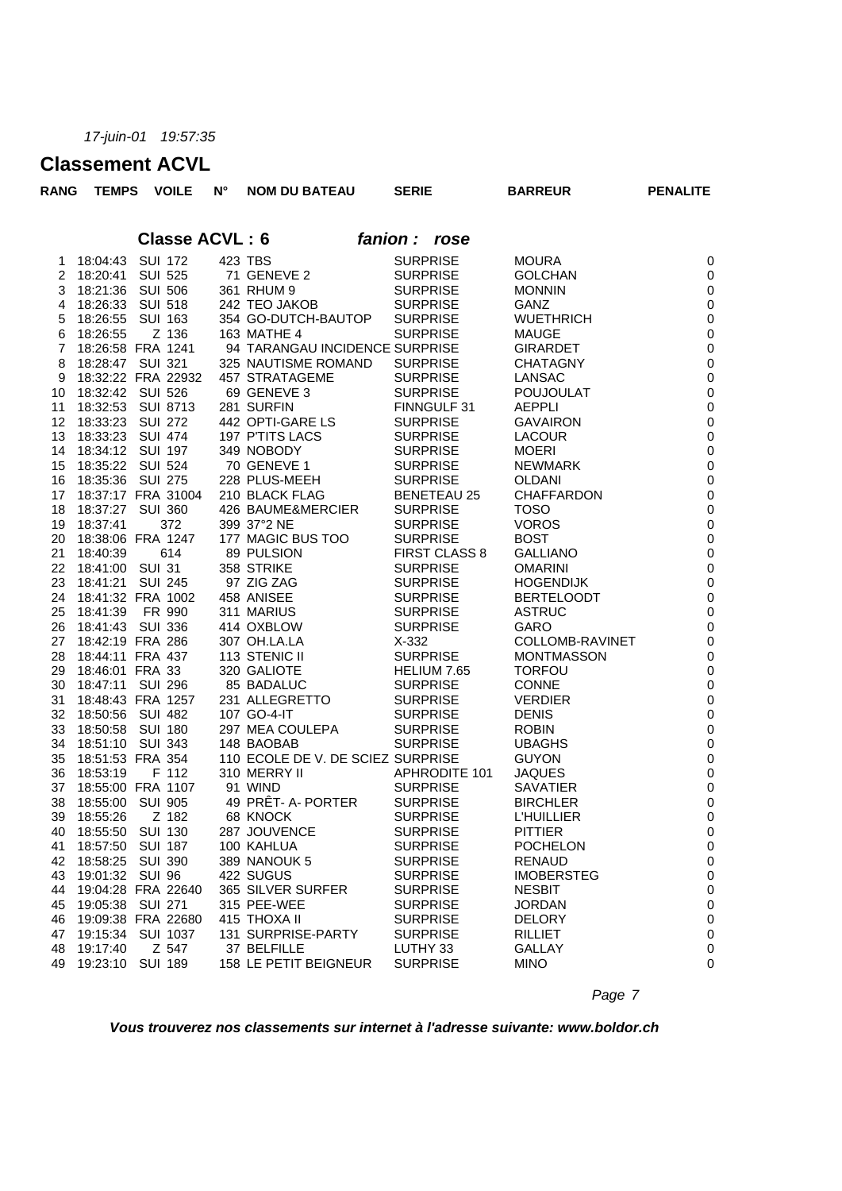*17-juin-01 19:57:35*

# Classement ACVL

### Classe ACVL : 6 *fanion : rose*

| RANG | TEMPS | VOILE | N° | NOM DU BATEAU | SERIE | BARREUR | PENALITE |
|---|---|---|---|---|---|---|---|
| 1 | 18:04:43 | SUI 172 | 423 | TBS | SURPRISE | MOURA | 0 |
| 2 | 18:20:41 | SUI 525 | 71 | GENEVE 2 | SURPRISE | GOLCHAN | 0 |
| 3 | 18:21:36 | SUI 506 | 361 | RHUM 9 | SURPRISE | MONNIN | 0 |
| 4 | 18:26:33 | SUI 518 | 242 | TEO JAKOB | SURPRISE | GANZ | 0 |
| 5 | 18:26:55 | SUI 163 | 354 | GO-DUTCH-BAUTOP | SURPRISE | WUETHRICH | 0 |
| 6 | 18:26:55 | Z 136 | 163 | MATHE 4 | SURPRISE | MAUGE | 0 |
| 7 | 18:26:58 | FRA 1241 | 94 | TARANGAU INCIDENCE | SURPRISE | GIRARDET | 0 |
| 8 | 18:28:47 | SUI 321 | 325 | NAUTISME ROMAND | SURPRISE | CHATAGNY | 0 |
| 9 | 18:32:22 | FRA 22932 | 457 | STRATAGEME | SURPRISE | LANSAC | 0 |
| 10 | 18:32:42 | SUI 526 | 69 | GENEVE 3 | SURPRISE | POUJOULAT | 0 |
| 11 | 18:32:53 | SUI 8713 | 281 | SURFIN | FINNGULF 31 | AEPPLI | 0 |
| 12 | 18:33:23 | SUI 272 | 442 | OPTI-GARE LS | SURPRISE | GAVAIRON | 0 |
| 13 | 18:33:23 | SUI 474 | 197 | P'TITS LACS | SURPRISE | LACOUR | 0 |
| 14 | 18:34:12 | SUI 197 | 349 | NOBODY | SURPRISE | MOERI | 0 |
| 15 | 18:35:22 | SUI 524 | 70 | GENEVE 1 | SURPRISE | NEWMARK | 0 |
| 16 | 18:35:36 | SUI 275 | 228 | PLUS-MEEH | SURPRISE | OLDANI | 0 |
| 17 | 18:37:17 | FRA 31004 | 210 | BLACK FLAG | BENETEAU 25 | CHAFFARDON | 0 |
| 18 | 18:37:27 | SUI 360 | 426 | BAUME&MERCIER | SURPRISE | TOSO | 0 |
| 19 | 18:37:41 | 372 | 399 | 37°2 NE | SURPRISE | VOROS | 0 |
| 20 | 18:38:06 | FRA 1247 | 177 | MAGIC BUS TOO | SURPRISE | BOST | 0 |
| 21 | 18:40:39 | 614 | 89 | PULSION | FIRST CLASS 8 | GALLIANO | 0 |
| 22 | 18:41:00 | SUI 31 | 358 | STRIKE | SURPRISE | OMARINI | 0 |
| 23 | 18:41:21 | SUI 245 | 97 | ZIG ZAG | SURPRISE | HOGENDIJK | 0 |
| 24 | 18:41:32 | FRA 1002 | 458 | ANISEE | SURPRISE | BERTELOODT | 0 |
| 25 | 18:41:39 | FR 990 | 311 | MARIUS | SURPRISE | ASTRUC | 0 |
| 26 | 18:41:43 | SUI 336 | 414 | OXBLOW | SURPRISE | GARO | 0 |
| 27 | 18:42:19 | FRA 286 | 307 | OH.LA.LA | X-332 | COLLOMB-RAVINET | 0 |
| 28 | 18:44:11 | FRA 437 | 113 | STENIC II | SURPRISE | MONTMASSON | 0 |
| 29 | 18:46:01 | FRA 33 | 320 | GALIOTE | HELIUM 7.65 | TORFOU | 0 |
| 30 | 18:47:11 | SUI 296 | 85 | BADALUC | SURPRISE | CONNE | 0 |
| 31 | 18:48:43 | FRA 1257 | 231 | ALLEGRETTO | SURPRISE | VERDIER | 0 |
| 32 | 18:50:56 | SUI 482 | 107 | GO-4-IT | SURPRISE | DENIS | 0 |
| 33 | 18:50:58 | SUI 180 | 297 | MEA COULEPA | SURPRISE | ROBIN | 0 |
| 34 | 18:51:10 | SUI 343 | 148 | BAOBAB | SURPRISE | UBAGHS | 0 |
| 35 | 18:51:53 | FRA 354 | 110 | ECOLE DE V. DE SCIEZ | SURPRISE | GUYON | 0 |
| 36 | 18:53:19 | F 112 | 310 | MERRY II | APHRODITE 101 | JAQUES | 0 |
| 37 | 18:55:00 | FRA 1107 | 91 | WIND | SURPRISE | SAVATIER | 0 |
| 38 | 18:55:00 | SUI 905 | 49 | PRÊT- A- PORTER | SURPRISE | BIRCHLER | 0 |
| 39 | 18:55:26 | Z 182 | 68 | KNOCK | SURPRISE | L'HUILLIER | 0 |
| 40 | 18:55:50 | SUI 130 | 287 | JOUVENCE | SURPRISE | PITTIER | 0 |
| 41 | 18:57:50 | SUI 187 | 100 | KAHLUA | SURPRISE | POCHELON | 0 |
| 42 | 18:58:25 | SUI 390 | 389 | NANOUK 5 | SURPRISE | RENAUD | 0 |
| 43 | 19:01:32 | SUI 96 | 422 | SUGUS | SURPRISE | IMOBERSTEG | 0 |
| 44 | 19:04:28 | FRA 22640 | 365 | SILVER SURFER | SURPRISE | NESBIT | 0 |
| 45 | 19:05:38 | SUI 271 | 315 | PEE-WEE | SURPRISE | JORDAN | 0 |
| 46 | 19:09:38 | FRA 22680 | 415 | THOXA II | SURPRISE | DELORY | 0 |
| 47 | 19:15:34 | SUI 1037 | 131 | SURPRISE-PARTY | SURPRISE | RILLIET | 0 |
| 48 | 19:17:40 | Z 547 | 37 | BELFILLE | LUTHY 33 | GALLAY | 0 |
| 49 | 19:23:10 | SUI 189 | 158 | LE PETIT BEIGNEUR | SURPRISE | MINO | 0 |

***Vous trouverez nos classements sur internet à l'adresse suivante: www.boldor.ch***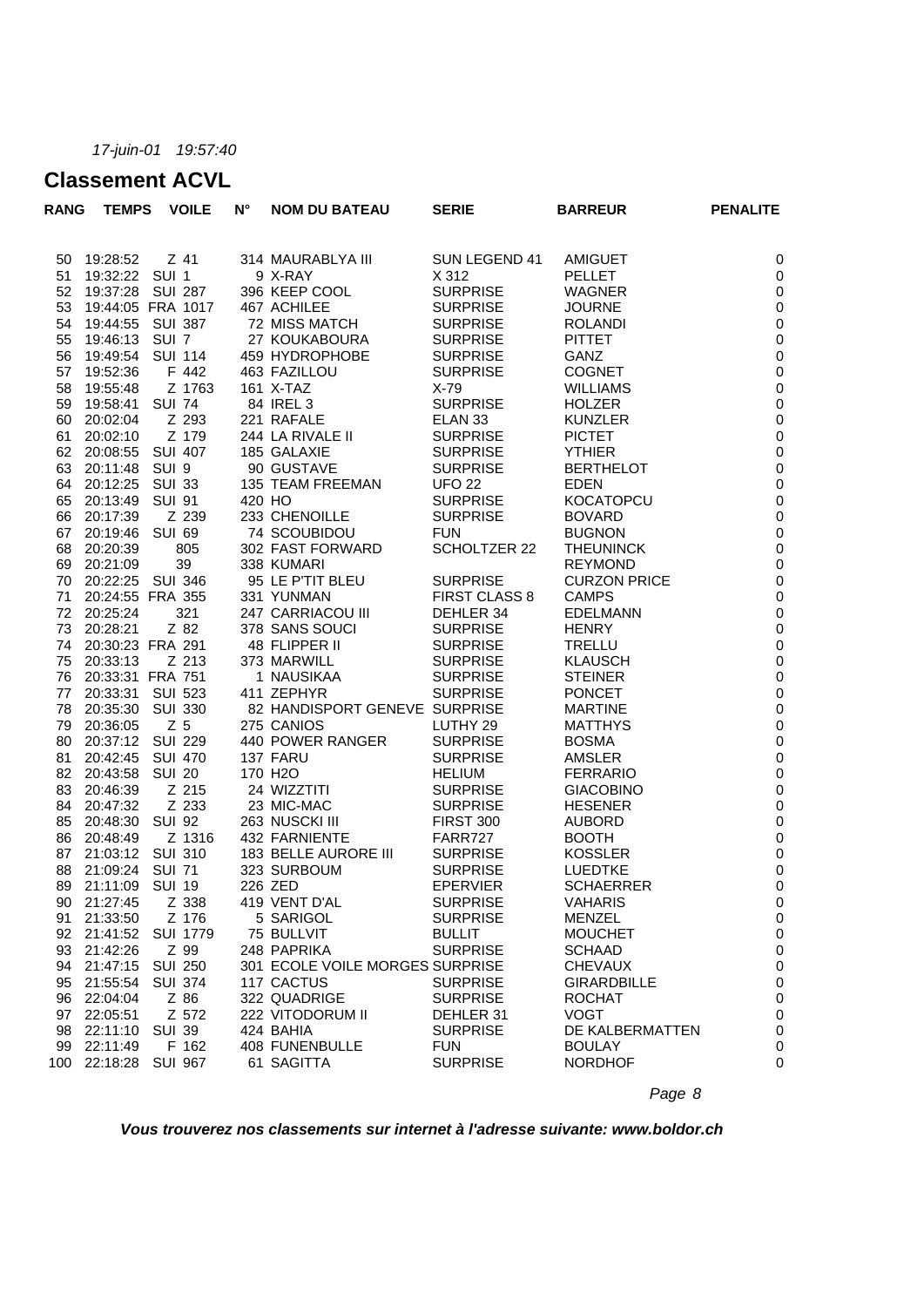*17-juin-01 19:57:40*

# Classement ACVL

| RANG | TEMPS | VOILE | N° | NOM DU BATEAU | SERIE | BARREUR | PENALITE |
|---|---|---|---|---|---|---|---|
| 50 | 19:28:52 | Z 41 | 314 | MAURABLYA III | SUN LEGEND 41 | AMIGUET | 0 |
| 51 | 19:32:22 | SUI 1 | 9 | X-RAY | X 312 | PELLET | 0 |
| 52 | 19:37:28 | SUI 287 | 396 | KEEP COOL | SURPRISE | WAGNER | 0 |
| 53 | 19:44:05 | FRA 1017 | 467 | ACHILEE | SURPRISE | JOURNE | 0 |
| 54 | 19:44:55 | SUI 387 | 72 | MISS MATCH | SURPRISE | ROLANDI | 0 |
| 55 | 19:46:13 | SUI 7 | 27 | KOUKABOURA | SURPRISE | PITTET | 0 |
| 56 | 19:49:54 | SUI 114 | 459 | HYDROPHOBE | SURPRISE | GANZ | 0 |
| 57 | 19:52:36 | F 442 | 463 | FAZILLOU | SURPRISE | COGNET | 0 |
| 58 | 19:55:48 | Z 1763 | 161 | X-TAZ | X-79 | WILLIAMS | 0 |
| 59 | 19:58:41 | SUI 74 | 84 | IREL 3 | SURPRISE | HOLZER | 0 |
| 60 | 20:02:04 | Z 293 | 221 | RAFALE | ELAN 33 | KUNZLER | 0 |
| 61 | 20:02:10 | Z 179 | 244 | LA RIVALE II | SURPRISE | PICTET | 0 |
| 62 | 20:08:55 | SUI 407 | 185 | GALAXIE | SURPRISE | YTHIER | 0 |
| 63 | 20:11:48 | SUI 9 | 90 | GUSTAVE | SURPRISE | BERTHELOT | 0 |
| 64 | 20:12:25 | SUI 33 | 135 | TEAM FREEMAN | UFO 22 | EDEN | 0 |
| 65 | 20:13:49 | SUI 91 | 420 | HO | SURPRISE | KOCATOPCU | 0 |
| 66 | 20:17:39 | Z 239 | 233 | CHENOILLE | SURPRISE | BOVARD | 0 |
| 67 | 20:19:46 | SUI 69 | 74 | SCOUBIDOU | FUN | BUGNON | 0 |
| 68 | 20:20:39 | 805 | 302 | FAST FORWARD | SCHOLTZER 22 | THEUNINCK | 0 |
| 69 | 20:21:09 | 39 | 338 | KUMARI | | REYMOND | 0 |
| 70 | 20:22:25 | SUI 346 | 95 | LE P'TIT BLEU | SURPRISE | CURZON PRICE | 0 |
| 71 | 20:24:55 | FRA 355 | 331 | YUNMAN | FIRST CLASS 8 | CAMPS | 0 |
| 72 | 20:25:24 | 321 | 247 | CARRIACOU III | DEHLER 34 | EDELMANN | 0 |
| 73 | 20:28:21 | Z 82 | 378 | SANS SOUCI | SURPRISE | HENRY | 0 |
| 74 | 20:30:23 | FRA 291 | 48 | FLIPPER II | SURPRISE | TRELLU | 0 |
| 75 | 20:33:13 | Z 213 | 373 | MARWILL | SURPRISE | KLAUSCH | 0 |
| 76 | 20:33:31 | FRA 751 | 1 | NAUSIKAA | SURPRISE | STEINER | 0 |
| 77 | 20:33:31 | SUI 523 | 411 | ZEPHYR | SURPRISE | PONCET | 0 |
| 78 | 20:35:30 | SUI 330 | 82 | HANDISPORT GENEVE | SURPRISE | MARTINE | 0 |
| 79 | 20:36:05 | Z 5 | 275 | CANIOS | LUTHY 29 | MATTHYS | 0 |
| 80 | 20:37:12 | SUI 229 | 440 | POWER RANGER | SURPRISE | BOSMA | 0 |
| 81 | 20:42:45 | SUI 470 | 137 | FARU | SURPRISE | AMSLER | 0 |
| 82 | 20:43:58 | SUI 20 | 170 | H2O | HELIUM | FERRARIO | 0 |
| 83 | 20:46:39 | Z 215 | 24 | WIZZTITI | SURPRISE | GIACOBINO | 0 |
| 84 | 20:47:32 | Z 233 | 23 | MIC-MAC | SURPRISE | HESENER | 0 |
| 85 | 20:48:30 | SUI 92 | 263 | NUSCKI III | FIRST 300 | AUBORD | 0 |
| 86 | 20:48:49 | Z 1316 | 432 | FARNIENTE | FARR727 | BOOTH | 0 |
| 87 | 21:03:12 | SUI 310 | 183 | BELLE AURORE III | SURPRISE | KOSSLER | 0 |
| 88 | 21:09:24 | SUI 71 | 323 | SURBOUM | SURPRISE | LUEDTKE | 0 |
| 89 | 21:11:09 | SUI 19 | 226 | ZED | EPERVIER | SCHAERRER | 0 |
| 90 | 21:27:45 | Z 338 | 419 | VENT D'AL | SURPRISE | VAHARIS | 0 |
| 91 | 21:33:50 | Z 176 | 5 | SARIGOL | SURPRISE | MENZEL | 0 |
| 92 | 21:41:52 | SUI 1779 | 75 | BULLVIT | BULLIT | MOUCHET | 0 |
| 93 | 21:42:26 | Z 99 | 248 | PAPRIKA | SURPRISE | SCHAAD | 0 |
| 94 | 21:47:15 | SUI 250 | 301 | ECOLE VOILE MORGES | SURPRISE | CHEVAUX | 0 |
| 95 | 21:55:54 | SUI 374 | 117 | CACTUS | SURPRISE | GIRARDBILLE | 0 |
| 96 | 22:04:04 | Z 86 | 322 | QUADRIGE | SURPRISE | ROCHAT | 0 |
| 97 | 22:05:51 | Z 572 | 222 | VITODORUM II | DEHLER 31 | VOGT | 0 |
| 98 | 22:11:10 | SUI 39 | 424 | BAHIA | SURPRISE | DE KALBERMATTEN | 0 |
| 99 | 22:11:49 | F 162 | 408 | FUNENBULLE | FUN | BOULAY | 0 |
| 100 | 22:18:28 | SUI 967 | 61 | SAGITTA | SURPRISE | NORDHOF | 0 |

***Vous trouverez nos classements sur internet à l'adresse suivante: www.boldor.ch***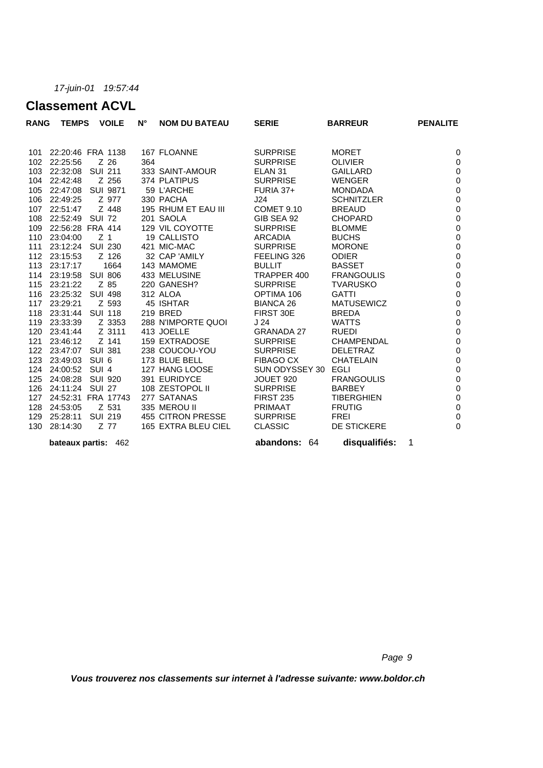*17-juin-01 19:57:44*

## Classement ACVL

| RANG | TEMPS | VOILE | N° | NOM DU BATEAU | SERIE | BARREUR | PENALITE |
|---|---|---|---|---|---|---|---|
| 101 | 22:20:46 | FRA 1138 | 167 | FLOANNE | SURPRISE | MORET | 0 |
| 102 | 22:25:56 | Z 26 | 364 | | SURPRISE | OLIVIER | 0 |
| 103 | 22:32:08 | SUI 211 | 333 | SAINT-AMOUR | ELAN 31 | GAILLARD | 0 |
| 104 | 22:42:48 | Z 256 | 374 | PLATIPUS | SURPRISE | WENGER | 0 |
| 105 | 22:47:08 | SUI 9871 | 59 | L'ARCHE | FURIA 37+ | MONDADA | 0 |
| 106 | 22:49:25 | Z 977 | 330 | PACHA | J24 | SCHNITZLER | 0 |
| 107 | 22:51:47 | Z 448 | 195 | RHUM ET EAU III | COMET 9.10 | BREAUD | 0 |
| 108 | 22:52:49 | SUI 72 | 201 | SAOLA | GIB SEA 92 | CHOPARD | 0 |
| 109 | 22:56:28 | FRA 414 | 129 | VIL COYOTTE | SURPRISE | BLOMME | 0 |
| 110 | 23:04:00 | Z 1 | 19 | CALLISTO | ARCADIA | BUCHS | 0 |
| 111 | 23:12:24 | SUI 230 | 421 | MIC-MAC | SURPRISE | MORONE | 0 |
| 112 | 23:15:53 | Z 126 | 32 | CAP 'AMILY | FEELING 326 | ODIER | 0 |
| 113 | 23:17:17 | 1664 | 143 | MAMOME | BULLIT | BASSET | 0 |
| 114 | 23:19:58 | SUI 806 | 433 | MELUSINE | TRAPPER 400 | FRANGOULIS | 0 |
| 115 | 23:21:22 | Z 85 | 220 | GANESH? | SURPRISE | TVARUSKO | 0 |
| 116 | 23:25:32 | SUI 498 | 312 | ALOA | OPTIMA 106 | GATTI | 0 |
| 117 | 23:29:21 | Z 593 | 45 | ISHTAR | BIANCA 26 | MATUSEWICZ | 0 |
| 118 | 23:31:44 | SUI 118 | 219 | BRED | FIRST 30E | BREDA | 0 |
| 119 | 23:33:39 | Z 3353 | 288 | N'IMPORTE QUOI | J 24 | WATTS | 0 |
| 120 | 23:41:44 | Z 3111 | 413 | JOELLE | GRANADA 27 | RUEDI | 0 |
| 121 | 23:46:12 | Z 141 | 159 | EXTRADOSE | SURPRISE | CHAMPENDAL | 0 |
| 122 | 23:47:07 | SUI 381 | 238 | COUCOU-YOU | SURPRISE | DELETRAZ | 0 |
| 123 | 23:49:03 | SUI 6 | 173 | BLUE BELL | FIBAGO CX | CHATELAIN | 0 |
| 124 | 24:00:52 | SUI 4 | 127 | HANG LOOSE | SUN ODYSSEY 30 | EGLI | 0 |
| 125 | 24:08:28 | SUI 920 | 391 | EURIDYCE | JOUET 920 | FRANGOULIS | 0 |
| 126 | 24:11:24 | SUI 27 | 108 | ZESTOPOL II | SURPRISE | BARBEY | 0 |
| 127 | 24:52:31 | FRA 17743 | 277 | SATANAS | FIRST 235 | TIBERGHIEN | 0 |
| 128 | 24:53:05 | Z 531 | 335 | MEROU II | PRIMAAT | FRUTIG | 0 |
| 129 | 25:28:11 | SUI 219 | 455 | CITRON PRESSE | SURPRISE | FREI | 0 |
| 130 | 28:14:30 | Z 77 | 165 | EXTRA BLEU CIEL | CLASSIC | DE STICKERE | 0 |

**bateaux partis:** 462 **abandons:** 64 **disqualifiés:** 1

***Vous trouverez nos classements sur internet à l'adresse suivante: www.boldor.ch***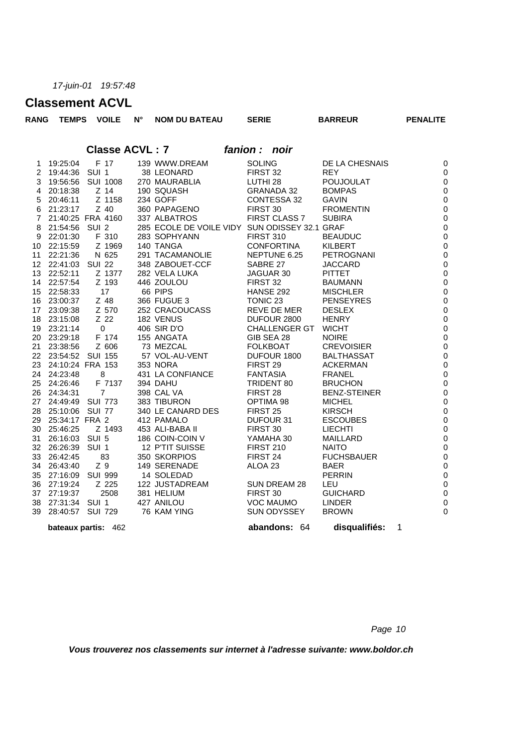*17-juin-01 19:57:48*

# Classement ACVL

## Classe ACVL : 7 *fanion : noir*

| RANG | TEMPS | VOILE | N° | NOM DU BATEAU | SERIE | BARREUR | PENALITE |
|---|---|---|---|---|---|---|---|
| 1 | 19:25:04 | F 17 | 139 | WWW.DREAM | SOLING | DE LA CHESNAIS | 0 |
| 2 | 19:44:36 | SUI 1 | 38 | LEONARD | FIRST 32 | REY | 0 |
| 3 | 19:56:56 | SUI 1008 | 270 | MAURABLIA | LUTHI 28 | POUJOULAT | 0 |
| 4 | 20:18:38 | Z 14 | 190 | SQUASH | GRANADA 32 | BOMPAS | 0 |
| 5 | 20:46:11 | Z 1158 | 234 | GOFF | CONTESSA 32 | GAVIN | 0 |
| 6 | 21:23:17 | Z 40 | 360 | PAPAGENO | FIRST 30 | FROMENTIN | 0 |
| 7 | 21:40:25 | FRA 4160 | 337 | ALBATROS | FIRST CLASS 7 | SUBIRA | 0 |
| 8 | 21:54:56 | SUI 2 | 285 | ECOLE DE VOILE VIDY | SUN ODISSEY 32.1 | GRAF | 0 |
| 9 | 22:01:30 | F 310 | 283 | SOPHYANN | FIRST 310 | BEAUDUC | 0 |
| 10 | 22:15:59 | Z 1969 | 140 | TANGA | CONFORTINA | KILBERT | 0 |
| 11 | 22:21:36 | N 625 | 291 | TACAMANOLIE | NEPTUNE 6.25 | PETROGNANI | 0 |
| 12 | 22:41:03 | SUI 22 | 348 | ZABOUET-CCF | SABRE 27 | JACCARD | 0 |
| 13 | 22:52:11 | Z 1377 | 282 | VELA LUKA | JAGUAR 30 | PITTET | 0 |
| 14 | 22:57:54 | Z 193 | 446 | ZOULOU | FIRST 32 | BAUMANN | 0 |
| 15 | 22:58:33 | 17 | 66 | PIPS | HANSE 292 | MISCHLER | 0 |
| 16 | 23:00:37 | Z 48 | 366 | FUGUE 3 | TONIC 23 | PENSEYRES | 0 |
| 17 | 23:09:38 | Z 570 | 252 | CRACOUCASS | REVE DE MER | DESLEX | 0 |
| 18 | 23:15:08 | Z 22 | 182 | VENUS | DUFOUR 2800 | HENRY | 0 |
| 19 | 23:21:14 | 0 | 406 | SIR D'O | CHALLENGER GT | WICHT | 0 |
| 20 | 23:29:18 | F 174 | 155 | ANGATA | GIB SEA 28 | NOIRE | 0 |
| 21 | 23:38:56 | Z 606 | 73 | MEZCAL | FOLKBOAT | CREVOISIER | 0 |
| 22 | 23:54:52 | SUI 155 | 57 | VOL-AU-VENT | DUFOUR 1800 | BALTHASSAT | 0 |
| 23 | 24:10:24 | FRA 153 | 353 | NORA | FIRST 29 | ACKERMAN | 0 |
| 24 | 24:23:48 | 8 | 431 | LA CONFIANCE | FANTASIA | FRANEL | 0 |
| 25 | 24:26:46 | F 7137 | 394 | DAHU | TRIDENT 80 | BRUCHON | 0 |
| 26 | 24:34:31 | 7 | 398 | CAL VA | FIRST 28 | BENZ-STEINER | 0 |
| 27 | 24:49:49 | SUI 773 | 383 | TIBURON | OPTIMA 98 | MICHEL | 0 |
| 28 | 25:10:06 | SUI 77 | 340 | LE CANARD DES | FIRST 25 | KIRSCH | 0 |
| 29 | 25:34:17 | FRA 2 | 412 | PAMALO | DUFOUR 31 | ESCOUBES | 0 |
| 30 | 25:46:25 | Z 1493 | 453 | ALI-BABA II | FIRST 30 | LIECHTI | 0 |
| 31 | 26:16:03 | SUI 5 | 186 | COIN-COIN V | YAMAHA 30 | MAILLARD | 0 |
| 32 | 26:26:39 | SUI 1 | 12 | P'TIT SUISSE | FIRST 210 | NAITO | 0 |
| 33 | 26:42:45 | 83 | 350 | SKORPIOS | FIRST 24 | FUCHSBAUER | 0 |
| 34 | 26:43:40 | Z 9 | 149 | SERENADE | ALOA 23 | BAER | 0 |
| 35 | 27:16:09 | SUI 999 | 14 | SOLEDAD | | PERRIN | 0 |
| 36 | 27:19:24 | Z 225 | 122 | JUSTADREAM | SUN DREAM 28 | LEU | 0 |
| 37 | 27:19:37 | 2508 | 381 | HELIUM | FIRST 30 | GUICHARD | 0 |
| 38 | 27:31:34 | SUI 1 | 427 | ANILOU | VOC MAUMO | LINDER | 0 |
| 39 | 28:40:57 | SUI 729 | 76 | KAM YING | SUN ODYSSEY | BROWN | 0 |

**bateaux partis:** 462 **abandons:** 64 **disqualifiés:** 1

***Vous trouverez nos classements sur internet à l'adresse suivante: www.boldor.ch***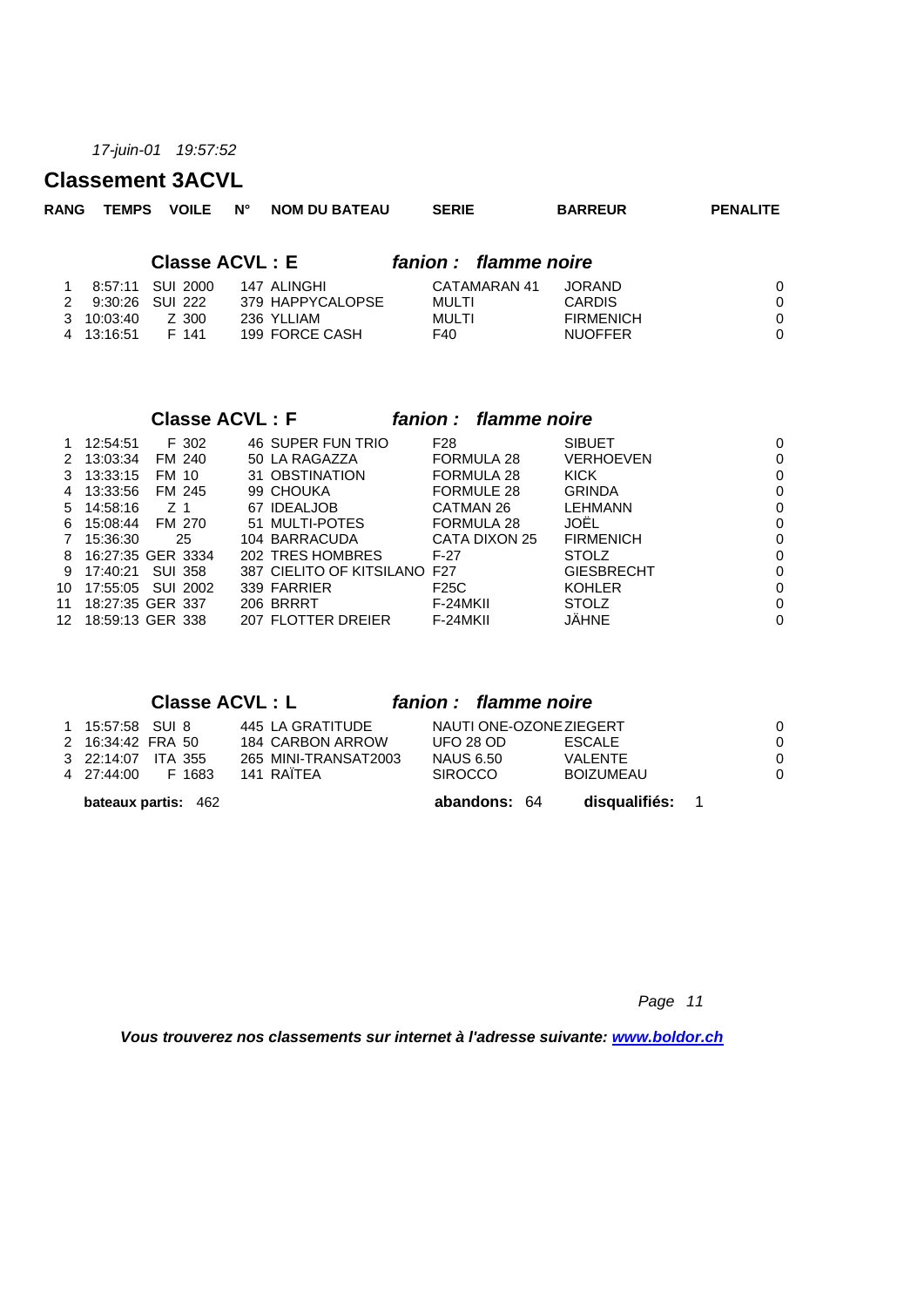*17-juin-01 19:57:52*

## Classement 3ACVL

### Classe ACVL : E — *fanion : flamme noire*

| RANG | TEMPS | VOILE | N° | NOM DU BATEAU | SERIE | BARREUR | PENALITE |
|---|---|---|---|---|---|---|---|
| 1 | 8:57:11 | SUI 2000 | 147 | ALINGHI | CATAMARAN 41 | JORAND | 0 |
| 2 | 9:30:26 | SUI 222 | 379 | HAPPYCALOPSE | MULTI | CARDIS | 0 |
| 3 | 10:03:40 | Z 300 | 236 | YLLIAM | MULTI | FIRMENICH | 0 |
| 4 | 13:16:51 | F 141 | 199 | FORCE CASH | F40 | NUOFFER | 0 |

### Classe ACVL : F — *fanion : flamme noire*

| RANG | TEMPS | VOILE | N° | NOM DU BATEAU | SERIE | BARREUR | PENALITE |
|---|---|---|---|---|---|---|---|
| 1 | 12:54:51 | F 302 | 46 | SUPER FUN TRIO | F28 | SIBUET | 0 |
| 2 | 13:03:34 | FM 240 | 50 | LA RAGAZZA | FORMULA 28 | VERHOEVEN | 0 |
| 3 | 13:33:15 | FM 10 | 31 | OBSTINATION | FORMULA 28 | KICK | 0 |
| 4 | 13:33:56 | FM 245 | 99 | CHOUKA | FORMULE 28 | GRINDA | 0 |
| 5 | 14:58:16 | Z 1 | 67 | IDEALJOB | CATMAN 26 | LEHMANN | 0 |
| 6 | 15:08:44 | FM 270 | 51 | MULTI-POTES | FORMULA 28 | JOËL | 0 |
| 7 | 15:36:30 | 25 | 104 | BARRACUDA | CATA DIXON 25 | FIRMENICH | 0 |
| 8 | 16:27:35 | GER 3334 | 202 | TRES HOMBRES | F-27 | STOLZ | 0 |
| 9 | 17:40:21 | SUI 358 | 387 | CIELITO OF KITSILANO | F27 | GIESBRECHT | 0 |
| 10 | 17:55:05 | SUI 2002 | 339 | FARRIER | F25C | KOHLER | 0 |
| 11 | 18:27:35 | GER 337 | 206 | BRRRT | F-24MKII | STOLZ | 0 |
| 12 | 18:59:13 | GER 338 | 207 | FLOTTER DREIER | F-24MKII | JÄHNE | 0 |

### Classe ACVL : L — *fanion : flamme noire*

| RANG | TEMPS | VOILE | N° | NOM DU BATEAU | SERIE | BARREUR | PENALITE |
|---|---|---|---|---|---|---|---|
| 1 | 15:57:58 | SUI 8 | 445 | LA GRATITUDE | NAUTI ONE-OZONE | ZIEGERT | 0 |
| 2 | 16:34:42 | FRA 50 | 184 | CARBON ARROW | UFO 28 OD | ESCALE | 0 |
| 3 | 22:14:07 | ITA 355 | 265 | MINI-TRANSAT2003 | NAUS 6.50 | VALENTE | 0 |
| 4 | 27:44:00 | F 1683 | 141 | RAÏTEA | SIROCCO | BOIZUMEAU | 0 |

**bateaux partis:** 462  **abandons:** 64  **disqualifiés:** 1

***Vous trouverez nos classements sur internet à l'adresse suivante: www.boldor.ch***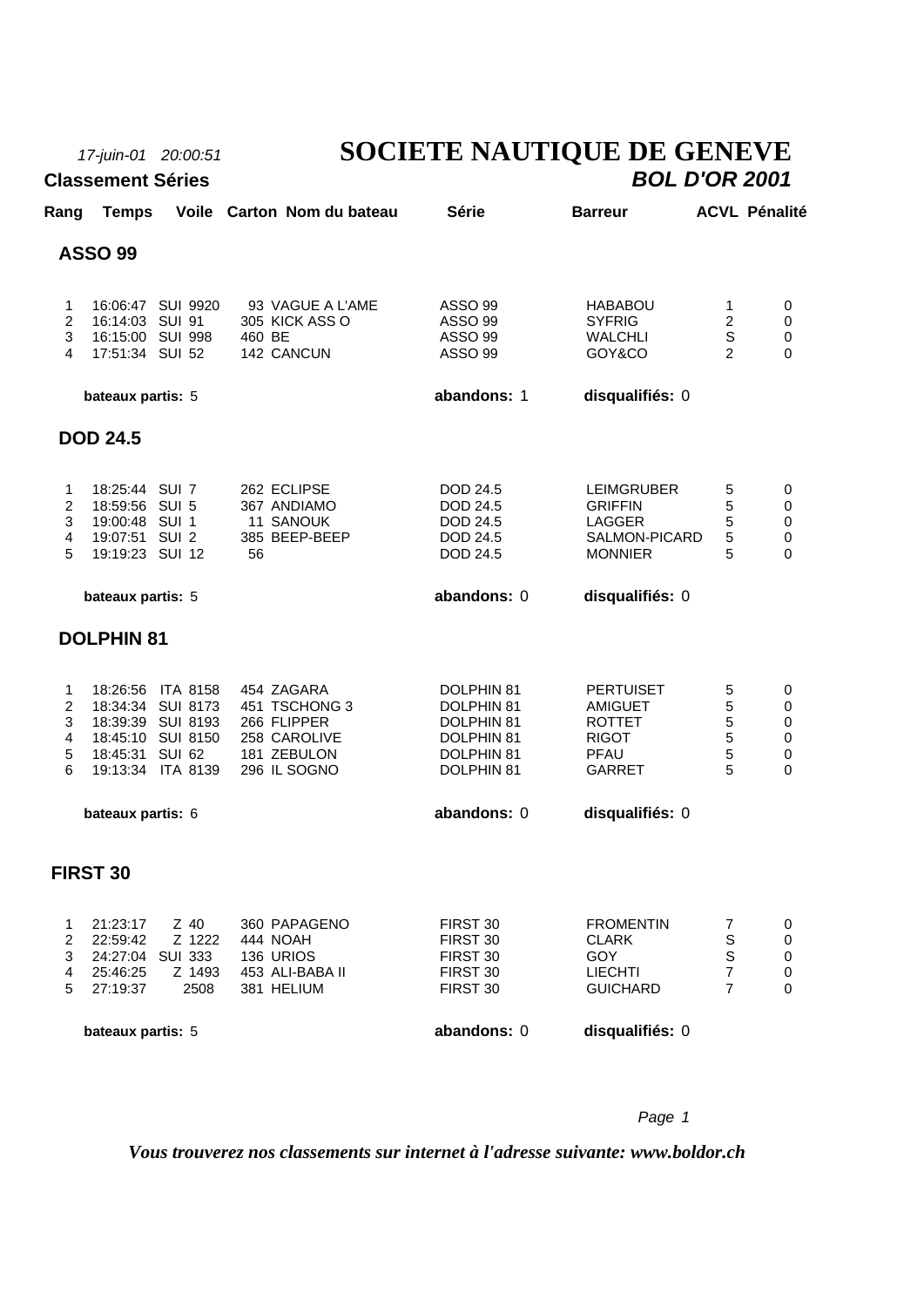*17-juin-01 20:00:51*

# SOCIETE NAUTIQUE DE GENEVE

**Classement Séries** ***BOL D'OR 2001***

## ASSO 99

| Rang | Temps | Voile | Carton | Nom du bateau | Série | Barreur | ACVL | Pénalité |
|---|---|---|---|---|---|---|---|---|
| 1 | 16:06:47 | SUI 9920 | 93 | VAGUE A L'AME | ASSO 99 | HABABOU | 1 | 0 |
| 2 | 16:14:03 | SUI 91 | 305 | KICK ASS O | ASSO 99 | SYFRIG | 2 | 0 |
| 3 | 16:15:00 | SUI 998 | 460 | BE | ASSO 99 | WALCHLI | S | 0 |
| 4 | 17:51:34 | SUI 52 | 142 | CANCUN | ASSO 99 | GOY&CO | 2 | 0 |

**bateaux partis:** 5 **abandons:** 1 **disqualifiés:** 0

## DOD 24.5

| Rang | Temps | Voile | Carton | Nom du bateau | Série | Barreur | ACVL | Pénalité |
|---|---|---|---|---|---|---|---|---|
| 1 | 18:25:44 | SUI 7 | 262 | ECLIPSE | DOD 24.5 | LEIMGRUBER | 5 | 0 |
| 2 | 18:59:56 | SUI 5 | 367 | ANDIAMO | DOD 24.5 | GRIFFIN | 5 | 0 |
| 3 | 19:00:48 | SUI 1 | 11 | SANOUK | DOD 24.5 | LAGGER | 5 | 0 |
| 4 | 19:07:51 | SUI 2 | 385 | BEEP-BEEP | DOD 24.5 | SALMON-PICARD | 5 | 0 |
| 5 | 19:19:23 | SUI 12 | 56 | | DOD 24.5 | MONNIER | 5 | 0 |

**bateaux partis:** 5 **abandons:** 0 **disqualifiés:** 0

## DOLPHIN 81

| Rang | Temps | Voile | Carton | Nom du bateau | Série | Barreur | ACVL | Pénalité |
|---|---|---|---|---|---|---|---|---|
| 1 | 18:26:56 | ITA 8158 | 454 | ZAGARA | DOLPHIN 81 | PERTUISET | 5 | 0 |
| 2 | 18:34:34 | SUI 8173 | 451 | TSCHONG 3 | DOLPHIN 81 | AMIGUET | 5 | 0 |
| 3 | 18:39:39 | SUI 8193 | 266 | FLIPPER | DOLPHIN 81 | ROTTET | 5 | 0 |
| 4 | 18:45:10 | SUI 8150 | 258 | CAROLIVE | DOLPHIN 81 | RIGOT | 5 | 0 |
| 5 | 18:45:31 | SUI 62 | 181 | ZEBULON | DOLPHIN 81 | PFAU | 5 | 0 |
| 6 | 19:13:34 | ITA 8139 | 296 | IL SOGNO | DOLPHIN 81 | GARRET | 5 | 0 |

**bateaux partis:** 6 **abandons:** 0 **disqualifiés:** 0

## FIRST 30

| Rang | Temps | Voile | Carton | Nom du bateau | Série | Barreur | ACVL | Pénalité |
|---|---|---|---|---|---|---|---|---|
| 1 | 21:23:17 | Z 40 | 360 | PAPAGENO | FIRST 30 | FROMENTIN | 7 | 0 |
| 2 | 22:59:42 | Z 1222 | 444 | NOAH | FIRST 30 | CLARK | S | 0 |
| 3 | 24:27:04 | SUI 333 | 136 | URIOS | FIRST 30 | GOY | S | 0 |
| 4 | 25:46:25 | Z 1493 | 453 | ALI-BABA II | FIRST 30 | LIECHTI | 7 | 0 |
| 5 | 27:19:37 | 2508 | 381 | HELIUM | FIRST 30 | GUICHARD | 7 | 0 |

**bateaux partis:** 5 **abandons:** 0 **disqualifiés:** 0

***Vous trouverez nos classements sur internet à l'adresse suivante: www.boldor.ch***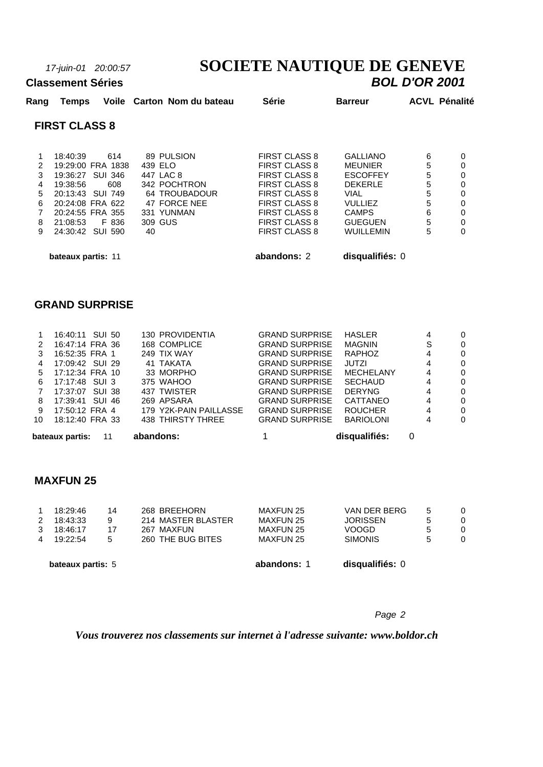*17-juin-01 20:00:57*

# SOCIETE NAUTIQUE DE GENEVE

**Classement Séries**

***BOL D'OR 2001***

## FIRST CLASS 8

| Rang | Temps | Voile | Carton | Nom du bateau | Série | Barreur | ACVL | Pénalité |
|---|---|---|---|---|---|---|---|---|
| 1 | 18:40:39 | 614 | 89 | PULSION | FIRST CLASS 8 | GALLIANO | 6 | 0 |
| 2 | 19:29:00 | FRA 1838 | 439 | ELO | FIRST CLASS 8 | MEUNIER | 5 | 0 |
| 3 | 19:36:27 | SUI 346 | 447 | LAC 8 | FIRST CLASS 8 | ESCOFFEY | 5 | 0 |
| 4 | 19:38:56 | 608 | 342 | POCHTRON | FIRST CLASS 8 | DEKERLE | 5 | 0 |
| 5 | 20:13:43 | SUI 749 | 64 | TROUBADOUR | FIRST CLASS 8 | VIAL | 5 | 0 |
| 6 | 20:24:08 | FRA 622 | 47 | FORCE NEE | FIRST CLASS 8 | VULLIEZ | 5 | 0 |
| 7 | 20:24:55 | FRA 355 | 331 | YUNMAN | FIRST CLASS 8 | CAMPS | 6 | 0 |
| 8 | 21:08:53 | F 836 | 309 | GUS | FIRST CLASS 8 | GUEGUEN | 5 | 0 |
| 9 | 24:30:42 | SUI 590 | 40 | | FIRST CLASS 8 | WUILLEMIN | 5 | 0 |

**bateaux partis:** 11 **abandons:** 2 **disqualifiés:** 0

## GRAND SURPRISE

| Rang | Temps | Voile | Carton | Nom du bateau | Série | Barreur | ACVL | Pénalité |
|---|---|---|---|---|---|---|---|---|
| 1 | 16:40:11 | SUI 50 | 130 | PROVIDENTIA | GRAND SURPRISE | HASLER | 4 | 0 |
| 2 | 16:47:14 | FRA 36 | 168 | COMPLICE | GRAND SURPRISE | MAGNIN | S | 0 |
| 3 | 16:52:35 | FRA 1 | 249 | TIX WAY | GRAND SURPRISE | RAPHOZ | 4 | 0 |
| 4 | 17:09:42 | SUI 29 | 41 | TAKATA | GRAND SURPRISE | JUTZI | 4 | 0 |
| 5 | 17:12:34 | FRA 10 | 33 | MORPHO | GRAND SURPRISE | MECHELANY | 4 | 0 |
| 6 | 17:17:48 | SUI 3 | 375 | WAHOO | GRAND SURPRISE | SECHAUD | 4 | 0 |
| 7 | 17:37:07 | SUI 38 | 437 | TWISTER | GRAND SURPRISE | DERYNG | 4 | 0 |
| 8 | 17:39:41 | SUI 46 | 269 | APSARA | GRAND SURPRISE | CATTANEO | 4 | 0 |
| 9 | 17:50:12 | FRA 4 | 179 | Y2K-PAIN PAILLASSE | GRAND SURPRISE | ROUCHER | 4 | 0 |
| 10 | 18:12:40 | FRA 33 | 438 | THIRSTY THREE | GRAND SURPRISE | BARIOLONI | 4 | 0 |

**bateaux partis:** 11 **abandons:** 1 **disqualifiés:** 0

## MAXFUN 25

| Rang | Temps | Voile | Carton | Nom du bateau | Série | Barreur | ACVL | Pénalité |
|---|---|---|---|---|---|---|---|---|
| 1 | 18:29:46 | 14 | 268 | BREEHORN | MAXFUN 25 | VAN DER BERG | 5 | 0 |
| 2 | 18:43:33 | 9 | 214 | MASTER BLASTER | MAXFUN 25 | JORISSEN | 5 | 0 |
| 3 | 18:46:17 | 17 | 267 | MAXFUN | MAXFUN 25 | VOOGD | 5 | 0 |
| 4 | 19:22:54 | 5 | 260 | THE BUG BITES | MAXFUN 25 | SIMONIS | 5 | 0 |

**bateaux partis:** 5 **abandons:** 1 **disqualifiés:** 0

***Vous trouverez nos classements sur internet à l'adresse suivante: www.boldor.ch***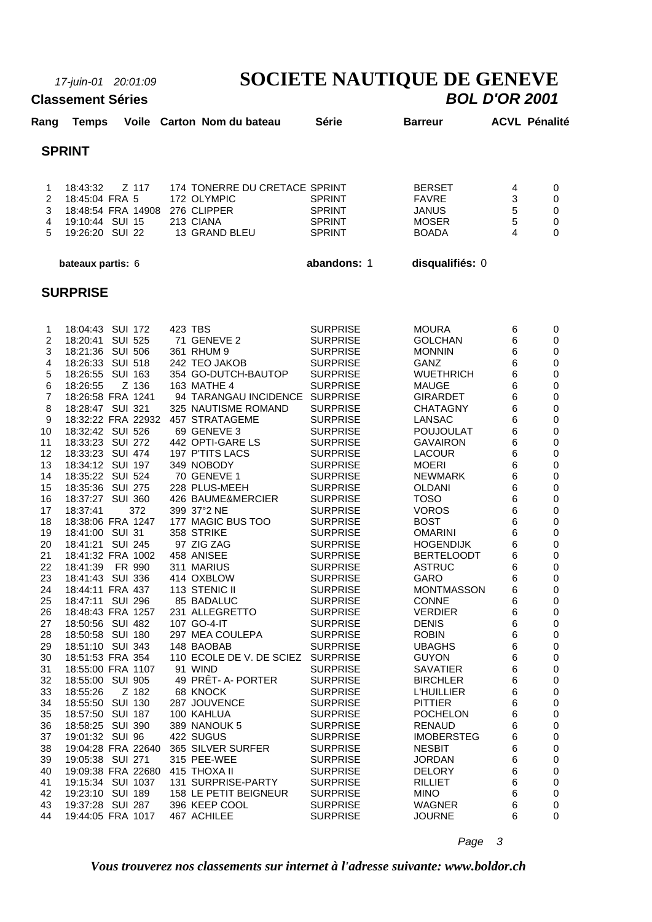*17-juin-01 20:01:09*

# SOCIETE NAUTIQUE DE GENEVE

**Classement Séries** ***BOL D'OR 2001***

## SPRINT

| Rang | Temps | Voile | Carton | Nom du bateau | Série | Barreur | ACVL | Pénalité |
|---|---|---|---|---|---|---|---|---|
| 1 | 18:43:32 | Z 117 | 174 | TONERRE DU CRETACE | SPRINT | BERSET | 4 | 0 |
| 2 | 18:45:04 | FRA 5 | 172 | OLYMPIC | SPRINT | FAVRE | 3 | 0 |
| 3 | 18:48:54 | FRA 14908 | 276 | CLIPPER | SPRINT | JANUS | 5 | 0 |
| 4 | 19:10:44 | SUI 15 | 213 | CIANA | SPRINT | MOSER | 5 | 0 |
| 5 | 19:26:20 | SUI 22 | 13 | GRAND BLEU | SPRINT | BOADA | 4 | 0 |

**bateaux partis:** 6 **abandons:** 1 **disqualifiés:** 0

## SURPRISE

| Rang | Temps | Voile | Carton | Nom du bateau | Série | Barreur | ACVL | Pénalité |
|---|---|---|---|---|---|---|---|---|
| 1 | 18:04:43 | SUI 172 | 423 | TBS | SURPRISE | MOURA | 6 | 0 |
| 2 | 18:20:41 | SUI 525 | 71 | GENEVE 2 | SURPRISE | GOLCHAN | 6 | 0 |
| 3 | 18:21:36 | SUI 506 | 361 | RHUM 9 | SURPRISE | MONNIN | 6 | 0 |
| 4 | 18:26:33 | SUI 518 | 242 | TEO JAKOB | SURPRISE | GANZ | 6 | 0 |
| 5 | 18:26:55 | SUI 163 | 354 | GO-DUTCH-BAUTOP | SURPRISE | WUETHRICH | 6 | 0 |
| 6 | 18:26:55 | Z 136 | 163 | MATHE 4 | SURPRISE | MAUGE | 6 | 0 |
| 7 | 18:26:58 | FRA 1241 | 94 | TARANGAU INCIDENCE | SURPRISE | GIRARDET | 6 | 0 |
| 8 | 18:28:47 | SUI 321 | 325 | NAUTISME ROMAND | SURPRISE | CHATAGNY | 6 | 0 |
| 9 | 18:32:22 | FRA 22932 | 457 | STRATAGEME | SURPRISE | LANSAC | 6 | 0 |
| 10 | 18:32:42 | SUI 526 | 69 | GENEVE 3 | SURPRISE | POUJOULAT | 6 | 0 |
| 11 | 18:33:23 | SUI 272 | 442 | OPTI-GARE LS | SURPRISE | GAVAIRON | 6 | 0 |
| 12 | 18:33:23 | SUI 474 | 197 | P'TITS LACS | SURPRISE | LACOUR | 6 | 0 |
| 13 | 18:34:12 | SUI 197 | 349 | NOBODY | SURPRISE | MOERI | 6 | 0 |
| 14 | 18:35:22 | SUI 524 | 70 | GENEVE 1 | SURPRISE | NEWMARK | 6 | 0 |
| 15 | 18:35:36 | SUI 275 | 228 | PLUS-MEEH | SURPRISE | OLDANI | 6 | 0 |
| 16 | 18:37:27 | SUI 360 | 426 | BAUME&MERCIER | SURPRISE | TOSO | 6 | 0 |
| 17 | 18:37:41 | 372 | 399 | 37°2 NE | SURPRISE | VOROS | 6 | 0 |
| 18 | 18:38:06 | FRA 1247 | 177 | MAGIC BUS TOO | SURPRISE | BOST | 6 | 0 |
| 19 | 18:41:00 | SUI 31 | 358 | STRIKE | SURPRISE | OMARINI | 6 | 0 |
| 20 | 18:41:21 | SUI 245 | 97 | ZIG ZAG | SURPRISE | HOGENDIJK | 6 | 0 |
| 21 | 18:41:32 | FRA 1002 | 458 | ANISEE | SURPRISE | BERTELOODT | 6 | 0 |
| 22 | 18:41:39 | FR 990 | 311 | MARIUS | SURPRISE | ASTRUC | 6 | 0 |
| 23 | 18:41:43 | SUI 336 | 414 | OXBLOW | SURPRISE | GARO | 6 | 0 |
| 24 | 18:44:11 | FRA 437 | 113 | STENIC II | SURPRISE | MONTMASSON | 6 | 0 |
| 25 | 18:47:11 | SUI 296 | 85 | BADALUC | SURPRISE | CONNE | 6 | 0 |
| 26 | 18:48:43 | FRA 1257 | 231 | ALLEGRETTO | SURPRISE | VERDIER | 6 | 0 |
| 27 | 18:50:56 | SUI 482 | 107 | GO-4-IT | SURPRISE | DENIS | 6 | 0 |
| 28 | 18:50:58 | SUI 180 | 297 | MEA COULEPA | SURPRISE | ROBIN | 6 | 0 |
| 29 | 18:51:10 | SUI 343 | 148 | BAOBAB | SURPRISE | UBAGHS | 6 | 0 |
| 30 | 18:51:53 | FRA 354 | 110 | ECOLE DE V. DE SCIEZ | SURPRISE | GUYON | 6 | 0 |
| 31 | 18:55:00 | FRA 1107 | 91 | WIND | SURPRISE | SAVATIER | 6 | 0 |
| 32 | 18:55:00 | SUI 905 | 49 | PRÊT- A- PORTER | SURPRISE | BIRCHLER | 6 | 0 |
| 33 | 18:55:26 | Z 182 | 68 | KNOCK | SURPRISE | L'HUILLIER | 6 | 0 |
| 34 | 18:55:50 | SUI 130 | 287 | JOUVENCE | SURPRISE | PITTIER | 6 | 0 |
| 35 | 18:57:50 | SUI 187 | 100 | KAHLUA | SURPRISE | POCHELON | 6 | 0 |
| 36 | 18:58:25 | SUI 390 | 389 | NANOUK 5 | SURPRISE | RENAUD | 6 | 0 |
| 37 | 19:01:32 | SUI 96 | 422 | SUGUS | SURPRISE | IMOBERSTEG | 6 | 0 |
| 38 | 19:04:28 | FRA 22640 | 365 | SILVER SURFER | SURPRISE | NESBIT | 6 | 0 |
| 39 | 19:05:38 | SUI 271 | 315 | PEE-WEE | SURPRISE | JORDAN | 6 | 0 |
| 40 | 19:09:38 | FRA 22680 | 415 | THOXA II | SURPRISE | DELORY | 6 | 0 |
| 41 | 19:15:34 | SUI 1037 | 131 | SURPRISE-PARTY | SURPRISE | RILLIET | 6 | 0 |
| 42 | 19:23:10 | SUI 189 | 158 | LE PETIT BEIGNEUR | SURPRISE | MINO | 6 | 0 |
| 43 | 19:37:28 | SUI 287 | 396 | KEEP COOL | SURPRISE | WAGNER | 6 | 0 |
| 44 | 19:44:05 | FRA 1017 | 467 | ACHILEE | SURPRISE | JOURNE | 6 | 0 |

*Vous trouverez nos classements sur internet à l'adresse suivante: www.boldor.ch*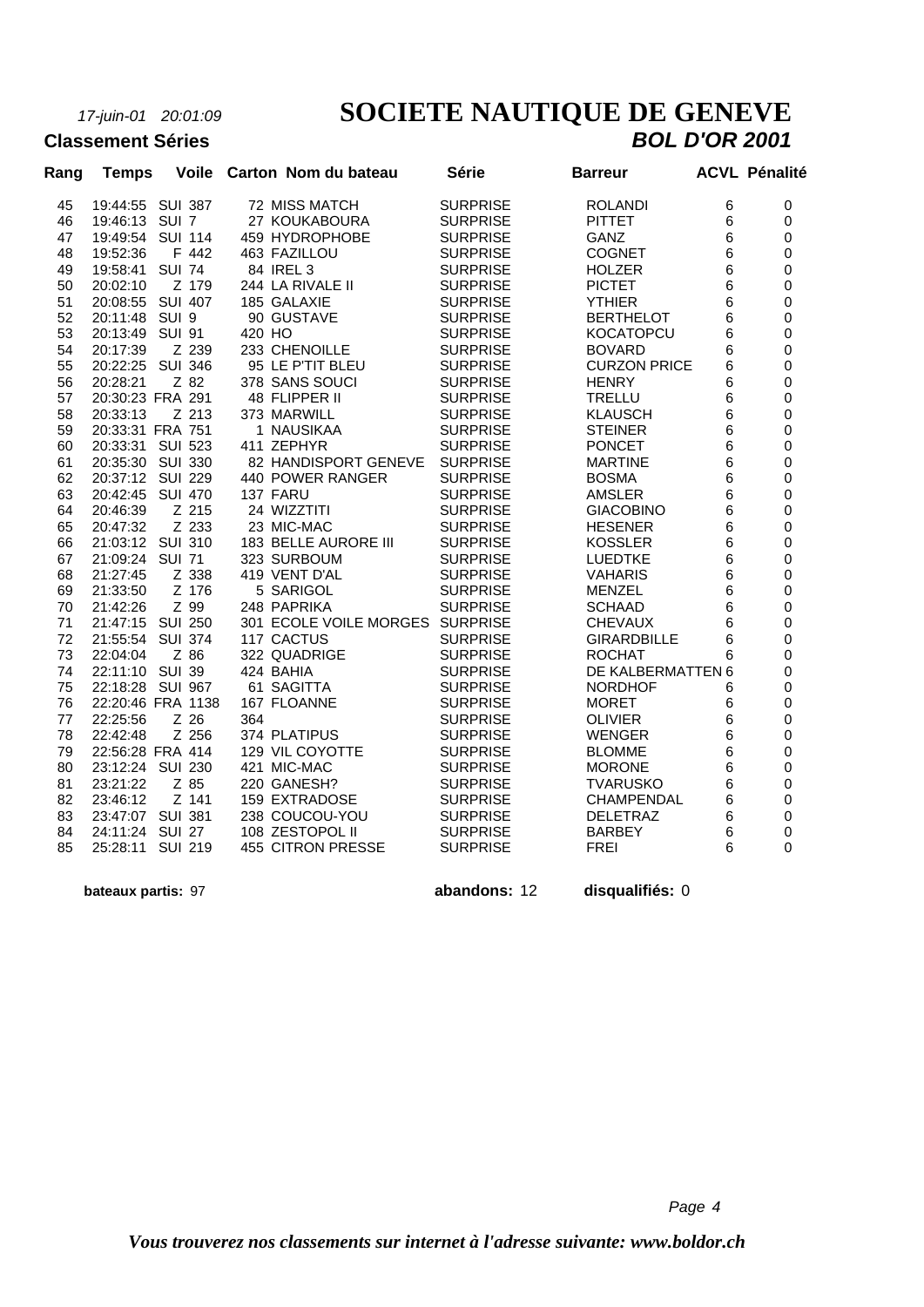*17-juin-01 20:01:09*

# SOCIETE NAUTIQUE DE GENEVE

**Classement Séries** ***BOL D'OR 2001***

| Rang | Temps | Voile | Carton | Nom du bateau | Série | Barreur | ACVL | Pénalité |
|---|---|---|---|---|---|---|---|---|
| 45 | 19:44:55 | SUI 387 | 72 | MISS MATCH | SURPRISE | ROLANDI | 6 | 0 |
| 46 | 19:46:13 | SUI 7 | 27 | KOUKABOURA | SURPRISE | PITTET | 6 | 0 |
| 47 | 19:49:54 | SUI 114 | 459 | HYDROPHOBE | SURPRISE | GANZ | 6 | 0 |
| 48 | 19:52:36 | F 442 | 463 | FAZILLOU | SURPRISE | COGNET | 6 | 0 |
| 49 | 19:58:41 | SUI 74 | 84 | IREL 3 | SURPRISE | HOLZER | 6 | 0 |
| 50 | 20:02:10 | Z 179 | 244 | LA RIVALE II | SURPRISE | PICTET | 6 | 0 |
| 51 | 20:08:55 | SUI 407 | 185 | GALAXIE | SURPRISE | YTHIER | 6 | 0 |
| 52 | 20:11:48 | SUI 9 | 90 | GUSTAVE | SURPRISE | BERTHELOT | 6 | 0 |
| 53 | 20:13:49 | SUI 91 | 420 | HO | SURPRISE | KOCATOPCU | 6 | 0 |
| 54 | 20:17:39 | Z 239 | 233 | CHENOILLE | SURPRISE | BOVARD | 6 | 0 |
| 55 | 20:22:25 | SUI 346 | 95 | LE P'TIT BLEU | SURPRISE | CURZON PRICE | 6 | 0 |
| 56 | 20:28:21 | Z 82 | 378 | SANS SOUCI | SURPRISE | HENRY | 6 | 0 |
| 57 | 20:30:23 | FRA 291 | 48 | FLIPPER II | SURPRISE | TRELLU | 6 | 0 |
| 58 | 20:33:13 | Z 213 | 373 | MARWILL | SURPRISE | KLAUSCH | 6 | 0 |
| 59 | 20:33:31 | FRA 751 | 1 | NAUSIKAA | SURPRISE | STEINER | 6 | 0 |
| 60 | 20:33:31 | SUI 523 | 411 | ZEPHYR | SURPRISE | PONCET | 6 | 0 |
| 61 | 20:35:30 | SUI 330 | 82 | HANDISPORT GENEVE | SURPRISE | MARTINE | 6 | 0 |
| 62 | 20:37:12 | SUI 229 | 440 | POWER RANGER | SURPRISE | BOSMA | 6 | 0 |
| 63 | 20:42:45 | SUI 470 | 137 | FARU | SURPRISE | AMSLER | 6 | 0 |
| 64 | 20:46:39 | Z 215 | 24 | WIZZTITI | SURPRISE | GIACOBINO | 6 | 0 |
| 65 | 20:47:32 | Z 233 | 23 | MIC-MAC | SURPRISE | HESENER | 6 | 0 |
| 66 | 21:03:12 | SUI 310 | 183 | BELLE AURORE III | SURPRISE | KOSSLER | 6 | 0 |
| 67 | 21:09:24 | SUI 71 | 323 | SURBOUM | SURPRISE | LUEDTKE | 6 | 0 |
| 68 | 21:27:45 | Z 338 | 419 | VENT D'AL | SURPRISE | VAHARIS | 6 | 0 |
| 69 | 21:33:50 | Z 176 | 5 | SARIGOL | SURPRISE | MENZEL | 6 | 0 |
| 70 | 21:42:26 | Z 99 | 248 | PAPRIKA | SURPRISE | SCHAAD | 6 | 0 |
| 71 | 21:47:15 | SUI 250 | 301 | ECOLE VOILE MORGES | SURPRISE | CHEVAUX | 6 | 0 |
| 72 | 21:55:54 | SUI 374 | 117 | CACTUS | SURPRISE | GIRARDBILLE | 6 | 0 |
| 73 | 22:04:04 | Z 86 | 322 | QUADRIGE | SURPRISE | ROCHAT | 6 | 0 |
| 74 | 22:11:10 | SUI 39 | 424 | BAHIA | SURPRISE | DE KALBERMATTEN | 6 | 0 |
| 75 | 22:18:28 | SUI 967 | 61 | SAGITTA | SURPRISE | NORDHOF | 6 | 0 |
| 76 | 22:20:46 | FRA 1138 | 167 | FLOANNE | SURPRISE | MORET | 6 | 0 |
| 77 | 22:25:56 | Z 26 | 364 | | SURPRISE | OLIVIER | 6 | 0 |
| 78 | 22:42:48 | Z 256 | 374 | PLATIPUS | SURPRISE | WENGER | 6 | 0 |
| 79 | 22:56:28 | FRA 414 | 129 | VIL COYOTTE | SURPRISE | BLOMME | 6 | 0 |
| 80 | 23:12:24 | SUI 230 | 421 | MIC-MAC | SURPRISE | MORONE | 6 | 0 |
| 81 | 23:21:22 | Z 85 | 220 | GANESH? | SURPRISE | TVARUSKO | 6 | 0 |
| 82 | 23:46:12 | Z 141 | 159 | EXTRADOSE | SURPRISE | CHAMPENDAL | 6 | 0 |
| 83 | 23:47:07 | SUI 381 | 238 | COUCOU-YOU | SURPRISE | DELETRAZ | 6 | 0 |
| 84 | 24:11:24 | SUI 27 | 108 | ZESTOPOL II | SURPRISE | BARBEY | 6 | 0 |
| 85 | 25:28:11 | SUI 219 | 455 | CITRON PRESSE | SURPRISE | FREI | 6 | 0 |

**bateaux partis:** 97 **abandons:** 12 **disqualifiés:** 0

*Vous trouverez nos classements sur internet à l'adresse suivante: www.boldor.ch*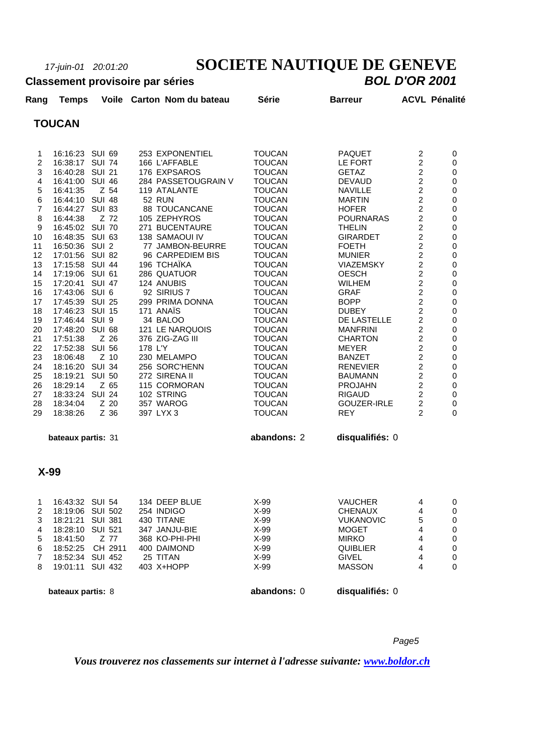*17-juin-01 20:01:20*

# SOCIETE NAUTIQUE DE GENEVE

**Classement provisoire par séries** ***BOL D'OR 2001***

## TOUCAN

| Rang | Temps | Voile | Carton | Nom du bateau | Série | Barreur | ACVL | Pénalité |
|---|---|---|---|---|---|---|---|---|
| 1 | 16:16:23 | SUI 69 | 253 | EXPONENTIEL | TOUCAN | PAQUET | 2 | 0 |
| 2 | 16:38:17 | SUI 74 | 166 | L'AFFABLE | TOUCAN | LE FORT | 2 | 0 |
| 3 | 16:40:28 | SUI 21 | 176 | EXPSAROS | TOUCAN | GETAZ | 2 | 0 |
| 4 | 16:41:00 | SUI 46 | 284 | PASSETOUGRAIN V | TOUCAN | DEVAUD | 2 | 0 |
| 5 | 16:41:35 | Z 54 | 119 | ATALANTE | TOUCAN | NAVILLE | 2 | 0 |
| 6 | 16:44:10 | SUI 48 | 52 | RUN | TOUCAN | MARTIN | 2 | 0 |
| 7 | 16:44:27 | SUI 83 | 88 | TOUCANCANE | TOUCAN | HOFER | 2 | 0 |
| 8 | 16:44:38 | Z 72 | 105 | ZEPHYROS | TOUCAN | POURNARAS | 2 | 0 |
| 9 | 16:45:02 | SUI 70 | 271 | BUCENTAURE | TOUCAN | THELIN | 2 | 0 |
| 10 | 16:48:35 | SUI 63 | 138 | SAMAOUI IV | TOUCAN | GIRARDET | 2 | 0 |
| 11 | 16:50:36 | SUI 2 | 77 | JAMBON-BEURRE | TOUCAN | FOETH | 2 | 0 |
| 12 | 17:01:56 | SUI 82 | 96 | CARPEDIEM BIS | TOUCAN | MUNIER | 2 | 0 |
| 13 | 17:15:58 | SUI 44 | 196 | TCHAÏKA | TOUCAN | VIAZEMSKY | 2 | 0 |
| 14 | 17:19:06 | SUI 61 | 286 | QUATUOR | TOUCAN | OESCH | 2 | 0 |
| 15 | 17:20:41 | SUI 47 | 124 | ANUBIS | TOUCAN | WILHEM | 2 | 0 |
| 16 | 17:43:06 | SUI 6 | 92 | SIRIUS 7 | TOUCAN | GRAF | 2 | 0 |
| 17 | 17:45:39 | SUI 25 | 299 | PRIMA DONNA | TOUCAN | BOPP | 2 | 0 |
| 18 | 17:46:23 | SUI 15 | 171 | ANAÏS | TOUCAN | DUBEY | 2 | 0 |
| 19 | 17:46:44 | SUI 9 | 34 | BALOO | TOUCAN | DE LASTELLE | 2 | 0 |
| 20 | 17:48:20 | SUI 68 | 121 | LE NARQUOIS | TOUCAN | MANFRINI | 2 | 0 |
| 21 | 17:51:38 | Z 26 | 376 | ZIG-ZAG III | TOUCAN | CHARTON | 2 | 0 |
| 22 | 17:52:38 | SUI 56 | 178 | L'Y | TOUCAN | MEYER | 2 | 0 |
| 23 | 18:06:48 | Z 10 | 230 | MELAMPO | TOUCAN | BANZET | 2 | 0 |
| 24 | 18:16:20 | SUI 34 | 256 | SORC'HENN | TOUCAN | RENEVIER | 2 | 0 |
| 25 | 18:19:21 | SUI 50 | 272 | SIRENA II | TOUCAN | BAUMANN | 2 | 0 |
| 26 | 18:29:14 | Z 65 | 115 | CORMORAN | TOUCAN | PROJAHN | 2 | 0 |
| 27 | 18:33:24 | SUI 24 | 102 | STRING | TOUCAN | RIGAUD | 2 | 0 |
| 28 | 18:34:04 | Z 20 | 357 | WAROG | TOUCAN | GOUZER-IRLE | 2 | 0 |
| 29 | 18:38:26 | Z 36 | 397 | LYX 3 | TOUCAN | REY | 2 | 0 |

**bateaux partis:** 31 **abandons:** 2 **disqualifiés:** 0

## X-99

| Rang | Temps | Voile | Carton | Nom du bateau | Série | Barreur | ACVL | Pénalité |
|---|---|---|---|---|---|---|---|---|
| 1 | 16:43:32 | SUI 54 | 134 | DEEP BLUE | X-99 | VAUCHER | 4 | 0 |
| 2 | 18:19:06 | SUI 502 | 254 | INDIGO | X-99 | CHENAUX | 4 | 0 |
| 3 | 18:21:21 | SUI 381 | 430 | TITANE | X-99 | VUKANOVIC | 5 | 0 |
| 4 | 18:28:10 | SUI 521 | 347 | JANJU-BIE | X-99 | MOGET | 4 | 0 |
| 5 | 18:41:50 | Z 77 | 368 | KO-PHI-PHI | X-99 | MIRKO | 4 | 0 |
| 6 | 18:52:25 | CH 2911 | 400 | DAIMOND | X-99 | QUIBLIER | 4 | 0 |
| 7 | 18:52:34 | SUI 452 | 25 | TITAN | X-99 | GIVEL | 4 | 0 |
| 8 | 19:01:11 | SUI 432 | 403 | X+HOPP | X-99 | MASSON | 4 | 0 |

**bateaux partis:** 8 **abandons:** 0 **disqualifiés:** 0

***Vous trouverez nos classements sur internet à l'adresse suivante: [www.boldor.ch](www.boldor.ch)***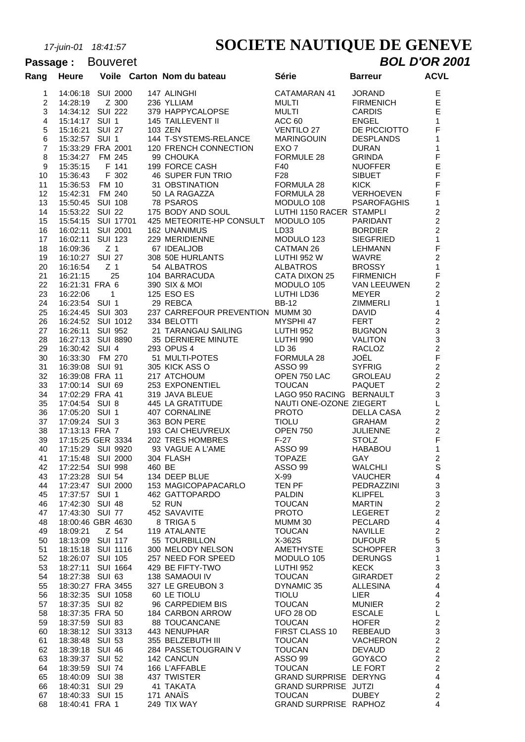*17-juin-01 18:41:57*

# SOCIETE NAUTIQUE DE GENEVE

**Passage :** Bouveret

***BOL D'OR 2001***

| Rang | Heure | Voile | Carton | Nom du bateau | Série | Barreur | ACVL |
|---|---|---|---|---|---|---|---|
| 1 | 14:06:18 | SUI 2000 | 147 | ALINGHI | CATAMARAN 41 | JORAND | E |
| 2 | 14:28:19 | Z 300 | 236 | YLLIAM | MULTI | FIRMENICH | E |
| 3 | 14:34:12 | SUI 222 | 379 | HAPPYCALOPSE | MULTI | CARDIS | E |
| 4 | 15:14:17 | SUI 1 | 145 | TAILLEVENT II | ACC 60 | ENGEL | 1 |
| 5 | 15:16:21 | SUI 27 | 103 | ZEN | VENTILO 27 | DE PICCIOTTO | F |
| 6 | 15:32:57 | SUI 1 | 144 | T-SYSTEMS-RELANCE | MARINGOUIN | DESPLANDS | 1 |
| 7 | 15:33:29 | FRA 2001 | 120 | FRENCH CONNECTION | EXO 7 | DURAN | 1 |
| 8 | 15:34:27 | FM 245 | 99 | CHOUKA | FORMULE 28 | GRINDA | F |
| 9 | 15:35:15 | F 141 | 199 | FORCE CASH | F40 | NUOFFER | E |
| 10 | 15:36:43 | F 302 | 46 | SUPER FUN TRIO | F28 | SIBUET | F |
| 11 | 15:36:53 | FM 10 | 31 | OBSTINATION | FORMULA 28 | KICK | F |
| 12 | 15:42:31 | FM 240 | 50 | LA RAGAZZA | FORMULA 28 | VERHOEVEN | F |
| 13 | 15:50:45 | SUI 108 | 78 | PSAROS | MODULO 108 | PSAROFAGHIS | 1 |
| 14 | 15:53:22 | SUI 22 | 175 | BODY AND SOUL | LUTHI 1150 RACER | STAMPLI | 2 |
| 15 | 15:54:15 | SUI 17701 | 425 | METEORITE-HP CONSULT | MODULO 105 | PARIDANT | 2 |
| 16 | 16:02:11 | SUI 2001 | 162 | UNANIMUS | LD33 | BORDIER | 2 |
| 17 | 16:02:11 | SUI 123 | 229 | MERIDIENNE | MODULO 123 | SIEGFRIED | 1 |
| 18 | 16:09:36 | Z 1 | 67 | IDEALJOB | CATMAN 26 | LEHMANN | F |
| 19 | 16:10:27 | SUI 27 | 308 | 50E HURLANTS | LUTHI 952 W | WAVRE | 2 |
| 20 | 16:16:54 | Z 1 | 54 | ALBATROS | ALBATROS | BROSSY | 1 |
| 21 | 16:21:15 | 25 | 104 | BARRACUDA | CATA DIXON 25 | FIRMENICH | F |
| 22 | 16:21:31 | FRA 6 | 390 | SIX & MOI | MODULO 105 | VAN LEEUWEN | 2 |
| 23 | 16:22:06 | 1 | 125 | ESO ES | LUTHI LD36 | MEYER | 2 |
| 24 | 16:23:54 | SUI 1 | 29 | REBCA | BB-12 | ZIMMERLI | 1 |
| 25 | 16:24:45 | SUI 303 | 237 | CARREFOUR PREVENTION | MUMM 30 | DAVID | 4 |
| 26 | 16:24:52 | SUI 1012 | 334 | BELOTTI | MYSPHI 47 | FERT | 2 |
| 27 | 16:26:11 | SUI 952 | 21 | TARANGAU SAILING | LUTHI 952 | BUGNON | 3 |
| 28 | 16:27:13 | SUI 8890 | 35 | DERNIERE MINUTE | LUTHI 990 | VALITON | 3 |
| 29 | 16:30:42 | SUI 4 | 293 | OPUS 4 | LD 36 | RACLOZ | 2 |
| 30 | 16:33:30 | FM 270 | 51 | MULTI-POTES | FORMULA 28 | JOËL | F |
| 31 | 16:39:08 | SUI 91 | 305 | KICK ASS O | ASSO 99 | SYFRIG | 2 |
| 32 | 16:39:08 | FRA 11 | 217 | ATCHOUM | OPEN 750 LAC | GROLEAU | 2 |
| 33 | 17:00:14 | SUI 69 | 253 | EXPONENTIEL | TOUCAN | PAQUET | 2 |
| 34 | 17:02:29 | FRA 41 | 319 | JAVA BLEUE | LAGO 950 RACING | BERNAULT | 3 |
| 35 | 17:04:54 | SUI 8 | 445 | LA GRATITUDE | NAUTI ONE-OZONE | ZIEGERT | L |
| 36 | 17:05:20 | SUI 1 | 407 | CORNALINE | PROTO | DELLA CASA | 2 |
| 37 | 17:09:24 | SUI 3 | 363 | BON PERE | TIOLU | GRAHAM | 2 |
| 38 | 17:13:13 | FRA 7 | 193 | CAI CHEUVREUX | OPEN 750 | JULIENNE | 2 |
| 39 | 17:15:25 | GER 3334 | 202 | TRES HOMBRES | F-27 | STOLZ | F |
| 40 | 17:15:29 | SUI 9920 | 93 | VAGUE A L'AME | ASSO 99 | HABABOU | 1 |
| 41 | 17:15:48 | SUI 2000 | 304 | FLASH | TOPAZE | GAY | 2 |
| 42 | 17:22:54 | SUI 998 | 460 | BE | ASSO 99 | WALCHLI | S |
| 43 | 17:23:28 | SUI 54 | 134 | DEEP BLUE | X-99 | VAUCHER | 4 |
| 44 | 17:23:47 | SUI 2000 | 153 | MAGICOPAPACARLO | TEN PF | PEDRAZZINI | 3 |
| 45 | 17:37:57 | SUI 1 | 462 | GATTOPARDO | PALDIN | KLIPFEL | 3 |
| 46 | 17:42:30 | SUI 48 | 52 | RUN | TOUCAN | MARTIN | 2 |
| 47 | 17:43:30 | SUI 77 | 452 | SAVAVITE | PROTO | LEGERET | 2 |
| 48 | 18:00:46 | GBR 4630 | 8 | TRIGA 5 | MUMM 30 | PECLARD | 4 |
| 49 | 18:09:21 | Z 54 | 119 | ATALANTE | TOUCAN | NAVILLE | 2 |
| 50 | 18:13:09 | SUI 117 | 55 | TOURBILLON | X-362S | DUFOUR | 5 |
| 51 | 18:15:18 | SUI 1116 | 300 | MELODY NELSON | AMETHYSTE | SCHOPFER | 3 |
| 52 | 18:26:07 | SUI 105 | 257 | NEED FOR SPEED | MODULO 105 | DERUNGS | 1 |
| 53 | 18:27:11 | SUI 1664 | 429 | BE FIFTY-TWO | LUTHI 952 | KECK | 3 |
| 54 | 18:27:38 | SUI 63 | 138 | SAMAOUI IV | TOUCAN | GIRARDET | 2 |
| 55 | 18:30:27 | FRA 3455 | 327 | LE GREUBON 3 | DYNAMIC 35 | ALLESINA | 4 |
| 56 | 18:32:35 | SUI 1058 | 60 | LE TIOLU | TIOLU | LIER | 4 |
| 57 | 18:37:35 | SUI 82 | 96 | CARPEDIEM BIS | TOUCAN | MUNIER | 2 |
| 58 | 18:37:35 | FRA 50 | 184 | CARBON ARROW | UFO 28 OD | ESCALE | L |
| 59 | 18:37:59 | SUI 83 | 88 | TOUCANCANE | TOUCAN | HOFER | 2 |
| 60 | 18:38:12 | SUI 3313 | 443 | NENUPHAR | FIRST CLASS 10 | REBEAUD | 3 |
| 61 | 18:38:48 | SUI 53 | 355 | BELZEBUTH III | TOUCAN | VACHERON | 2 |
| 62 | 18:39:18 | SUI 46 | 284 | PASSETOUGRAIN V | TOUCAN | DEVAUD | 2 |
| 63 | 18:39:37 | SUI 52 | 142 | CANCUN | ASSO 99 | GOY&CO | 2 |
| 64 | 18:39:59 | SUI 74 | 166 | L'AFFABLE | TOUCAN | LE FORT | 2 |
| 65 | 18:40:09 | SUI 38 | 437 | TWISTER | GRAND SURPRISE | DERYNG | 4 |
| 66 | 18:40:31 | SUI 29 | 41 | TAKATA | GRAND SURPRISE | JUTZI | 4 |
| 67 | 18:40:33 | SUI 15 | 171 | ANAÏS | TOUCAN | DUBEY | 2 |
| 68 | 18:40:41 | FRA 1 | 249 | TIX WAY | GRAND SURPRISE | RAPHOZ | 4 |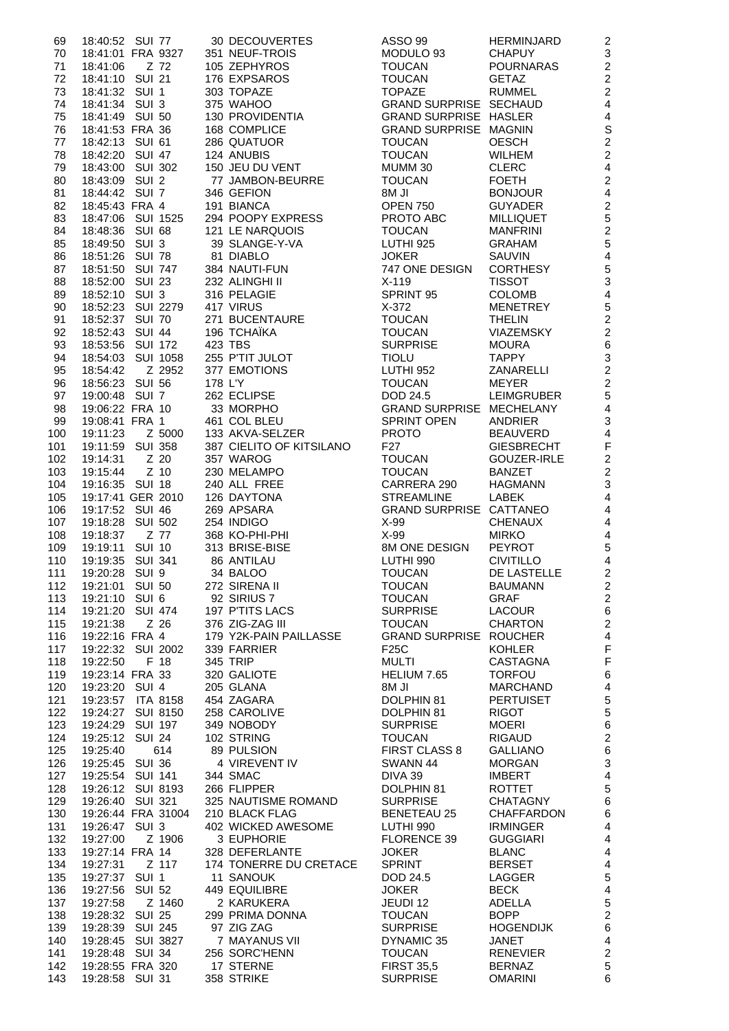| | | | | | | | |
|---|---|---|---|---|---|---|---|
| 69 | 18:40:52 | SUI 77 | 30 | DECOUVERTES | ASSO 99 | HERMINJARD | 2 |
| 70 | 18:41:01 | FRA 9327 | 351 | NEUF-TROIS | MODULO 93 | CHAPUY | 3 |
| 71 | 18:41:06 | Z 72 | 105 | ZEPHYROS | TOUCAN | POURNARAS | 2 |
| 72 | 18:41:10 | SUI 21 | 176 | EXPSAROS | TOUCAN | GETAZ | 2 |
| 73 | 18:41:32 | SUI 1 | 303 | TOPAZE | TOPAZE | RUMMEL | 2 |
| 74 | 18:41:34 | SUI 3 | 375 | WAHOO | GRAND SURPRISE | SECHAUD | 4 |
| 75 | 18:41:49 | SUI 50 | 130 | PROVIDENTIA | GRAND SURPRISE | HASLER | 4 |
| 76 | 18:41:53 | FRA 36 | 168 | COMPLICE | GRAND SURPRISE | MAGNIN | S |
| 77 | 18:42:13 | SUI 61 | 286 | QUATUOR | TOUCAN | OESCH | 2 |
| 78 | 18:42:20 | SUI 47 | 124 | ANUBIS | TOUCAN | WILHEM | 2 |
| 79 | 18:43:00 | SUI 302 | 150 | JEU DU VENT | MUMM 30 | CLERC | 4 |
| 80 | 18:43:09 | SUI 2 | 77 | JAMBON-BEURRE | TOUCAN | FOETH | 2 |
| 81 | 18:44:42 | SUI 7 | 346 | GEFION | 8M JI | BONJOUR | 4 |
| 82 | 18:45:43 | FRA 4 | 191 | BIANCA | OPEN 750 | GUYADER | 2 |
| 83 | 18:47:06 | SUI 1525 | 294 | POOPY EXPRESS | PROTO ABC | MILLIQUET | 5 |
| 84 | 18:48:36 | SUI 68 | 121 | LE NARQUOIS | TOUCAN | MANFRINI | 2 |
| 85 | 18:49:50 | SUI 3 | 39 | SLANGE-Y-VA | LUTHI 925 | GRAHAM | 5 |
| 86 | 18:51:26 | SUI 78 | 81 | DIABLO | JOKER | SAUVIN | 4 |
| 87 | 18:51:50 | SUI 747 | 384 | NAUTI-FUN | 747 ONE DESIGN | CORTHESY | 5 |
| 88 | 18:52:00 | SUI 23 | 232 | ALINGHI II | X-119 | TISSOT | 3 |
| 89 | 18:52:10 | SUI 3 | 316 | PELAGIE | SPRINT 95 | COLOMB | 4 |
| 90 | 18:52:23 | SUI 2279 | 417 | VIRUS | X-372 | MENETREY | 5 |
| 91 | 18:52:37 | SUI 70 | 271 | BUCENTAURE | TOUCAN | THELIN | 2 |
| 92 | 18:52:43 | SUI 44 | 196 | TCHAÏKA | TOUCAN | VIAZEMSKY | 2 |
| 93 | 18:53:56 | SUI 172 | 423 | TBS | SURPRISE | MOURA | 6 |
| 94 | 18:54:03 | SUI 1058 | 255 | P'TIT JULOT | TIOLU | TAPPY | 3 |
| 95 | 18:54:42 | Z 2952 | 377 | EMOTIONS | LUTHI 952 | ZANARELLI | 2 |
| 96 | 18:56:23 | SUI 56 | 178 | L'Y | TOUCAN | MEYER | 2 |
| 97 | 19:00:48 | SUI 7 | 262 | ECLIPSE | DOD 24.5 | LEIMGRUBER | 5 |
| 98 | 19:06:22 | FRA 10 | 33 | MORPHO | GRAND SURPRISE | MECHELANY | 4 |
| 99 | 19:08:41 | FRA 1 | 461 | COL BLEU | SPRINT OPEN | ANDRIER | 3 |
| 100 | 19:11:23 | Z 5000 | 133 | AKVA-SELZER | PROTO | BEAUVERD | 4 |
| 101 | 19:11:59 | SUI 358 | 387 | CIELITO OF KITSILANO | F27 | GIESBRECHT | F |
| 102 | 19:14:31 | Z 20 | 357 | WAROG | TOUCAN | GOUZER-IRLE | 2 |
| 103 | 19:15:44 | Z 10 | 230 | MELAMPO | TOUCAN | BANZET | 2 |
| 104 | 19:16:35 | SUI 18 | 240 | ALL FREE | CARRERA 290 | HAGMANN | 3 |
| 105 | 19:17:41 | GER 2010 | 126 | DAYTONA | STREAMLINE | LABEK | 4 |
| 106 | 19:17:52 | SUI 46 | 269 | APSARA | GRAND SURPRISE | CATTANEO | 4 |
| 107 | 19:18:28 | SUI 502 | 254 | INDIGO | X-99 | CHENAUX | 4 |
| 108 | 19:18:37 | Z 77 | 368 | KO-PHI-PHI | X-99 | MIRKO | 4 |
| 109 | 19:19:11 | SUI 10 | 313 | BRISE-BISE | 8M ONE DESIGN | PEYROT | 5 |
| 110 | 19:19:35 | SUI 341 | 86 | ANTILAU | LUTHI 990 | CIVITILLO | 4 |
| 111 | 19:20:28 | SUI 9 | 34 | BALOO | TOUCAN | DE LASTELLE | 2 |
| 112 | 19:21:01 | SUI 50 | 272 | SIRENA II | TOUCAN | BAUMANN | 2 |
| 113 | 19:21:10 | SUI 6 | 92 | SIRIUS 7 | TOUCAN | GRAF | 2 |
| 114 | 19:21:20 | SUI 474 | 197 | P'TITS LACS | SURPRISE | LACOUR | 6 |
| 115 | 19:21:38 | Z 26 | 376 | ZIG-ZAG III | TOUCAN | CHARTON | 2 |
| 116 | 19:22:16 | FRA 4 | 179 | Y2K-PAIN PAILLASSE | GRAND SURPRISE | ROUCHER | 4 |
| 117 | 19:22:32 | SUI 2002 | 339 | FARRIER | F25C | KOHLER | F |
| 118 | 19:22:50 | F 18 | 345 | TRIP | MULTI | CASTAGNA | F |
| 119 | 19:23:14 | FRA 33 | 320 | GALIOTE | HELIUM 7.65 | TORFOU | 6 |
| 120 | 19:23:20 | SUI 4 | 205 | GLANA | 8M JI | MARCHAND | 4 |
| 121 | 19:23:57 | ITA 8158 | 454 | ZAGARA | DOLPHIN 81 | PERTUISET | 5 |
| 122 | 19:24:27 | SUI 8150 | 258 | CAROLIVE | DOLPHIN 81 | RIGOT | 5 |
| 123 | 19:24:29 | SUI 197 | 349 | NOBODY | SURPRISE | MOERI | 6 |
| 124 | 19:25:12 | SUI 24 | 102 | STRING | TOUCAN | RIGAUD | 2 |
| 125 | 19:25:40 | 614 | 89 | PULSION | FIRST CLASS 8 | GALLIANO | 6 |
| 126 | 19:25:45 | SUI 36 | 4 | VIREVENT IV | SWANN 44 | MORGAN | 3 |
| 127 | 19:25:54 | SUI 141 | 344 | SMAC | DIVA 39 | IMBERT | 4 |
| 128 | 19:26:12 | SUI 8193 | 266 | FLIPPER | DOLPHIN 81 | ROTTET | 5 |
| 129 | 19:26:40 | SUI 321 | 325 | NAUTISME ROMAND | SURPRISE | CHATAGNY | 6 |
| 130 | 19:26:44 | FRA 31004 | 210 | BLACK FLAG | BENETEAU 25 | CHAFFARDON | 6 |
| 131 | 19:26:47 | SUI 3 | 402 | WICKED AWESOME | LUTHI 990 | IRMINGER | 4 |
| 132 | 19:27:00 | Z 1906 | 3 | EUPHORIE | FLORENCE 39 | GUGGIARI | 4 |
| 133 | 19:27:14 | FRA 14 | 328 | DEFERLANTE | JOKER | BLANC | 4 |
| 134 | 19:27:31 | Z 117 | 174 | TONERRE DU CRETACE | SPRINT | BERSET | 4 |
| 135 | 19:27:37 | SUI 1 | 11 | SANOUK | DOD 24.5 | LAGGER | 5 |
| 136 | 19:27:56 | SUI 52 | 449 | EQUILIBRE | JOKER | BECK | 4 |
| 137 | 19:27:58 | Z 1460 | 2 | KARUKERA | JEUDI 12 | ADELLA | 5 |
| 138 | 19:28:32 | SUI 25 | 299 | PRIMA DONNA | TOUCAN | BOPP | 2 |
| 139 | 19:28:39 | SUI 245 | 97 | ZIG ZAG | SURPRISE | HOGENDIJK | 6 |
| 140 | 19:28:45 | SUI 3827 | 7 | MAYANUS VII | DYNAMIC 35 | JANET | 4 |
| 141 | 19:28:48 | SUI 34 | 256 | SORC'HENN | TOUCAN | RENEVIER | 2 |
| 142 | 19:28:55 | FRA 320 | 17 | STERNE | FIRST 35,5 | BERNAZ | 5 |
| 143 | 19:28:58 | SUI 31 | 358 | STRIKE | SURPRISE | OMARINI | 6 |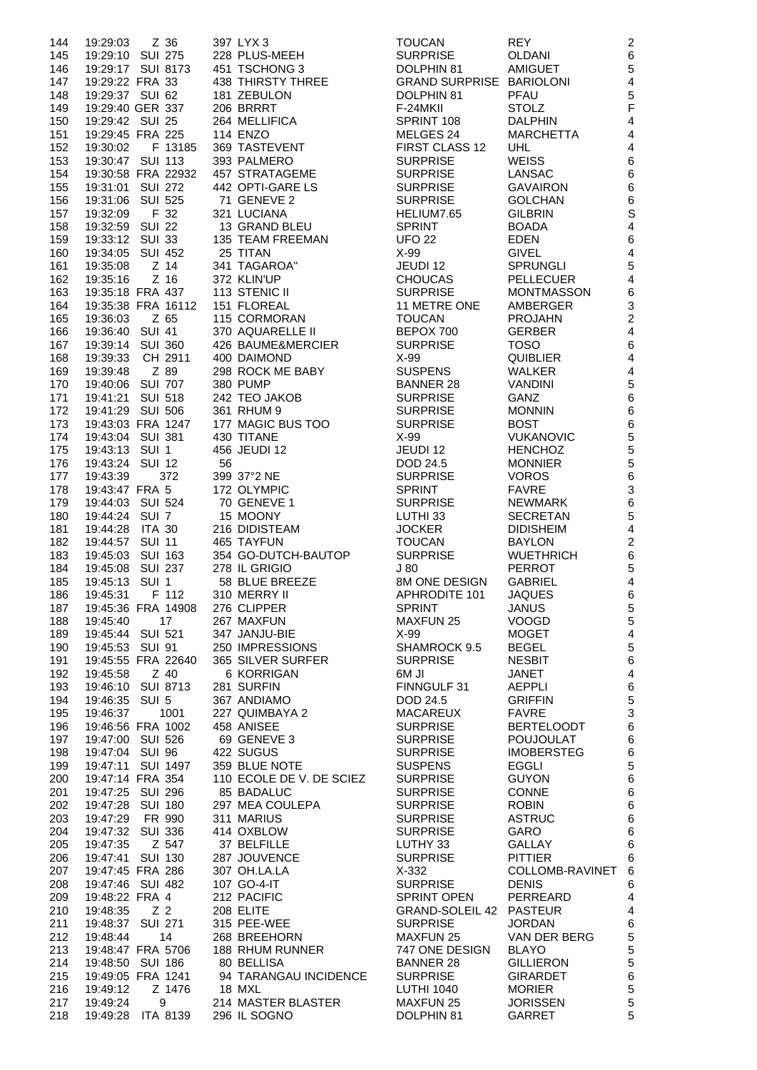| | | | | | | | |
|---|---|---|---|---|---|---|---|
| 144 | 19:29:03 | Z 36 | 397 | LYX 3 | TOUCAN | REY | 2 |
| 145 | 19:29:10 | SUI 275 | 228 | PLUS-MEEH | SURPRISE | OLDANI | 6 |
| 146 | 19:29:17 | SUI 8173 | 451 | TSCHONG 3 | DOLPHIN 81 | AMIGUET | 5 |
| 147 | 19:29:22 | FRA 33 | 438 | THIRSTY THREE | GRAND SURPRISE | BARIOLONI | 4 |
| 148 | 19:29:37 | SUI 62 | 181 | ZEBULON | DOLPHIN 81 | PFAU | 5 |
| 149 | 19:29:40 | GER 337 | 206 | BRRRT | F-24MKII | STOLZ | F |
| 150 | 19:29:42 | SUI 25 | 264 | MELLIFICA | SPRINT 108 | DALPHIN | 4 |
| 151 | 19:29:45 | FRA 225 | 114 | ENZO | MELGES 24 | MARCHETTA | 4 |
| 152 | 19:30:02 | F 13185 | 369 | TASTEVENT | FIRST CLASS 12 | UHL | 4 |
| 153 | 19:30:47 | SUI 113 | 393 | PALMERO | SURPRISE | WEISS | 6 |
| 154 | 19:30:58 | FRA 22932 | 457 | STRATAGEME | SURPRISE | LANSAC | 6 |
| 155 | 19:31:01 | SUI 272 | 442 | OPTI-GARE LS | SURPRISE | GAVAIRON | 6 |
| 156 | 19:31:06 | SUI 525 | 71 | GENEVE 2 | SURPRISE | GOLCHAN | 6 |
| 157 | 19:32:09 | F 32 | 321 | LUCIANA | HELIUM7.65 | GILBRIN | S |
| 158 | 19:32:59 | SUI 22 | 13 | GRAND BLEU | SPRINT | BOADA | 4 |
| 159 | 19:33:12 | SUI 33 | 135 | TEAM FREEMAN | UFO 22 | EDEN | 6 |
| 160 | 19:34:05 | SUI 452 | 25 | TITAN | X-99 | GIVEL | 4 |
| 161 | 19:35:08 | Z 14 | 341 | TAGAROA" | JEUDI 12 | SPRUNGLI | 5 |
| 162 | 19:35:16 | Z 16 | 372 | KLIN'UP | CHOUCAS | PELLECUER | 4 |
| 163 | 19:35:18 | FRA 437 | 113 | STENIC II | SURPRISE | MONTMASSON | 6 |
| 164 | 19:35:38 | FRA 16112 | 151 | FLOREAL | 11 METRE ONE | AMBERGER | 3 |
| 165 | 19:36:03 | Z 65 | 115 | CORMORAN | TOUCAN | PROJAHN | 2 |
| 166 | 19:36:40 | SUI 41 | 370 | AQUARELLE II | BEPOX 700 | GERBER | 4 |
| 167 | 19:39:14 | SUI 360 | 426 | BAUME&MERCIER | SURPRISE | TOSO | 6 |
| 168 | 19:39:33 | CH 2911 | 400 | DAIMOND | X-99 | QUIBLIER | 4 |
| 169 | 19:39:48 | Z 89 | 298 | ROCK ME BABY | SUSPENS | WALKER | 4 |
| 170 | 19:40:06 | SUI 707 | 380 | PUMP | BANNER 28 | VANDINI | 5 |
| 171 | 19:41:21 | SUI 518 | 242 | TEO JAKOB | SURPRISE | GANZ | 6 |
| 172 | 19:41:29 | SUI 506 | 361 | RHUM 9 | SURPRISE | MONNIN | 6 |
| 173 | 19:43:03 | FRA 1247 | 177 | MAGIC BUS TOO | SURPRISE | BOST | 6 |
| 174 | 19:43:04 | SUI 381 | 430 | TITANE | X-99 | VUKANOVIC | 5 |
| 175 | 19:43:13 | SUI 1 | 456 | JEUDI 12 | JEUDI 12 | HENCHOZ | 5 |
| 176 | 19:43:24 | SUI 12 | 56 | | DOD 24.5 | MONNIER | 5 |
| 177 | 19:43:39 | 372 | 399 | 37°2 NE | SURPRISE | VOROS | 6 |
| 178 | 19:43:47 | FRA 5 | 172 | OLYMPIC | SPRINT | FAVRE | 3 |
| 179 | 19:44:03 | SUI 524 | 70 | GENEVE 1 | SURPRISE | NEWMARK | 6 |
| 180 | 19:44:24 | SUI 7 | 15 | MOONY | LUTHI 33 | SECRETAN | 5 |
| 181 | 19:44:28 | ITA 30 | 216 | DIDISTEAM | JOCKER | DIDISHEIM | 4 |
| 182 | 19:44:57 | SUI 11 | 465 | TAYFUN | TOUCAN | BAYLON | 2 |
| 183 | 19:45:03 | SUI 163 | 354 | GO-DUTCH-BAUTOP | SURPRISE | WUETHRICH | 6 |
| 184 | 19:45:08 | SUI 237 | 278 | IL GRIGIO | J 80 | PERROT | 5 |
| 185 | 19:45:13 | SUI 1 | 58 | BLUE BREEZE | 8M ONE DESIGN | GABRIEL | 4 |
| 186 | 19:45:31 | F 112 | 310 | MERRY II | APHRODITE 101 | JAQUES | 6 |
| 187 | 19:45:36 | FRA 14908 | 276 | CLIPPER | SPRINT | JANUS | 5 |
| 188 | 19:45:40 | 17 | 267 | MAXFUN | MAXFUN 25 | VOOGD | 5 |
| 189 | 19:45:44 | SUI 521 | 347 | JANJU-BIE | X-99 | MOGET | 4 |
| 190 | 19:45:53 | SUI 91 | 250 | IMPRESSIONS | SHAMROCK 9.5 | BEGEL | 5 |
| 191 | 19:45:55 | FRA 22640 | 365 | SILVER SURFER | SURPRISE | NESBIT | 6 |
| 192 | 19:45:58 | Z 40 | 6 | KORRIGAN | 6M JI | JANET | 4 |
| 193 | 19:46:10 | SUI 8713 | 281 | SURFIN | FINNGULF 31 | AEPPLI | 6 |
| 194 | 19:46:35 | SUI 5 | 367 | ANDIAMO | DOD 24.5 | GRIFFIN | 5 |
| 195 | 19:46:37 | 1001 | 227 | QUIMBAYA 2 | MACAREUX | FAVRE | 3 |
| 196 | 19:46:56 | FRA 1002 | 458 | ANISEE | SURPRISE | BERTELOODT | 6 |
| 197 | 19:47:00 | SUI 526 | 69 | GENEVE 3 | SURPRISE | POUJOULAT | 6 |
| 198 | 19:47:04 | SUI 96 | 422 | SUGUS | SURPRISE | IMOBERSTEG | 6 |
| 199 | 19:47:11 | SUI 1497 | 359 | BLUE NOTE | SUSPENS | EGGLI | 5 |
| 200 | 19:47:14 | FRA 354 | 110 | ECOLE DE V. DE SCIEZ | SURPRISE | GUYON | 6 |
| 201 | 19:47:25 | SUI 296 | 85 | BADALUC | SURPRISE | CONNE | 6 |
| 202 | 19:47:28 | SUI 180 | 297 | MEA COULEPA | SURPRISE | ROBIN | 6 |
| 203 | 19:47:29 | FR 990 | 311 | MARIUS | SURPRISE | ASTRUC | 6 |
| 204 | 19:47:32 | SUI 336 | 414 | OXBLOW | SURPRISE | GARO | 6 |
| 205 | 19:47:35 | Z 547 | 37 | BELFILLE | LUTHY 33 | GALLAY | 6 |
| 206 | 19:47:41 | SUI 130 | 287 | JOUVENCE | SURPRISE | PITTIER | 6 |
| 207 | 19:47:45 | FRA 286 | 307 | OH.LA.LA | X-332 | COLLOMB-RAVINET | 6 |
| 208 | 19:47:46 | SUI 482 | 107 | GO-4-IT | SURPRISE | DENIS | 6 |
| 209 | 19:48:22 | FRA 4 | 212 | PACIFIC | SPRINT OPEN | PERREARD | 4 |
| 210 | 19:48:35 | Z 2 | 208 | ELITE | GRAND-SOLEIL 42 | PASTEUR | 4 |
| 211 | 19:48:37 | SUI 271 | 315 | PEE-WEE | SURPRISE | JORDAN | 6 |
| 212 | 19:48:44 | 14 | 268 | BREEHORN | MAXFUN 25 | VAN DER BERG | 5 |
| 213 | 19:48:47 | FRA 5706 | 188 | RHUM RUNNER | 747 ONE DESIGN | BLAYO | 5 |
| 214 | 19:48:50 | SUI 186 | 80 | BELLISA | BANNER 28 | GILLIERON | 5 |
| 215 | 19:49:05 | FRA 1241 | 94 | TARANGAU INCIDENCE | SURPRISE | GIRARDET | 6 |
| 216 | 19:49:12 | Z 1476 | 18 | MXL | LUTHI 1040 | MORIER | 5 |
| 217 | 19:49:24 | 9 | 214 | MASTER BLASTER | MAXFUN 25 | JORISSEN | 5 |
| 218 | 19:49:28 | ITA 8139 | 296 | IL SOGNO | DOLPHIN 81 | GARRET | 5 |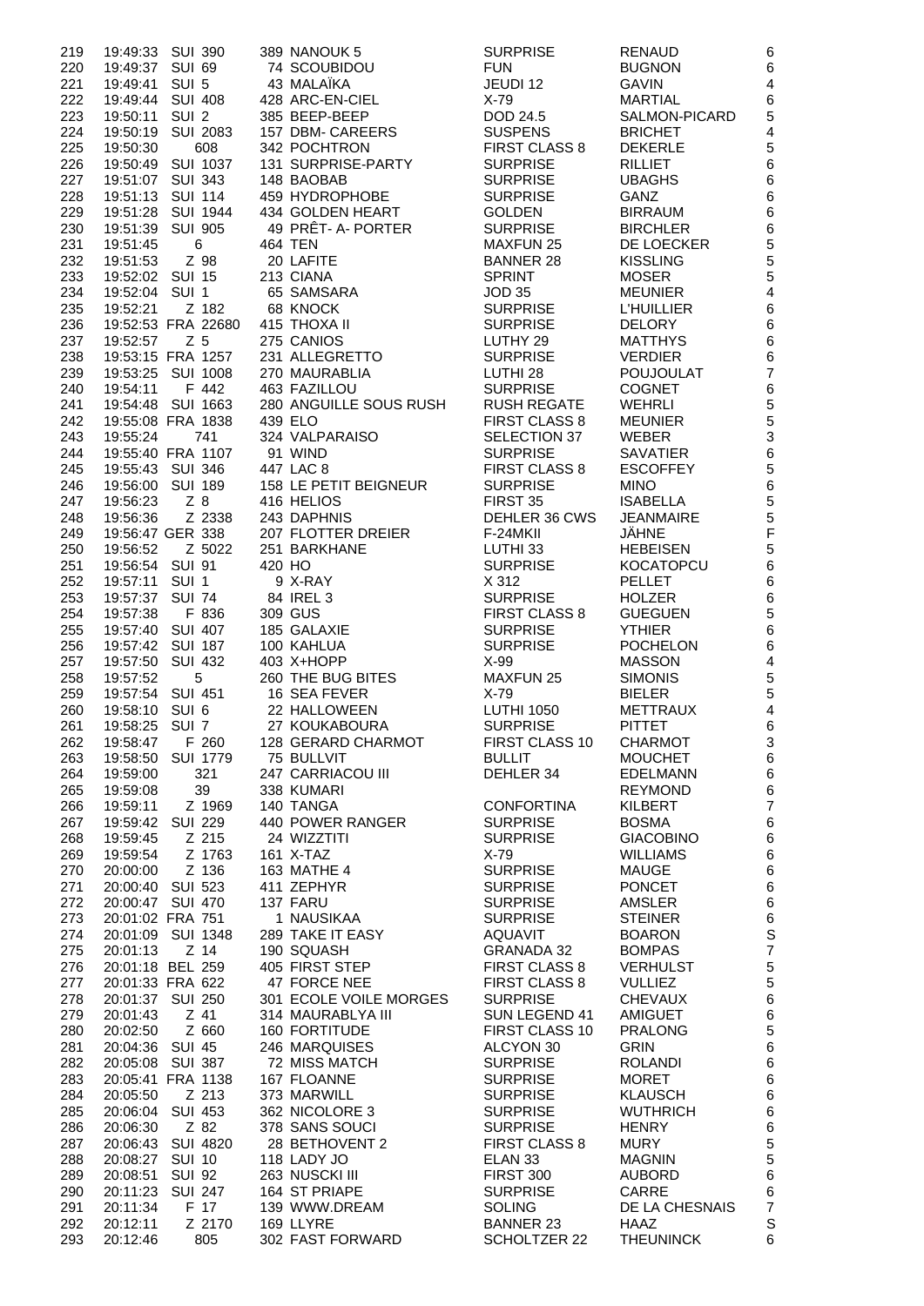| | | | | | | |
|---|---|---|---|---|---|---|
| 219 | 19:49:33 | SUI 390 | 389 NANOUK 5 | SURPRISE | RENAUD | 6 |
| 220 | 19:49:37 | SUI 69 | 74 SCOUBIDOU | FUN | BUGNON | 6 |
| 221 | 19:49:41 | SUI 5 | 43 MALAÏKA | JEUDI 12 | GAVIN | 4 |
| 222 | 19:49:44 | SUI 408 | 428 ARC-EN-CIEL | X-79 | MARTIAL | 6 |
| 223 | 19:50:11 | SUI 2 | 385 BEEP-BEEP | DOD 24.5 | SALMON-PICARD | 5 |
| 224 | 19:50:19 | SUI 2083 | 157 DBM- CAREERS | SUSPENS | BRICHET | 4 |
| 225 | 19:50:30 | 608 | 342 POCHTRON | FIRST CLASS 8 | DEKERLE | 5 |
| 226 | 19:50:49 | SUI 1037 | 131 SURPRISE-PARTY | SURPRISE | RILLIET | 6 |
| 227 | 19:51:07 | SUI 343 | 148 BAOBAB | SURPRISE | UBAGHS | 6 |
| 228 | 19:51:13 | SUI 114 | 459 HYDROPHOBE | SURPRISE | GANZ | 6 |
| 229 | 19:51:28 | SUI 1944 | 434 GOLDEN HEART | GOLDEN | BIRRAUM | 6 |
| 230 | 19:51:39 | SUI 905 | 49 PRÊT- A- PORTER | SURPRISE | BIRCHLER | 6 |
| 231 | 19:51:45 | 6 | 464 TEN | MAXFUN 25 | DE LOECKER | 5 |
| 232 | 19:51:53 | Z 98 | 20 LAFITE | BANNER 28 | KISSLING | 5 |
| 233 | 19:52:02 | SUI 15 | 213 CIANA | SPRINT | MOSER | 5 |
| 234 | 19:52:04 | SUI 1 | 65 SAMSARA | JOD 35 | MEUNIER | 4 |
| 235 | 19:52:21 | Z 182 | 68 KNOCK | SURPRISE | L'HUILLIER | 6 |
| 236 | 19:52:53 | FRA 22680 | 415 THOXA II | SURPRISE | DELORY | 6 |
| 237 | 19:52:57 | Z 5 | 275 CANIOS | LUTHY 29 | MATTHYS | 6 |
| 238 | 19:53:15 | FRA 1257 | 231 ALLEGRETTO | SURPRISE | VERDIER | 6 |
| 239 | 19:53:25 | SUI 1008 | 270 MAURABLIA | LUTHI 28 | POUJOULAT | 7 |
| 240 | 19:54:11 | F 442 | 463 FAZILLOU | SURPRISE | COGNET | 6 |
| 241 | 19:54:48 | SUI 1663 | 280 ANGUILLE SOUS RUSH | RUSH REGATE | WEHRLI | 5 |
| 242 | 19:55:08 | FRA 1838 | 439 ELO | FIRST CLASS 8 | MEUNIER | 5 |
| 243 | 19:55:24 | 741 | 324 VALPARAISO | SELECTION 37 | WEBER | 3 |
| 244 | 19:55:40 | FRA 1107 | 91 WIND | SURPRISE | SAVATIER | 6 |
| 245 | 19:55:43 | SUI 346 | 447 LAC 8 | FIRST CLASS 8 | ESCOFFEY | 5 |
| 246 | 19:56:00 | SUI 189 | 158 LE PETIT BEIGNEUR | SURPRISE | MINO | 6 |
| 247 | 19:56:23 | Z 8 | 416 HELIOS | FIRST 35 | ISABELLA | 5 |
| 248 | 19:56:36 | Z 2338 | 243 DAPHNIS | DEHLER 36 CWS | JEANMAIRE | 5 |
| 249 | 19:56:47 | GER 338 | 207 FLOTTER DREIER | F-24MKII | JÄHNE | F |
| 250 | 19:56:52 | Z 5022 | 251 BARKHANE | LUTHI 33 | HEBEISEN | 5 |
| 251 | 19:56:54 | SUI 91 | 420 HO | SURPRISE | KOCATOPCU | 6 |
| 252 | 19:57:11 | SUI 1 | 9 X-RAY | X 312 | PELLET | 6 |
| 253 | 19:57:37 | SUI 74 | 84 IREL 3 | SURPRISE | HOLZER | 6 |
| 254 | 19:57:38 | F 836 | 309 GUS | FIRST CLASS 8 | GUEGUEN | 5 |
| 255 | 19:57:40 | SUI 407 | 185 GALAXIE | SURPRISE | YTHIER | 6 |
| 256 | 19:57:42 | SUI 187 | 100 KAHLUA | SURPRISE | POCHELON | 6 |
| 257 | 19:57:50 | SUI 432 | 403 X+HOPP | X-99 | MASSON | 4 |
| 258 | 19:57:52 | 5 | 260 THE BUG BITES | MAXFUN 25 | SIMONIS | 5 |
| 259 | 19:57:54 | SUI 451 | 16 SEA FEVER | X-79 | BIELER | 5 |
| 260 | 19:58:10 | SUI 6 | 22 HALLOWEEN | LUTHI 1050 | METTRAUX | 4 |
| 261 | 19:58:25 | SUI 7 | 27 KOUKABOURA | SURPRISE | PITTET | 6 |
| 262 | 19:58:47 | F 260 | 128 GERARD CHARMOT | FIRST CLASS 10 | CHARMOT | 3 |
| 263 | 19:58:50 | SUI 1779 | 75 BULLVIT | BULLIT | MOUCHET | 6 |
| 264 | 19:59:00 | 321 | 247 CARRIACOU III | DEHLER 34 | EDELMANN | 6 |
| 265 | 19:59:08 | 39 | 338 KUMARI | | REYMOND | 6 |
| 266 | 19:59:11 | Z 1969 | 140 TANGA | CONFORTINA | KILBERT | 7 |
| 267 | 19:59:42 | SUI 229 | 440 POWER RANGER | SURPRISE | BOSMA | 6 |
| 268 | 19:59:45 | Z 215 | 24 WIZZTITI | SURPRISE | GIACOBINO | 6 |
| 269 | 19:59:54 | Z 1763 | 161 X-TAZ | X-79 | WILLIAMS | 6 |
| 270 | 20:00:00 | Z 136 | 163 MATHE 4 | SURPRISE | MAUGE | 6 |
| 271 | 20:00:40 | SUI 523 | 411 ZEPHYR | SURPRISE | PONCET | 6 |
| 272 | 20:00:47 | SUI 470 | 137 FARU | SURPRISE | AMSLER | 6 |
| 273 | 20:01:02 | FRA 751 | 1 NAUSIKAA | SURPRISE | STEINER | 6 |
| 274 | 20:01:09 | SUI 1348 | 289 TAKE IT EASY | AQUAVIT | BOARON | S |
| 275 | 20:01:13 | Z 14 | 190 SQUASH | GRANADA 32 | BOMPAS | 7 |
| 276 | 20:01:18 | BEL 259 | 405 FIRST STEP | FIRST CLASS 8 | VERHULST | 5 |
| 277 | 20:01:33 | FRA 622 | 47 FORCE NEE | FIRST CLASS 8 | VULLIEZ | 5 |
| 278 | 20:01:37 | SUI 250 | 301 ECOLE VOILE MORGES | SURPRISE | CHEVAUX | 6 |
| 279 | 20:01:43 | Z 41 | 314 MAURABLYA III | SUN LEGEND 41 | AMIGUET | 6 |
| 280 | 20:02:50 | Z 660 | 160 FORTITUDE | FIRST CLASS 10 | PRALONG | 5 |
| 281 | 20:04:36 | SUI 45 | 246 MARQUISES | ALCYON 30 | GRIN | 6 |
| 282 | 20:05:08 | SUI 387 | 72 MISS MATCH | SURPRISE | ROLANDI | 6 |
| 283 | 20:05:41 | FRA 1138 | 167 FLOANNE | SURPRISE | MORET | 6 |
| 284 | 20:05:50 | Z 213 | 373 MARWILL | SURPRISE | KLAUSCH | 6 |
| 285 | 20:06:04 | SUI 453 | 362 NICOLORE 3 | SURPRISE | WUTHRICH | 6 |
| 286 | 20:06:30 | Z 82 | 378 SANS SOUCI | SURPRISE | HENRY | 6 |
| 287 | 20:06:43 | SUI 4820 | 28 BETHOVENT 2 | FIRST CLASS 8 | MURY | 5 |
| 288 | 20:08:27 | SUI 10 | 118 LADY JO | ELAN 33 | MAGNIN | 5 |
| 289 | 20:08:51 | SUI 92 | 263 NUSCKI III | FIRST 300 | AUBORD | 6 |
| 290 | 20:11:23 | SUI 247 | 164 ST PRIAPE | SURPRISE | CARRE | 6 |
| 291 | 20:11:34 | F 17 | 139 WWW.DREAM | SOLING | DE LA CHESNAIS | 7 |
| 292 | 20:12:11 | Z 2170 | 169 LLYRE | BANNER 23 | HAAZ | S |
| 293 | 20:12:46 | 805 | 302 FAST FORWARD | SCHOLTZER 22 | THEUNINCK | 6 |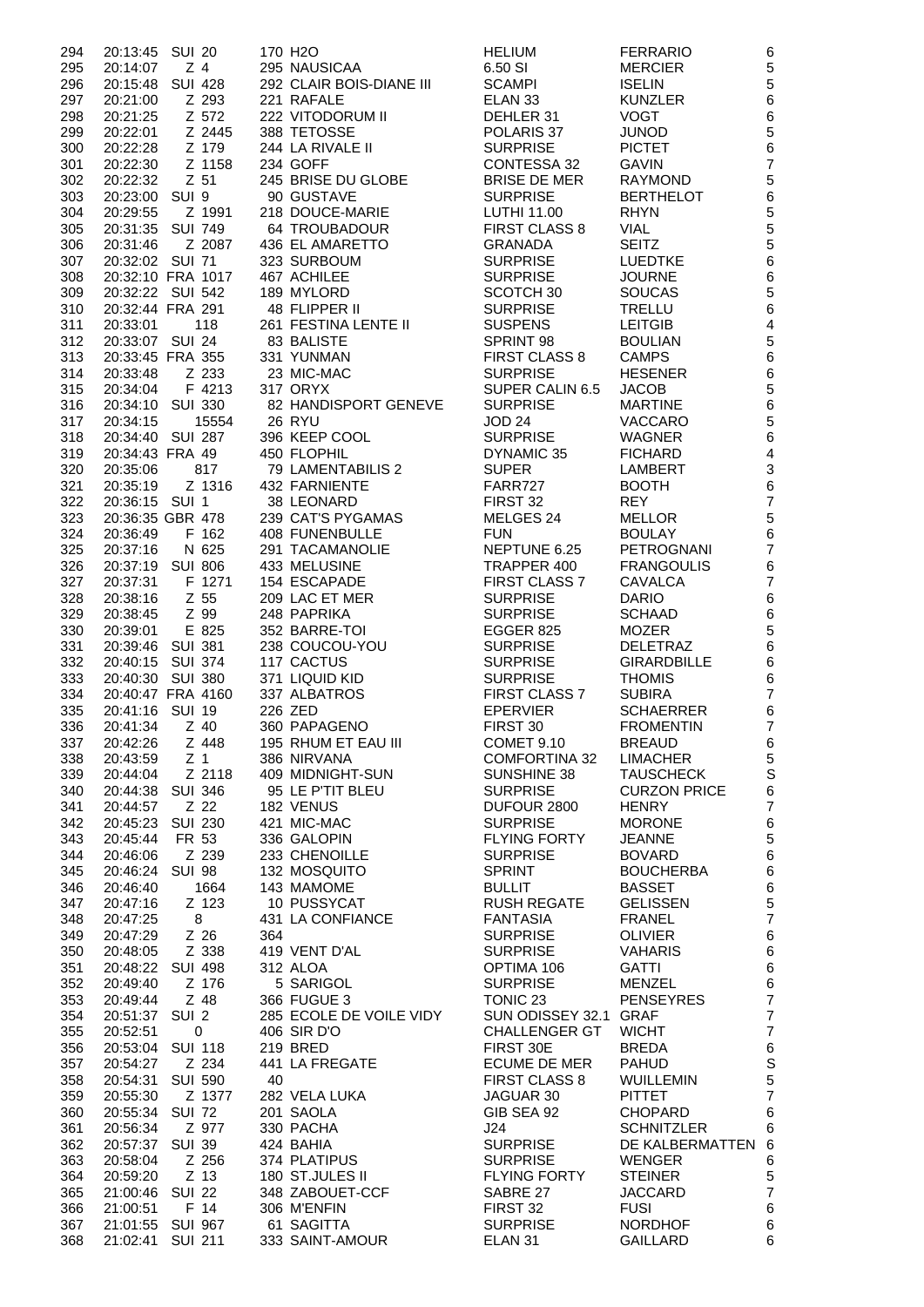| | | | | | | |
|---|---|---|---|---|---|---|
| 294 | 20:13:45 | SUI 20 | 170 H2O | HELIUM | FERRARIO | 6 |
| 295 | 20:14:07 | Z 4 | 295 NAUSICAA | 6.50 SI | MERCIER | 5 |
| 296 | 20:15:48 | SUI 428 | 292 CLAIR BOIS-DIANE III | SCAMPI | ISELIN | 5 |
| 297 | 20:21:00 | Z 293 | 221 RAFALE | ELAN 33 | KUNZLER | 6 |
| 298 | 20:21:25 | Z 572 | 222 VITODORUM II | DEHLER 31 | VOGT | 6 |
| 299 | 20:22:01 | Z 2445 | 388 TETOSSE | POLARIS 37 | JUNOD | 5 |
| 300 | 20:22:28 | Z 179 | 244 LA RIVALE II | SURPRISE | PICTET | 6 |
| 301 | 20:22:30 | Z 1158 | 234 GOFF | CONTESSA 32 | GAVIN | 7 |
| 302 | 20:22:32 | Z 51 | 245 BRISE DU GLOBE | BRISE DE MER | RAYMOND | 5 |
| 303 | 20:23:00 | SUI 9 | 90 GUSTAVE | SURPRISE | BERTHELOT | 6 |
| 304 | 20:29:55 | Z 1991 | 218 DOUCE-MARIE | LUTHI 11.00 | RHYN | 5 |
| 305 | 20:31:35 | SUI 749 | 64 TROUBADOUR | FIRST CLASS 8 | VIAL | 5 |
| 306 | 20:31:46 | Z 2087 | 436 EL AMARETTO | GRANADA | SEITZ | 5 |
| 307 | 20:32:02 | SUI 71 | 323 SURBOUM | SURPRISE | LUEDTKE | 6 |
| 308 | 20:32:10 | FRA 1017 | 467 ACHILEE | SURPRISE | JOURNE | 6 |
| 309 | 20:32:22 | SUI 542 | 189 MYLORD | SCOTCH 30 | SOUCAS | 5 |
| 310 | 20:32:44 | FRA 291 | 48 FLIPPER II | SURPRISE | TRELLU | 6 |
| 311 | 20:33:01 | 118 | 261 FESTINA LENTE II | SUSPENS | LEITGIB | 4 |
| 312 | 20:33:07 | SUI 24 | 83 BALISTE | SPRINT 98 | BOULIAN | 5 |
| 313 | 20:33:45 | FRA 355 | 331 YUNMAN | FIRST CLASS 8 | CAMPS | 6 |
| 314 | 20:33:48 | Z 233 | 23 MIC-MAC | SURPRISE | HESENER | 6 |
| 315 | 20:34:04 | F 4213 | 317 ORYX | SUPER CALIN 6.5 | JACOB | 5 |
| 316 | 20:34:10 | SUI 330 | 82 HANDISPORT GENEVE | SURPRISE | MARTINE | 6 |
| 317 | 20:34:15 | 15554 | 26 RYU | JOD 24 | VACCARO | 5 |
| 318 | 20:34:40 | SUI 287 | 396 KEEP COOL | SURPRISE | WAGNER | 6 |
| 319 | 20:34:43 | FRA 49 | 450 FLOPHIL | DYNAMIC 35 | FICHARD | 4 |
| 320 | 20:35:06 | 817 | 79 LAMENTABILIS 2 | SUPER | LAMBERT | 3 |
| 321 | 20:35:19 | Z 1316 | 432 FARNIENTE | FARR727 | BOOTH | 6 |
| 322 | 20:36:15 | SUI 1 | 38 LEONARD | FIRST 32 | REY | 7 |
| 323 | 20:36:35 | GBR 478 | 239 CAT'S PYGAMAS | MELGES 24 | MELLOR | 5 |
| 324 | 20:36:49 | F 162 | 408 FUNENBULLE | FUN | BOULAY | 6 |
| 325 | 20:37:16 | N 625 | 291 TACAMANOLIE | NEPTUNE 6.25 | PETROGNANI | 7 |
| 326 | 20:37:19 | SUI 806 | 433 MELUSINE | TRAPPER 400 | FRANGOULIS | 6 |
| 327 | 20:37:31 | F 1271 | 154 ESCAPADE | FIRST CLASS 7 | CAVALCA | 7 |
| 328 | 20:38:16 | Z 55 | 209 LAC ET MER | SURPRISE | DARIO | 6 |
| 329 | 20:38:45 | Z 99 | 248 PAPRIKA | SURPRISE | SCHAAD | 6 |
| 330 | 20:39:01 | E 825 | 352 BARRE-TOI | EGGER 825 | MOZER | 5 |
| 331 | 20:39:46 | SUI 381 | 238 COUCOU-YOU | SURPRISE | DELETRAZ | 6 |
| 332 | 20:40:15 | SUI 374 | 117 CACTUS | SURPRISE | GIRARDBILLE | 6 |
| 333 | 20:40:30 | SUI 380 | 371 LIQUID KID | SURPRISE | THOMIS | 6 |
| 334 | 20:40:47 | FRA 4160 | 337 ALBATROS | FIRST CLASS 7 | SUBIRA | 7 |
| 335 | 20:41:16 | SUI 19 | 226 ZED | EPERVIER | SCHAERRER | 6 |
| 336 | 20:41:34 | Z 40 | 360 PAPAGENO | FIRST 30 | FROMENTIN | 7 |
| 337 | 20:42:26 | Z 448 | 195 RHUM ET EAU III | COMET 9.10 | BREAUD | 6 |
| 338 | 20:43:59 | Z 1 | 386 NIRVANA | COMFORTINA 32 | LIMACHER | 5 |
| 339 | 20:44:04 | Z 2118 | 409 MIDNIGHT-SUN | SUNSHINE 38 | TAUSCHECK | S |
| 340 | 20:44:38 | SUI 346 | 95 LE P'TIT BLEU | SURPRISE | CURZON PRICE | 6 |
| 341 | 20:44:57 | Z 22 | 182 VENUS | DUFOUR 2800 | HENRY | 7 |
| 342 | 20:45:23 | SUI 230 | 421 MIC-MAC | SURPRISE | MORONE | 6 |
| 343 | 20:45:44 | FR 53 | 336 GALOPIN | FLYING FORTY | JEANNE | 5 |
| 344 | 20:46:06 | Z 239 | 233 CHENOILLE | SURPRISE | BOVARD | 6 |
| 345 | 20:46:24 | SUI 98 | 132 MOSQUITO | SPRINT | BOUCHERBA | 6 |
| 346 | 20:46:40 | 1664 | 143 MAMOME | BULLIT | BASSET | 6 |
| 347 | 20:47:16 | Z 123 | 10 PUSSYCAT | RUSH REGATE | GELISSEN | 5 |
| 348 | 20:47:25 | 8 | 431 LA CONFIANCE | FANTASIA | FRANEL | 7 |
| 349 | 20:47:29 | Z 26 | 364 | SURPRISE | OLIVIER | 6 |
| 350 | 20:48:05 | Z 338 | 419 VENT D'AL | SURPRISE | VAHARIS | 6 |
| 351 | 20:48:22 | SUI 498 | 312 ALOA | OPTIMA 106 | GATTI | 6 |
| 352 | 20:49:40 | Z 176 | 5 SARIGOL | SURPRISE | MENZEL | 6 |
| 353 | 20:49:44 | Z 48 | 366 FUGUE 3 | TONIC 23 | PENSEYRES | 7 |
| 354 | 20:51:37 | SUI 2 | 285 ECOLE DE VOILE VIDY | SUN ODISSEY 32.1 | GRAF | 7 |
| 355 | 20:52:51 | 0 | 406 SIR D'O | CHALLENGER GT | WICHT | 7 |
| 356 | 20:53:04 | SUI 118 | 219 BRED | FIRST 30E | BREDA | 6 |
| 357 | 20:54:27 | Z 234 | 441 LA FREGATE | ECUME DE MER | PAHUD | S |
| 358 | 20:54:31 | SUI 590 | 40 | FIRST CLASS 8 | WUILLEMIN | 5 |
| 359 | 20:55:30 | Z 1377 | 282 VELA LUKA | JAGUAR 30 | PITTET | 7 |
| 360 | 20:55:34 | SUI 72 | 201 SAOLA | GIB SEA 92 | CHOPARD | 6 |
| 361 | 20:56:34 | Z 977 | 330 PACHA | J24 | SCHNITZLER | 6 |
| 362 | 20:57:37 | SUI 39 | 424 BAHIA | SURPRISE | DE KALBERMATTEN | 6 |
| 363 | 20:58:04 | Z 256 | 374 PLATIPUS | SURPRISE | WENGER | 6 |
| 364 | 20:59:20 | Z 13 | 180 ST.JULES II | FLYING FORTY | STEINER | 5 |
| 365 | 21:00:46 | SUI 22 | 348 ZABOUET-CCF | SABRE 27 | JACCARD | 7 |
| 366 | 21:00:51 | F 14 | 306 M'ENFIN | FIRST 32 | FUSI | 6 |
| 367 | 21:01:55 | SUI 967 | 61 SAGITTA | SURPRISE | NORDHOF | 6 |
| 368 | 21:02:41 | SUI 211 | 333 SAINT-AMOUR | ELAN 31 | GAILLARD | 6 |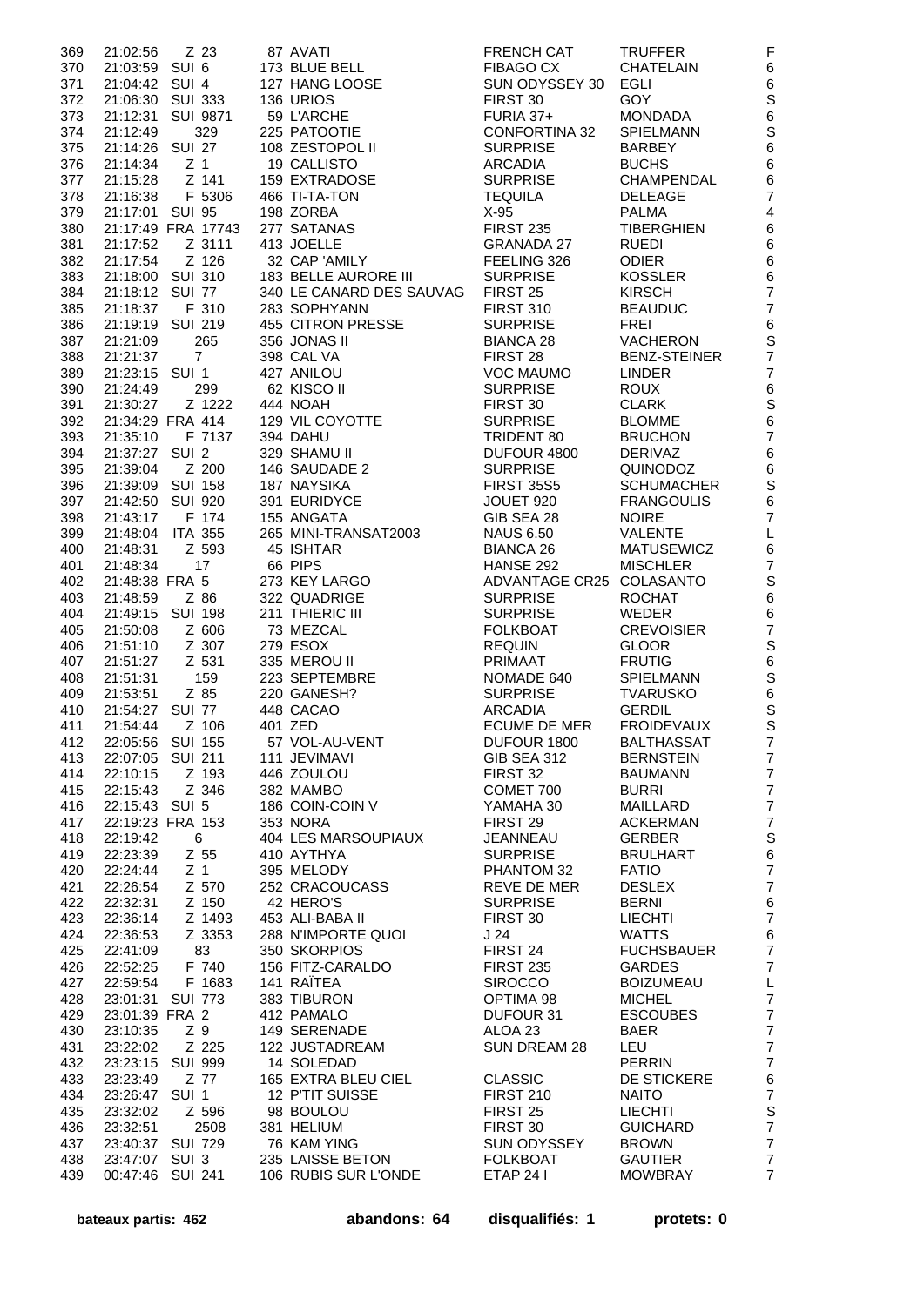| | | | | | | | |
|---|---|---|---|---|---|---|---|
| 369 | 21:02:56 | Z 23 | 87 AVATI | FRENCH CAT | TRUFFER | F |
| 370 | 21:03:59 | SUI 6 | 173 BLUE BELL | FIBAGO CX | CHATELAIN | 6 |
| 371 | 21:04:42 | SUI 4 | 127 HANG LOOSE | SUN ODYSSEY 30 | EGLI | 6 |
| 372 | 21:06:30 | SUI 333 | 136 URIOS | FIRST 30 | GOY | S |
| 373 | 21:12:31 | SUI 9871 | 59 L'ARCHE | FURIA 37+ | MONDADA | 6 |
| 374 | 21:12:49 | 329 | 225 PATOOTIE | CONFORTINA 32 | SPIELMANN | S |
| 375 | 21:14:26 | SUI 27 | 108 ZESTOPOL II | SURPRISE | BARBEY | 6 |
| 376 | 21:14:34 | Z 1 | 19 CALLISTO | ARCADIA | BUCHS | 6 |
| 377 | 21:15:28 | Z 141 | 159 EXTRADOSE | SURPRISE | CHAMPENDAL | 6 |
| 378 | 21:16:38 | F 5306 | 466 TI-TA-TON | TEQUILA | DELEAGE | 7 |
| 379 | 21:17:01 | SUI 95 | 198 ZORBA | X-95 | PALMA | 4 |
| 380 | 21:17:49 | FRA 17743 | 277 SATANAS | FIRST 235 | TIBERGHIEN | 6 |
| 381 | 21:17:52 | Z 3111 | 413 JOELLE | GRANADA 27 | RUEDI | 6 |
| 382 | 21:17:54 | Z 126 | 32 CAP 'AMILY | FEELING 326 | ODIER | 6 |
| 383 | 21:18:00 | SUI 310 | 183 BELLE AURORE III | SURPRISE | KOSSLER | 6 |
| 384 | 21:18:12 | SUI 77 | 340 LE CANARD DES SAUVAG | FIRST 25 | KIRSCH | 7 |
| 385 | 21:18:37 | F 310 | 283 SOPHYANN | FIRST 310 | BEAUDUC | 7 |
| 386 | 21:19:19 | SUI 219 | 455 CITRON PRESSE | SURPRISE | FREI | 6 |
| 387 | 21:21:09 | 265 | 356 JONAS II | BIANCA 28 | VACHERON | S |
| 388 | 21:21:37 | 7 | 398 CAL VA | FIRST 28 | BENZ-STEINER | 7 |
| 389 | 21:23:15 | SUI 1 | 427 ANILOU | VOC MAUMO | LINDER | 7 |
| 390 | 21:24:49 | 299 | 62 KISCO II | SURPRISE | ROUX | 6 |
| 391 | 21:30:27 | Z 1222 | 444 NOAH | FIRST 30 | CLARK | S |
| 392 | 21:34:29 | FRA 414 | 129 VIL COYOTTE | SURPRISE | BLOMME | 6 |
| 393 | 21:35:10 | F 7137 | 394 DAHU | TRIDENT 80 | BRUCHON | 7 |
| 394 | 21:37:27 | SUI 2 | 329 SHAMU II | DUFOUR 4800 | DERIVAZ | 6 |
| 395 | 21:39:04 | Z 200 | 146 SAUDADE 2 | SURPRISE | QUINODOZ | 6 |
| 396 | 21:39:09 | SUI 158 | 187 NAYSIKA | FIRST 35S5 | SCHUMACHER | S |
| 397 | 21:42:50 | SUI 920 | 391 EURIDYCE | JOUET 920 | FRANGOULIS | 6 |
| 398 | 21:43:17 | F 174 | 155 ANGATA | GIB SEA 28 | NOIRE | 7 |
| 399 | 21:48:04 | ITA 355 | 265 MINI-TRANSAT2003 | NAUS 6.50 | VALENTE | L |
| 400 | 21:48:31 | Z 593 | 45 ISHTAR | BIANCA 26 | MATUSEWICZ | 6 |
| 401 | 21:48:34 | 17 | 66 PIPS | HANSE 292 | MISCHLER | 7 |
| 402 | 21:48:38 | FRA 5 | 273 KEY LARGO | ADVANTAGE CR25 | COLASANTO | S |
| 403 | 21:48:59 | Z 86 | 322 QUADRIGE | SURPRISE | ROCHAT | 6 |
| 404 | 21:49:15 | SUI 198 | 211 THIERIC III | SURPRISE | WEDER | 6 |
| 405 | 21:50:08 | Z 606 | 73 MEZCAL | FOLKBOAT | CREVOISIER | 7 |
| 406 | 21:51:10 | Z 307 | 279 ESOX | REQUIN | GLOOR | S |
| 407 | 21:51:27 | Z 531 | 335 MEROU II | PRIMAAT | FRUTIG | 6 |
| 408 | 21:51:31 | 159 | 223 SEPTEMBRE | NOMADE 640 | SPIELMANN | S |
| 409 | 21:53:51 | Z 85 | 220 GANESH? | SURPRISE | TVARUSKO | 6 |
| 410 | 21:54:27 | SUI 77 | 448 CACAO | ARCADIA | GERDIL | S |
| 411 | 21:54:44 | Z 106 | 401 ZED | ECUME DE MER | FROIDEVAUX | S |
| 412 | 22:05:56 | SUI 155 | 57 VOL-AU-VENT | DUFOUR 1800 | BALTHASSAT | 7 |
| 413 | 22:07:05 | SUI 211 | 111 JEVIMAVI | GIB SEA 312 | BERNSTEIN | 7 |
| 414 | 22:10:15 | Z 193 | 446 ZOULOU | FIRST 32 | BAUMANN | 7 |
| 415 | 22:15:43 | Z 346 | 382 MAMBO | COMET 700 | BURRI | 7 |
| 416 | 22:15:43 | SUI 5 | 186 COIN-COIN V | YAMAHA 30 | MAILLARD | 7 |
| 417 | 22:19:23 | FRA 153 | 353 NORA | FIRST 29 | ACKERMAN | 7 |
| 418 | 22:19:42 | 6 | 404 LES MARSOUPIAUX | JEANNEAU | GERBER | S |
| 419 | 22:23:39 | Z 55 | 410 AYTHYA | SURPRISE | BRULHART | 6 |
| 420 | 22:24:44 | Z 1 | 395 MELODY | PHANTOM 32 | FATIO | 7 |
| 421 | 22:26:54 | Z 570 | 252 CRACOUCASS | REVE DE MER | DESLEX | 7 |
| 422 | 22:32:31 | Z 150 | 42 HERO'S | SURPRISE | BERNI | 6 |
| 423 | 22:36:14 | Z 1493 | 453 ALI-BABA II | FIRST 30 | LIECHTI | 7 |
| 424 | 22:36:53 | Z 3353 | 288 N'IMPORTE QUOI | J 24 | WATTS | 6 |
| 425 | 22:41:09 | 83 | 350 SKORPIOS | FIRST 24 | FUCHSBAUER | 7 |
| 426 | 22:52:25 | F 740 | 156 FITZ-CARALDO | FIRST 235 | GARDES | 7 |
| 427 | 22:59:54 | F 1683 | 141 RAÏTEA | SIROCCO | BOIZUMEAU | L |
| 428 | 23:01:31 | SUI 773 | 383 TIBURON | OPTIMA 98 | MICHEL | 7 |
| 429 | 23:01:39 | FRA 2 | 412 PAMALO | DUFOUR 31 | ESCOUBES | 7 |
| 430 | 23:10:35 | Z 9 | 149 SERENADE | ALOA 23 | BAER | 7 |
| 431 | 23:22:02 | Z 225 | 122 JUSTADREAM | SUN DREAM 28 | LEU | 7 |
| 432 | 23:23:15 | SUI 999 | 14 SOLEDAD | | PERRIN | 7 |
| 433 | 23:23:49 | Z 77 | 165 EXTRA BLEU CIEL | CLASSIC | DE STICKERE | 6 |
| 434 | 23:26:47 | SUI 1 | 12 P'TIT SUISSE | FIRST 210 | NAITO | 7 |
| 435 | 23:32:02 | Z 596 | 98 BOULOU | FIRST 25 | LIECHTI | S |
| 436 | 23:32:51 | 2508 | 381 HELIUM | FIRST 30 | GUICHARD | 7 |
| 437 | 23:40:37 | SUI 729 | 76 KAM YING | SUN ODYSSEY | BROWN | 7 |
| 438 | 23:47:07 | SUI 3 | 235 LAISSE BETON | FOLKBOAT | GAUTIER | 7 |
| 439 | 00:47:46 | SUI 241 | 106 RUBIS SUR L'ONDE | ETAP 24 I | MOWBRAY | 7 |

**bateaux partis: 462** **abandons: 64** **disqualifiés: 1** **protets: 0**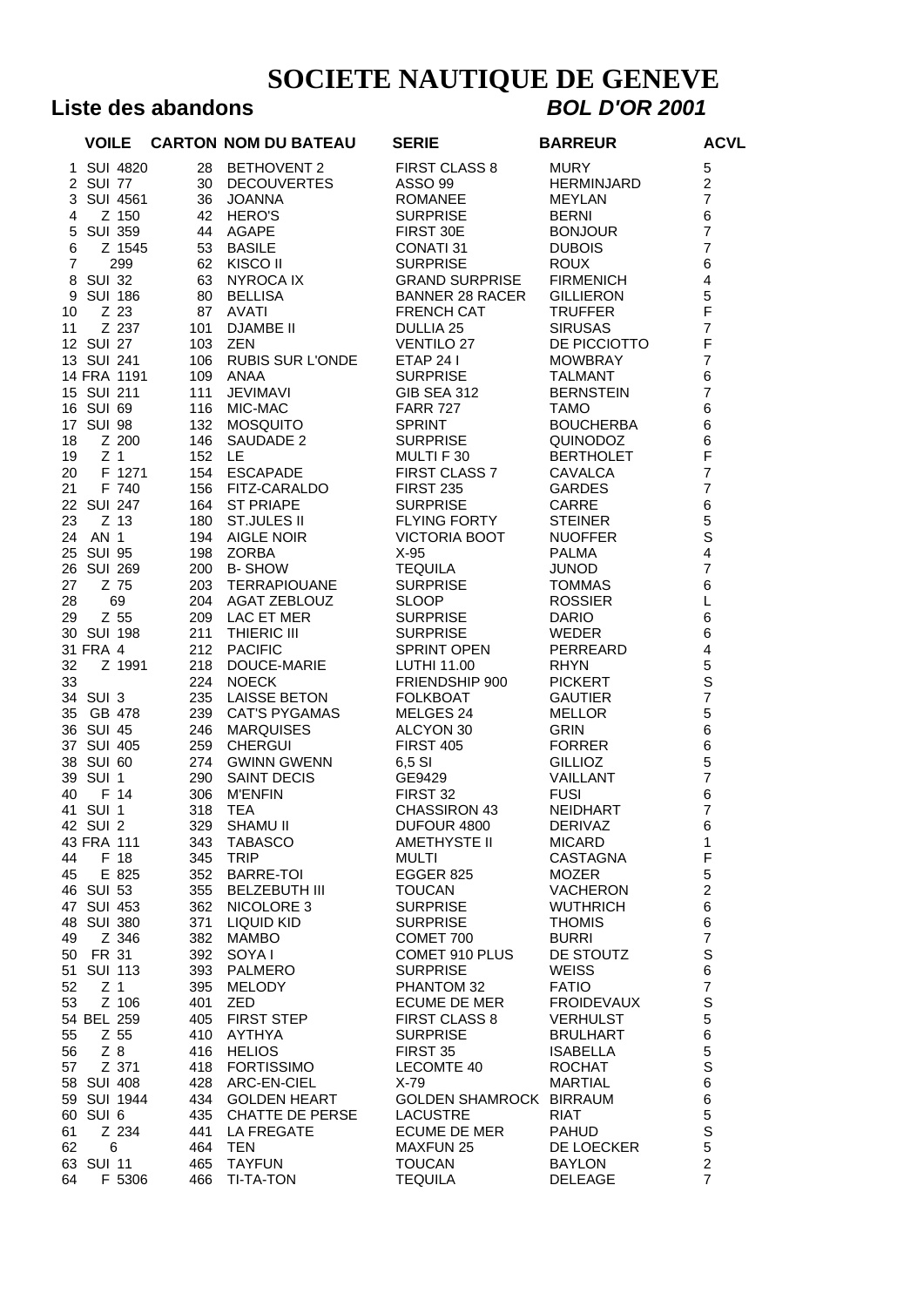# SOCIETE NAUTIQUE DE GENEVE

**Liste des abandons** ***BOL D'OR 2001***

| | VOILE | CARTON | NOM DU BATEAU | SERIE | BARREUR | ACVL |
|---|---|---|---|---|---|---|
| 1 | SUI 4820 | 28 | BETHOVENT 2 | FIRST CLASS 8 | MURY | 5 |
| 2 | SUI 77 | 30 | DECOUVERTES | ASSO 99 | HERMINJARD | 2 |
| 3 | SUI 4561 | 36 | JOANNA | ROMANEE | MEYLAN | 7 |
| 4 | Z 150 | 42 | HERO'S | SURPRISE | BERNI | 6 |
| 5 | SUI 359 | 44 | AGAPE | FIRST 30E | BONJOUR | 7 |
| 6 | Z 1545 | 53 | BASILE | CONATI 31 | DUBOIS | 7 |
| 7 | 299 | 62 | KISCO II | SURPRISE | ROUX | 6 |
| 8 | SUI 32 | 63 | NYROCA IX | GRAND SURPRISE | FIRMENICH | 4 |
| 9 | SUI 186 | 80 | BELLISA | BANNER 28 RACER | GILLIERON | 5 |
| 10 | Z 23 | 87 | AVATI | FRENCH CAT | TRUFFER | F |
| 11 | Z 237 | 101 | DJAMBE II | DULLIA 25 | SIRUSAS | 7 |
| 12 | SUI 27 | 103 | ZEN | VENTILO 27 | DE PICCIOTTO | F |
| 13 | SUI 241 | 106 | RUBIS SUR L'ONDE | ETAP 24 I | MOWBRAY | 7 |
| 14 | FRA 1191 | 109 | ANAA | SURPRISE | TALMANT | 6 |
| 15 | SUI 211 | 111 | JEVIMAVI | GIB SEA 312 | BERNSTEIN | 7 |
| 16 | SUI 69 | 116 | MIC-MAC | FARR 727 | TAMO | 6 |
| 17 | SUI 98 | 132 | MOSQUITO | SPRINT | BOUCHERBA | 6 |
| 18 | Z 200 | 146 | SAUDADE 2 | SURPRISE | QUINODOZ | 6 |
| 19 | Z 1 | 152 | LE | MULTI F 30 | BERTHOLET | F |
| 20 | F 1271 | 154 | ESCAPADE | FIRST CLASS 7 | CAVALCA | 7 |
| 21 | F 740 | 156 | FITZ-CARALDO | FIRST 235 | GARDES | 7 |
| 22 | SUI 247 | 164 | ST PRIAPE | SURPRISE | CARRE | 6 |
| 23 | Z 13 | 180 | ST.JULES II | FLYING FORTY | STEINER | 5 |
| 24 | AN 1 | 194 | AIGLE NOIR | VICTORIA BOOT | NUOFFER | S |
| 25 | SUI 95 | 198 | ZORBA | X-95 | PALMA | 4 |
| 26 | SUI 269 | 200 | B- SHOW | TEQUILA | JUNOD | 7 |
| 27 | Z 75 | 203 | TERRAPIOUANE | SURPRISE | TOMMAS | 6 |
| 28 | 69 | 204 | AGAT ZEBLOUZ | SLOOP | ROSSIER | L |
| 29 | Z 55 | 209 | LAC ET MER | SURPRISE | DARIO | 6 |
| 30 | SUI 198 | 211 | THIERIC III | SURPRISE | WEDER | 6 |
| 31 | FRA 4 | 212 | PACIFIC | SPRINT OPEN | PERREARD | 4 |
| 32 | Z 1991 | 218 | DOUCE-MARIE | LUTHI 11.00 | RHYN | 5 |
| 33 | | 224 | NOECK | FRIENDSHIP 900 | PICKERT | S |
| 34 | SUI 3 | 235 | LAISSE BETON | FOLKBOAT | GAUTIER | 7 |
| 35 | GB 478 | 239 | CAT'S PYGAMAS | MELGES 24 | MELLOR | 5 |
| 36 | SUI 45 | 246 | MARQUISES | ALCYON 30 | GRIN | 6 |
| 37 | SUI 405 | 259 | CHERGUI | FIRST 405 | FORRER | 6 |
| 38 | SUI 60 | 274 | GWINN GWENN | 6,5 SI | GILLIOZ | 5 |
| 39 | SUI 1 | 290 | SAINT DECIS | GE9429 | VAILLANT | 7 |
| 40 | F 14 | 306 | M'ENFIN | FIRST 32 | FUSI | 6 |
| 41 | SUI 1 | 318 | TEA | CHASSIRON 43 | NEIDHART | 7 |
| 42 | SUI 2 | 329 | SHAMU II | DUFOUR 4800 | DERIVAZ | 6 |
| 43 | FRA 111 | 343 | TABASCO | AMETHYSTE II | MICARD | 1 |
| 44 | F 18 | 345 | TRIP | MULTI | CASTAGNA | F |
| 45 | E 825 | 352 | BARRE-TOI | EGGER 825 | MOZER | 5 |
| 46 | SUI 53 | 355 | BELZEBUTH III | TOUCAN | VACHERON | 2 |
| 47 | SUI 453 | 362 | NICOLORE 3 | SURPRISE | WUTHRICH | 6 |
| 48 | SUI 380 | 371 | LIQUID KID | SURPRISE | THOMIS | 6 |
| 49 | Z 346 | 382 | MAMBO | COMET 700 | BURRI | 7 |
| 50 | FR 31 | 392 | SOYA I | COMET 910 PLUS | DE STOUTZ | S |
| 51 | SUI 113 | 393 | PALMERO | SURPRISE | WEISS | 6 |
| 52 | Z 1 | 395 | MELODY | PHANTOM 32 | FATIO | 7 |
| 53 | Z 106 | 401 | ZED | ECUME DE MER | FROIDEVAUX | S |
| 54 | BEL 259 | 405 | FIRST STEP | FIRST CLASS 8 | VERHULST | 5 |
| 55 | Z 55 | 410 | AYTHYA | SURPRISE | BRULHART | 6 |
| 56 | Z 8 | 416 | HELIOS | FIRST 35 | ISABELLA | 5 |
| 57 | Z 371 | 418 | FORTISSIMO | LECOMTE 40 | ROCHAT | S |
| 58 | SUI 408 | 428 | ARC-EN-CIEL | X-79 | MARTIAL | 6 |
| 59 | SUI 1944 | 434 | GOLDEN HEART | GOLDEN SHAMROCK | BIRRAUM | 6 |
| 60 | SUI 6 | 435 | CHATTE DE PERSE | LACUSTRE | RIAT | 5 |
| 61 | Z 234 | 441 | LA FREGATE | ECUME DE MER | PAHUD | S |
| 62 | 6 | 464 | TEN | MAXFUN 25 | DE LOECKER | 5 |
| 63 | SUI 11 | 465 | TAYFUN | TOUCAN | BAYLON | 2 |
| 64 | F 5306 | 466 | TI-TA-TON | TEQUILA | DELEAGE | 7 |